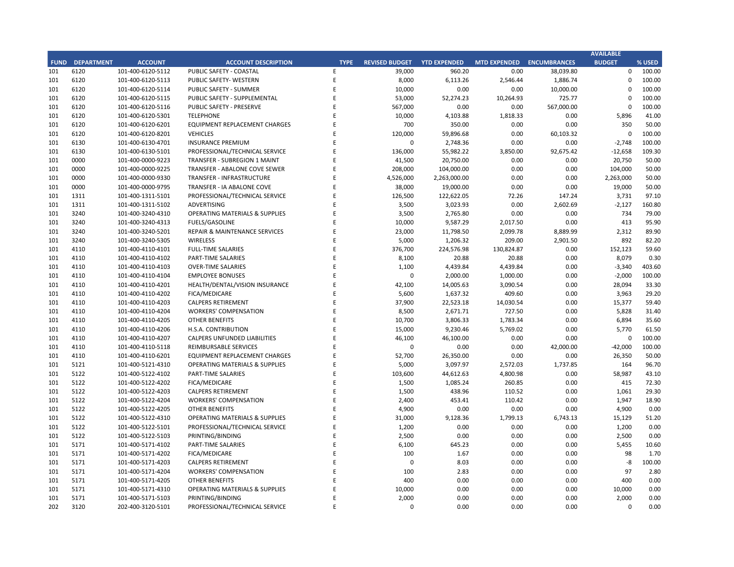| FUND | DEPARTMENT | ACCOUNT | ACCOUNT DESCRIPTION | TYPE | REVISED BUDGET | YTD EXPENDED | MTD EXPENDED | ENCUMBRANCES | AVAILABLE BUDGET | % USED |
|---|---|---|---|---|---|---|---|---|---|---|
| 101 | 6120 | 101-400-6120-5112 | PUBLIC SAFETY - COASTAL | E | 39,000 | 960.20 | 0.00 | 38,039.80 | 0 | 100.00 |
| 101 | 6120 | 101-400-6120-5113 | PUBLIC SAFETY- WESTERN | E | 8,000 | 6,113.26 | 2,546.44 | 1,886.74 | 0 | 100.00 |
| 101 | 6120 | 101-400-6120-5114 | PUBLIC SAFETY - SUMMER | E | 10,000 | 0.00 | 0.00 | 10,000.00 | 0 | 100.00 |
| 101 | 6120 | 101-400-6120-5115 | PUBLIC SAFETY - SUPPLEMENTAL | E | 53,000 | 52,274.23 | 10,264.93 | 725.77 | 0 | 100.00 |
| 101 | 6120 | 101-400-6120-5116 | PUBLIC SAFETY - PRESERVE | E | 567,000 | 0.00 | 0.00 | 567,000.00 | 0 | 100.00 |
| 101 | 6120 | 101-400-6120-5301 | TELEPHONE | E | 10,000 | 4,103.88 | 1,818.33 | 0.00 | 5,896 | 41.00 |
| 101 | 6120 | 101-400-6120-6201 | EQUIPMENT REPLACEMENT CHARGES | E | 700 | 350.00 | 0.00 | 0.00 | 350 | 50.00 |
| 101 | 6120 | 101-400-6120-8201 | VEHICLES | E | 120,000 | 59,896.68 | 0.00 | 60,103.32 | 0 | 100.00 |
| 101 | 6130 | 101-400-6130-4701 | INSURANCE PREMIUM | E | 0 | 2,748.36 | 0.00 | 0.00 | -2,748 | 100.00 |
| 101 | 6130 | 101-400-6130-5101 | PROFESSIONAL/TECHNICAL SERVICE | E | 136,000 | 55,982.22 | 3,850.00 | 92,675.42 | -12,658 | 109.30 |
| 101 | 0000 | 101-400-0000-9223 | TRANSFER - SUBREGION 1 MAINT | E | 41,500 | 20,750.00 | 0.00 | 0.00 | 20,750 | 50.00 |
| 101 | 0000 | 101-400-0000-9225 | TRANSFER - ABALONE COVE SEWER | E | 208,000 | 104,000.00 | 0.00 | 0.00 | 104,000 | 50.00 |
| 101 | 0000 | 101-400-0000-9330 | TRANSFER - INFRASTRUCTURE | E | 4,526,000 | 2,263,000.00 | 0.00 | 0.00 | 2,263,000 | 50.00 |
| 101 | 0000 | 101-400-0000-9795 | TRANSFER - IA ABALONE COVE | E | 38,000 | 19,000.00 | 0.00 | 0.00 | 19,000 | 50.00 |
| 101 | 1311 | 101-400-1311-5101 | PROFESSIONAL/TECHNICAL SERVICE | E | 126,500 | 122,622.05 | 72.26 | 147.24 | 3,731 | 97.10 |
| 101 | 1311 | 101-400-1311-5102 | ADVERTISING | E | 3,500 | 3,023.93 | 0.00 | 2,602.69 | -2,127 | 160.80 |
| 101 | 3240 | 101-400-3240-4310 | OPERATING MATERIALS & SUPPLIES | E | 3,500 | 2,765.80 | 0.00 | 0.00 | 734 | 79.00 |
| 101 | 3240 | 101-400-3240-4313 | FUELS/GASOLINE | E | 10,000 | 9,587.29 | 2,017.50 | 0.00 | 413 | 95.90 |
| 101 | 3240 | 101-400-3240-5201 | REPAIR & MAINTENANCE SERVICES | E | 23,000 | 11,798.50 | 2,099.78 | 8,889.99 | 2,312 | 89.90 |
| 101 | 3240 | 101-400-3240-5305 | WIRELESS | E | 5,000 | 1,206.32 | 209.00 | 2,901.50 | 892 | 82.20 |
| 101 | 4110 | 101-400-4110-4101 | FULL-TIME SALARIES | E | 376,700 | 224,576.98 | 130,824.87 | 0.00 | 152,123 | 59.60 |
| 101 | 4110 | 101-400-4110-4102 | PART-TIME SALARIES | E | 8,100 | 20.88 | 20.88 | 0.00 | 8,079 | 0.30 |
| 101 | 4110 | 101-400-4110-4103 | OVER-TIME SALARIES | E | 1,100 | 4,439.84 | 4,439.84 | 0.00 | -3,340 | 403.60 |
| 101 | 4110 | 101-400-4110-4104 | EMPLOYEE BONUSES | E | 0 | 2,000.00 | 1,000.00 | 0.00 | -2,000 | 100.00 |
| 101 | 4110 | 101-400-4110-4201 | HEALTH/DENTAL/VISION INSURANCE | E | 42,100 | 14,005.63 | 3,090.54 | 0.00 | 28,094 | 33.30 |
| 101 | 4110 | 101-400-4110-4202 | FICA/MEDICARE | E | 5,600 | 1,637.32 | 409.60 | 0.00 | 3,963 | 29.20 |
| 101 | 4110 | 101-400-4110-4203 | CALPERS RETIREMENT | E | 37,900 | 22,523.18 | 14,030.54 | 0.00 | 15,377 | 59.40 |
| 101 | 4110 | 101-400-4110-4204 | WORKERS' COMPENSATION | E | 8,500 | 2,671.71 | 727.50 | 0.00 | 5,828 | 31.40 |
| 101 | 4110 | 101-400-4110-4205 | OTHER BENEFITS | E | 10,700 | 3,806.33 | 1,783.34 | 0.00 | 6,894 | 35.60 |
| 101 | 4110 | 101-400-4110-4206 | H.S.A. CONTRIBUTION | E | 15,000 | 9,230.46 | 5,769.02 | 0.00 | 5,770 | 61.50 |
| 101 | 4110 | 101-400-4110-4207 | CALPERS UNFUNDED LIABILITIES | E | 46,100 | 46,100.00 | 0.00 | 0.00 | 0 | 100.00 |
| 101 | 4110 | 101-400-4110-5118 | REIMBURSABLE SERVICES | E | 0 | 0.00 | 0.00 | 42,000.00 | -42,000 | 100.00 |
| 101 | 4110 | 101-400-4110-6201 | EQUIPMENT REPLACEMENT CHARGES | E | 52,700 | 26,350.00 | 0.00 | 0.00 | 26,350 | 50.00 |
| 101 | 5121 | 101-400-5121-4310 | OPERATING MATERIALS & SUPPLIES | E | 5,000 | 3,097.97 | 2,572.03 | 1,737.85 | 164 | 96.70 |
| 101 | 5122 | 101-400-5122-4102 | PART-TIME SALARIES | E | 103,600 | 44,612.63 | 4,800.98 | 0.00 | 58,987 | 43.10 |
| 101 | 5122 | 101-400-5122-4202 | FICA/MEDICARE | E | 1,500 | 1,085.24 | 260.85 | 0.00 | 415 | 72.30 |
| 101 | 5122 | 101-400-5122-4203 | CALPERS RETIREMENT | E | 1,500 | 438.96 | 110.52 | 0.00 | 1,061 | 29.30 |
| 101 | 5122 | 101-400-5122-4204 | WORKERS' COMPENSATION | E | 2,400 | 453.41 | 110.42 | 0.00 | 1,947 | 18.90 |
| 101 | 5122 | 101-400-5122-4205 | OTHER BENEFITS | E | 4,900 | 0.00 | 0.00 | 0.00 | 4,900 | 0.00 |
| 101 | 5122 | 101-400-5122-4310 | OPERATING MATERIALS & SUPPLIES | E | 31,000 | 9,128.36 | 1,799.13 | 6,743.13 | 15,129 | 51.20 |
| 101 | 5122 | 101-400-5122-5101 | PROFESSIONAL/TECHNICAL SERVICE | E | 1,200 | 0.00 | 0.00 | 0.00 | 1,200 | 0.00 |
| 101 | 5122 | 101-400-5122-5103 | PRINTING/BINDING | E | 2,500 | 0.00 | 0.00 | 0.00 | 2,500 | 0.00 |
| 101 | 5171 | 101-400-5171-4102 | PART-TIME SALARIES | E | 6,100 | 645.23 | 0.00 | 0.00 | 5,455 | 10.60 |
| 101 | 5171 | 101-400-5171-4202 | FICA/MEDICARE | E | 100 | 1.67 | 0.00 | 0.00 | 98 | 1.70 |
| 101 | 5171 | 101-400-5171-4203 | CALPERS RETIREMENT | E | 0 | 8.03 | 0.00 | 0.00 | -8 | 100.00 |
| 101 | 5171 | 101-400-5171-4204 | WORKERS' COMPENSATION | E | 100 | 2.83 | 0.00 | 0.00 | 97 | 2.80 |
| 101 | 5171 | 101-400-5171-4205 | OTHER BENEFITS | E | 400 | 0.00 | 0.00 | 0.00 | 400 | 0.00 |
| 101 | 5171 | 101-400-5171-4310 | OPERATING MATERIALS & SUPPLIES | E | 10,000 | 0.00 | 0.00 | 0.00 | 10,000 | 0.00 |
| 101 | 5171 | 101-400-5171-5103 | PRINTING/BINDING | E | 2,000 | 0.00 | 0.00 | 0.00 | 2,000 | 0.00 |
| 202 | 3120 | 202-400-3120-5101 | PROFESSIONAL/TECHNICAL SERVICE | E | 0 | 0.00 | 0.00 | 0.00 | 0 | 0.00 |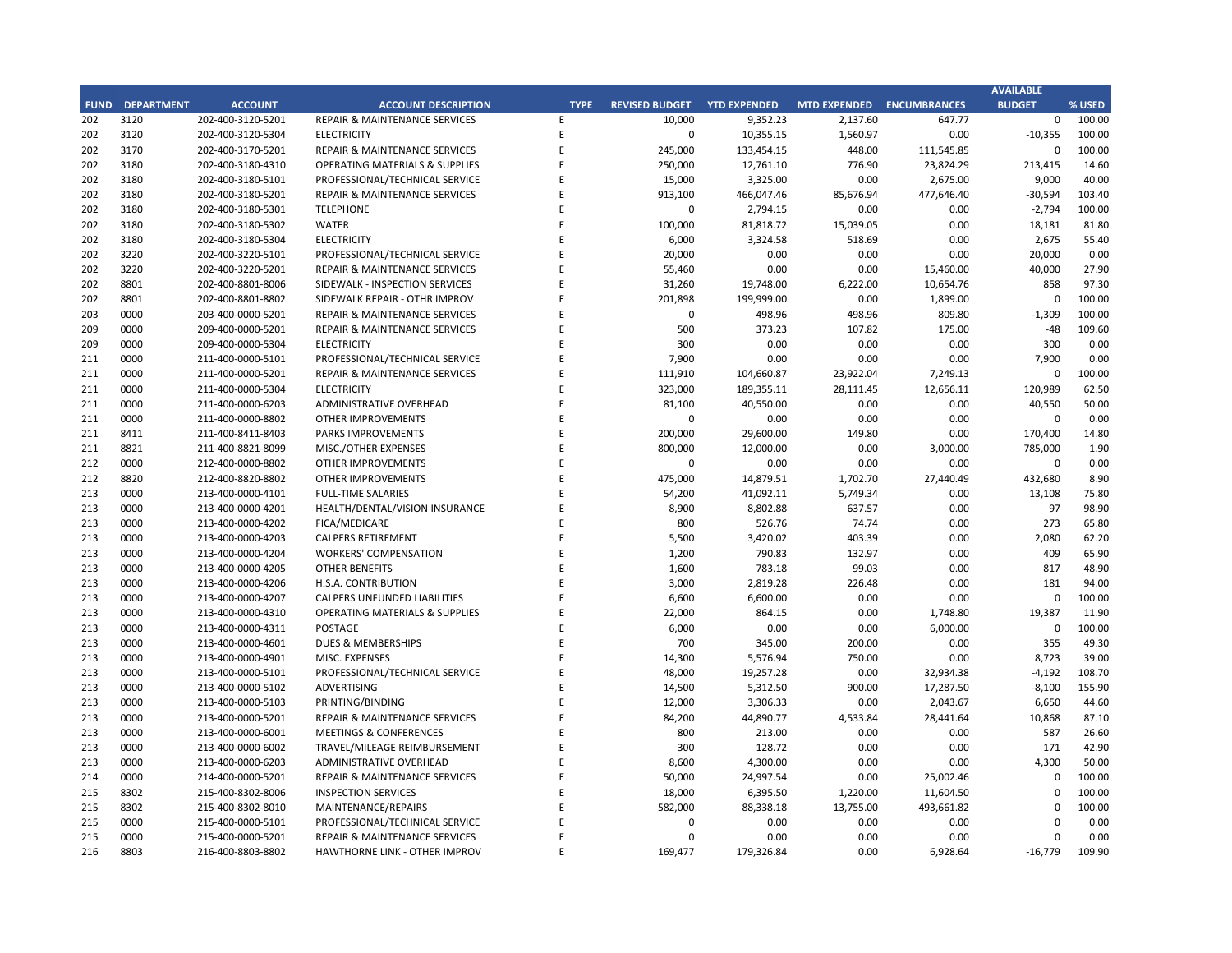| FUND | DEPARTMENT | ACCOUNT | ACCOUNT DESCRIPTION | TYPE | REVISED BUDGET | YTD EXPENDED | MTD EXPENDED | ENCUMBRANCES | AVAILABLE BUDGET | % USED |
|---|---|---|---|---|---|---|---|---|---|---|
| 202 | 3120 | 202-400-3120-5201 | REPAIR & MAINTENANCE SERVICES | E | 10,000 | 9,352.23 | 2,137.60 | 647.77 | 0 | 100.00 |
| 202 | 3120 | 202-400-3120-5304 | ELECTRICITY | E | 0 | 10,355.15 | 1,560.97 | 0.00 | -10,355 | 100.00 |
| 202 | 3170 | 202-400-3170-5201 | REPAIR & MAINTENANCE SERVICES | E | 245,000 | 133,454.15 | 448.00 | 111,545.85 | 0 | 100.00 |
| 202 | 3180 | 202-400-3180-4310 | OPERATING MATERIALS & SUPPLIES | E | 250,000 | 12,761.10 | 776.90 | 23,824.29 | 213,415 | 14.60 |
| 202 | 3180 | 202-400-3180-5101 | PROFESSIONAL/TECHNICAL SERVICE | E | 15,000 | 3,325.00 | 0.00 | 2,675.00 | 9,000 | 40.00 |
| 202 | 3180 | 202-400-3180-5201 | REPAIR & MAINTENANCE SERVICES | E | 913,100 | 466,047.46 | 85,676.94 | 477,646.40 | -30,594 | 103.40 |
| 202 | 3180 | 202-400-3180-5301 | TELEPHONE | E | 0 | 2,794.15 | 0.00 | 0.00 | -2,794 | 100.00 |
| 202 | 3180 | 202-400-3180-5302 | WATER | E | 100,000 | 81,818.72 | 15,039.05 | 0.00 | 18,181 | 81.80 |
| 202 | 3180 | 202-400-3180-5304 | ELECTRICITY | E | 6,000 | 3,324.58 | 518.69 | 0.00 | 2,675 | 55.40 |
| 202 | 3220 | 202-400-3220-5101 | PROFESSIONAL/TECHNICAL SERVICE | E | 20,000 | 0.00 | 0.00 | 0.00 | 20,000 | 0.00 |
| 202 | 3220 | 202-400-3220-5201 | REPAIR & MAINTENANCE SERVICES | E | 55,460 | 0.00 | 0.00 | 15,460.00 | 40,000 | 27.90 |
| 202 | 8801 | 202-400-8801-8006 | SIDEWALK - INSPECTION SERVICES | E | 31,260 | 19,748.00 | 6,222.00 | 10,654.76 | 858 | 97.30 |
| 202 | 8801 | 202-400-8801-8802 | SIDEWALK REPAIR - OTHR IMPROV | E | 201,898 | 199,999.00 | 0.00 | 1,899.00 | 0 | 100.00 |
| 203 | 0000 | 203-400-0000-5201 | REPAIR & MAINTENANCE SERVICES | E | 0 | 498.96 | 498.96 | 809.80 | -1,309 | 100.00 |
| 209 | 0000 | 209-400-0000-5201 | REPAIR & MAINTENANCE SERVICES | E | 500 | 373.23 | 107.82 | 175.00 | -48 | 109.60 |
| 209 | 0000 | 209-400-0000-5304 | ELECTRICITY | E | 300 | 0.00 | 0.00 | 0.00 | 300 | 0.00 |
| 211 | 0000 | 211-400-0000-5101 | PROFESSIONAL/TECHNICAL SERVICE | E | 7,900 | 0.00 | 0.00 | 0.00 | 7,900 | 0.00 |
| 211 | 0000 | 211-400-0000-5201 | REPAIR & MAINTENANCE SERVICES | E | 111,910 | 104,660.87 | 23,922.04 | 7,249.13 | 0 | 100.00 |
| 211 | 0000 | 211-400-0000-5304 | ELECTRICITY | E | 323,000 | 189,355.11 | 28,111.45 | 12,656.11 | 120,989 | 62.50 |
| 211 | 0000 | 211-400-0000-6203 | ADMINISTRATIVE OVERHEAD | E | 81,100 | 40,550.00 | 0.00 | 0.00 | 40,550 | 50.00 |
| 211 | 0000 | 211-400-0000-8802 | OTHER IMPROVEMENTS | E | 0 | 0.00 | 0.00 | 0.00 | 0 | 0.00 |
| 211 | 8411 | 211-400-8411-8403 | PARKS IMPROVEMENTS | E | 200,000 | 29,600.00 | 149.80 | 0.00 | 170,400 | 14.80 |
| 211 | 8821 | 211-400-8821-8099 | MISC./OTHER EXPENSES | E | 800,000 | 12,000.00 | 0.00 | 3,000.00 | 785,000 | 1.90 |
| 212 | 0000 | 212-400-0000-8802 | OTHER IMPROVEMENTS | E | 0 | 0.00 | 0.00 | 0.00 | 0 | 0.00 |
| 212 | 8820 | 212-400-8820-8802 | OTHER IMPROVEMENTS | E | 475,000 | 14,879.51 | 1,702.70 | 27,440.49 | 432,680 | 8.90 |
| 213 | 0000 | 213-400-0000-4101 | FULL-TIME SALARIES | E | 54,200 | 41,092.11 | 5,749.34 | 0.00 | 13,108 | 75.80 |
| 213 | 0000 | 213-400-0000-4201 | HEALTH/DENTAL/VISION INSURANCE | E | 8,900 | 8,802.88 | 637.57 | 0.00 | 97 | 98.90 |
| 213 | 0000 | 213-400-0000-4202 | FICA/MEDICARE | E | 800 | 526.76 | 74.74 | 0.00 | 273 | 65.80 |
| 213 | 0000 | 213-400-0000-4203 | CALPERS RETIREMENT | E | 5,500 | 3,420.02 | 403.39 | 0.00 | 2,080 | 62.20 |
| 213 | 0000 | 213-400-0000-4204 | WORKERS' COMPENSATION | E | 1,200 | 790.83 | 132.97 | 0.00 | 409 | 65.90 |
| 213 | 0000 | 213-400-0000-4205 | OTHER BENEFITS | E | 1,600 | 783.18 | 99.03 | 0.00 | 817 | 48.90 |
| 213 | 0000 | 213-400-0000-4206 | H.S.A. CONTRIBUTION | E | 3,000 | 2,819.28 | 226.48 | 0.00 | 181 | 94.00 |
| 213 | 0000 | 213-400-0000-4207 | CALPERS UNFUNDED LIABILITIES | E | 6,600 | 6,600.00 | 0.00 | 0.00 | 0 | 100.00 |
| 213 | 0000 | 213-400-0000-4310 | OPERATING MATERIALS & SUPPLIES | E | 22,000 | 864.15 | 0.00 | 1,748.80 | 19,387 | 11.90 |
| 213 | 0000 | 213-400-0000-4311 | POSTAGE | E | 6,000 | 0.00 | 0.00 | 6,000.00 | 0 | 100.00 |
| 213 | 0000 | 213-400-0000-4601 | DUES & MEMBERSHIPS | E | 700 | 345.00 | 200.00 | 0.00 | 355 | 49.30 |
| 213 | 0000 | 213-400-0000-4901 | MISC. EXPENSES | E | 14,300 | 5,576.94 | 750.00 | 0.00 | 8,723 | 39.00 |
| 213 | 0000 | 213-400-0000-5101 | PROFESSIONAL/TECHNICAL SERVICE | E | 48,000 | 19,257.28 | 0.00 | 32,934.38 | -4,192 | 108.70 |
| 213 | 0000 | 213-400-0000-5102 | ADVERTISING | E | 14,500 | 5,312.50 | 900.00 | 17,287.50 | -8,100 | 155.90 |
| 213 | 0000 | 213-400-0000-5103 | PRINTING/BINDING | E | 12,000 | 3,306.33 | 0.00 | 2,043.67 | 6,650 | 44.60 |
| 213 | 0000 | 213-400-0000-5201 | REPAIR & MAINTENANCE SERVICES | E | 84,200 | 44,890.77 | 4,533.84 | 28,441.64 | 10,868 | 87.10 |
| 213 | 0000 | 213-400-0000-6001 | MEETINGS & CONFERENCES | E | 800 | 213.00 | 0.00 | 0.00 | 587 | 26.60 |
| 213 | 0000 | 213-400-0000-6002 | TRAVEL/MILEAGE REIMBURSEMENT | E | 300 | 128.72 | 0.00 | 0.00 | 171 | 42.90 |
| 213 | 0000 | 213-400-0000-6203 | ADMINISTRATIVE OVERHEAD | E | 8,600 | 4,300.00 | 0.00 | 0.00 | 4,300 | 50.00 |
| 214 | 0000 | 214-400-0000-5201 | REPAIR & MAINTENANCE SERVICES | E | 50,000 | 24,997.54 | 0.00 | 25,002.46 | 0 | 100.00 |
| 215 | 8302 | 215-400-8302-8006 | INSPECTION SERVICES | E | 18,000 | 6,395.50 | 1,220.00 | 11,604.50 | 0 | 100.00 |
| 215 | 8302 | 215-400-8302-8010 | MAINTENANCE/REPAIRS | E | 582,000 | 88,338.18 | 13,755.00 | 493,661.82 | 0 | 100.00 |
| 215 | 0000 | 215-400-0000-5101 | PROFESSIONAL/TECHNICAL SERVICE | E | 0 | 0.00 | 0.00 | 0.00 | 0 | 0.00 |
| 215 | 0000 | 215-400-0000-5201 | REPAIR & MAINTENANCE SERVICES | E | 0 | 0.00 | 0.00 | 0.00 | 0 | 0.00 |
| 216 | 8803 | 216-400-8803-8802 | HAWTHORNE LINK - OTHER IMPROV | E | 169,477 | 179,326.84 | 0.00 | 6,928.64 | -16,779 | 109.90 |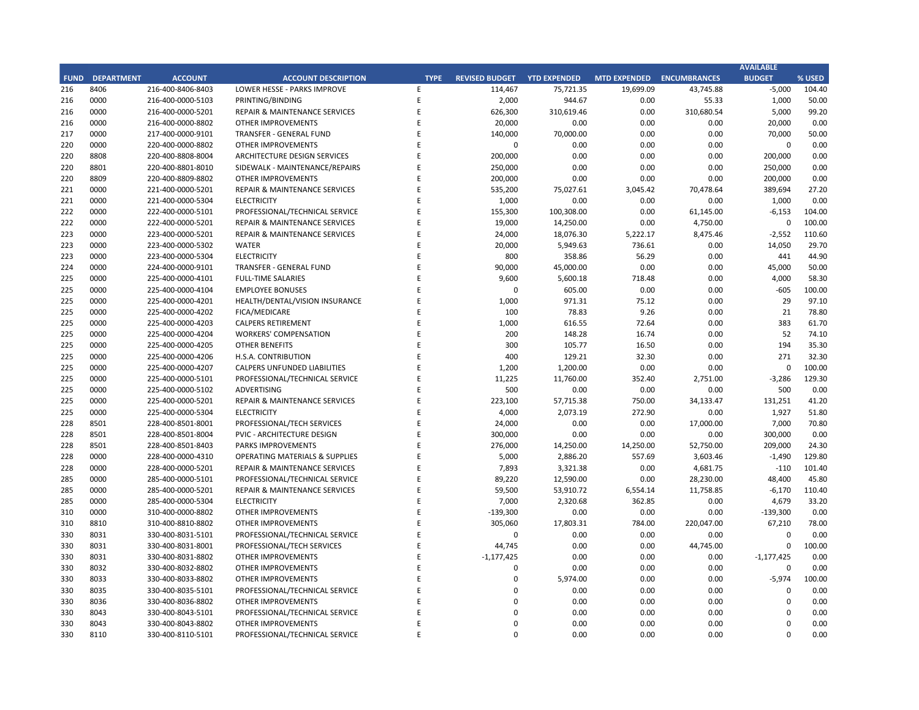| FUND | DEPARTMENT | ACCOUNT | ACCOUNT DESCRIPTION | TYPE | REVISED BUDGET | YTD EXPENDED | MTD EXPENDED | ENCUMBRANCES | AVAILABLE BUDGET | % USED |
|---|---|---|---|---|---|---|---|---|---|---|
| 216 | 8406 | 216-400-8406-8403 | LOWER HESSE - PARKS IMPROVE | E | 114,467 | 75,721.35 | 19,699.09 | 43,745.88 | -5,000 | 104.40 |
| 216 | 0000 | 216-400-0000-5103 | PRINTING/BINDING | E | 2,000 | 944.67 | 0.00 | 55.33 | 1,000 | 50.00 |
| 216 | 0000 | 216-400-0000-5201 | REPAIR & MAINTENANCE SERVICES | E | 626,300 | 310,619.46 | 0.00 | 310,680.54 | 5,000 | 99.20 |
| 216 | 0000 | 216-400-0000-8802 | OTHER IMPROVEMENTS | E | 20,000 | 0.00 | 0.00 | 0.00 | 20,000 | 0.00 |
| 217 | 0000 | 217-400-0000-9101 | TRANSFER - GENERAL FUND | E | 140,000 | 70,000.00 | 0.00 | 0.00 | 70,000 | 50.00 |
| 220 | 0000 | 220-400-0000-8802 | OTHER IMPROVEMENTS | E | 0 | 0.00 | 0.00 | 0.00 | 0 | 0.00 |
| 220 | 8808 | 220-400-8808-8004 | ARCHITECTURE DESIGN SERVICES | E | 200,000 | 0.00 | 0.00 | 0.00 | 200,000 | 0.00 |
| 220 | 8801 | 220-400-8801-8010 | SIDEWALK - MAINTENANCE/REPAIRS | E | 250,000 | 0.00 | 0.00 | 0.00 | 250,000 | 0.00 |
| 220 | 8809 | 220-400-8809-8802 | OTHER IMPROVEMENTS | E | 200,000 | 0.00 | 0.00 | 0.00 | 200,000 | 0.00 |
| 221 | 0000 | 221-400-0000-5201 | REPAIR & MAINTENANCE SERVICES | E | 535,200 | 75,027.61 | 3,045.42 | 70,478.64 | 389,694 | 27.20 |
| 221 | 0000 | 221-400-0000-5304 | ELECTRICITY | E | 1,000 | 0.00 | 0.00 | 0.00 | 1,000 | 0.00 |
| 222 | 0000 | 222-400-0000-5101 | PROFESSIONAL/TECHNICAL SERVICE | E | 155,300 | 100,308.00 | 0.00 | 61,145.00 | -6,153 | 104.00 |
| 222 | 0000 | 222-400-0000-5201 | REPAIR & MAINTENANCE SERVICES | E | 19,000 | 14,250.00 | 0.00 | 4,750.00 | 0 | 100.00 |
| 223 | 0000 | 223-400-0000-5201 | REPAIR & MAINTENANCE SERVICES | E | 24,000 | 18,076.30 | 5,222.17 | 8,475.46 | -2,552 | 110.60 |
| 223 | 0000 | 223-400-0000-5302 | WATER | E | 20,000 | 5,949.63 | 736.61 | 0.00 | 14,050 | 29.70 |
| 223 | 0000 | 223-400-0000-5304 | ELECTRICITY | E | 800 | 358.86 | 56.29 | 0.00 | 441 | 44.90 |
| 224 | 0000 | 224-400-0000-9101 | TRANSFER - GENERAL FUND | E | 90,000 | 45,000.00 | 0.00 | 0.00 | 45,000 | 50.00 |
| 225 | 0000 | 225-400-0000-4101 | FULL-TIME SALARIES | E | 9,600 | 5,600.18 | 718.48 | 0.00 | 4,000 | 58.30 |
| 225 | 0000 | 225-400-0000-4104 | EMPLOYEE BONUSES | E | 0 | 605.00 | 0.00 | 0.00 | -605 | 100.00 |
| 225 | 0000 | 225-400-0000-4201 | HEALTH/DENTAL/VISION INSURANCE | E | 1,000 | 971.31 | 75.12 | 0.00 | 29 | 97.10 |
| 225 | 0000 | 225-400-0000-4202 | FICA/MEDICARE | E | 100 | 78.83 | 9.26 | 0.00 | 21 | 78.80 |
| 225 | 0000 | 225-400-0000-4203 | CALPERS RETIREMENT | E | 1,000 | 616.55 | 72.64 | 0.00 | 383 | 61.70 |
| 225 | 0000 | 225-400-0000-4204 | WORKERS' COMPENSATION | E | 200 | 148.28 | 16.74 | 0.00 | 52 | 74.10 |
| 225 | 0000 | 225-400-0000-4205 | OTHER BENEFITS | E | 300 | 105.77 | 16.50 | 0.00 | 194 | 35.30 |
| 225 | 0000 | 225-400-0000-4206 | H.S.A. CONTRIBUTION | E | 400 | 129.21 | 32.30 | 0.00 | 271 | 32.30 |
| 225 | 0000 | 225-400-0000-4207 | CALPERS UNFUNDED LIABILITIES | E | 1,200 | 1,200.00 | 0.00 | 0.00 | 0 | 100.00 |
| 225 | 0000 | 225-400-0000-5101 | PROFESSIONAL/TECHNICAL SERVICE | E | 11,225 | 11,760.00 | 352.40 | 2,751.00 | -3,286 | 129.30 |
| 225 | 0000 | 225-400-0000-5102 | ADVERTISING | E | 500 | 0.00 | 0.00 | 0.00 | 500 | 0.00 |
| 225 | 0000 | 225-400-0000-5201 | REPAIR & MAINTENANCE SERVICES | E | 223,100 | 57,715.38 | 750.00 | 34,133.47 | 131,251 | 41.20 |
| 225 | 0000 | 225-400-0000-5304 | ELECTRICITY | E | 4,000 | 2,073.19 | 272.90 | 0.00 | 1,927 | 51.80 |
| 228 | 8501 | 228-400-8501-8001 | PROFESSIONAL/TECH SERVICES | E | 24,000 | 0.00 | 0.00 | 17,000.00 | 7,000 | 70.80 |
| 228 | 8501 | 228-400-8501-8004 | PVIC - ARCHITECTURE DESIGN | E | 300,000 | 0.00 | 0.00 | 0.00 | 300,000 | 0.00 |
| 228 | 8501 | 228-400-8501-8403 | PARKS IMPROVEMENTS | E | 276,000 | 14,250.00 | 14,250.00 | 52,750.00 | 209,000 | 24.30 |
| 228 | 0000 | 228-400-0000-4310 | OPERATING MATERIALS & SUPPLIES | E | 5,000 | 2,886.20 | 557.69 | 3,603.46 | -1,490 | 129.80 |
| 228 | 0000 | 228-400-0000-5201 | REPAIR & MAINTENANCE SERVICES | E | 7,893 | 3,321.38 | 0.00 | 4,681.75 | -110 | 101.40 |
| 285 | 0000 | 285-400-0000-5101 | PROFESSIONAL/TECHNICAL SERVICE | E | 89,220 | 12,590.00 | 0.00 | 28,230.00 | 48,400 | 45.80 |
| 285 | 0000 | 285-400-0000-5201 | REPAIR & MAINTENANCE SERVICES | E | 59,500 | 53,910.72 | 6,554.14 | 11,758.85 | -6,170 | 110.40 |
| 285 | 0000 | 285-400-0000-5304 | ELECTRICITY | E | 7,000 | 2,320.68 | 362.85 | 0.00 | 4,679 | 33.20 |
| 310 | 0000 | 310-400-0000-8802 | OTHER IMPROVEMENTS | E | -139,300 | 0.00 | 0.00 | 0.00 | -139,300 | 0.00 |
| 310 | 8810 | 310-400-8810-8802 | OTHER IMPROVEMENTS | E | 305,060 | 17,803.31 | 784.00 | 220,047.00 | 67,210 | 78.00 |
| 330 | 8031 | 330-400-8031-5101 | PROFESSIONAL/TECHNICAL SERVICE | E | 0 | 0.00 | 0.00 | 0.00 | 0 | 0.00 |
| 330 | 8031 | 330-400-8031-8001 | PROFESSIONAL/TECH SERVICES | E | 44,745 | 0.00 | 0.00 | 44,745.00 | 0 | 100.00 |
| 330 | 8031 | 330-400-8031-8802 | OTHER IMPROVEMENTS | E | -1,177,425 | 0.00 | 0.00 | 0.00 | -1,177,425 | 0.00 |
| 330 | 8032 | 330-400-8032-8802 | OTHER IMPROVEMENTS | E | 0 | 0.00 | 0.00 | 0.00 | 0 | 0.00 |
| 330 | 8033 | 330-400-8033-8802 | OTHER IMPROVEMENTS | E | 0 | 5,974.00 | 0.00 | 0.00 | -5,974 | 100.00 |
| 330 | 8035 | 330-400-8035-5101 | PROFESSIONAL/TECHNICAL SERVICE | E | 0 | 0.00 | 0.00 | 0.00 | 0 | 0.00 |
| 330 | 8036 | 330-400-8036-8802 | OTHER IMPROVEMENTS | E | 0 | 0.00 | 0.00 | 0.00 | 0 | 0.00 |
| 330 | 8043 | 330-400-8043-5101 | PROFESSIONAL/TECHNICAL SERVICE | E | 0 | 0.00 | 0.00 | 0.00 | 0 | 0.00 |
| 330 | 8043 | 330-400-8043-8802 | OTHER IMPROVEMENTS | E | 0 | 0.00 | 0.00 | 0.00 | 0 | 0.00 |
| 330 | 8110 | 330-400-8110-5101 | PROFESSIONAL/TECHNICAL SERVICE | E | 0 | 0.00 | 0.00 | 0.00 | 0 | 0.00 |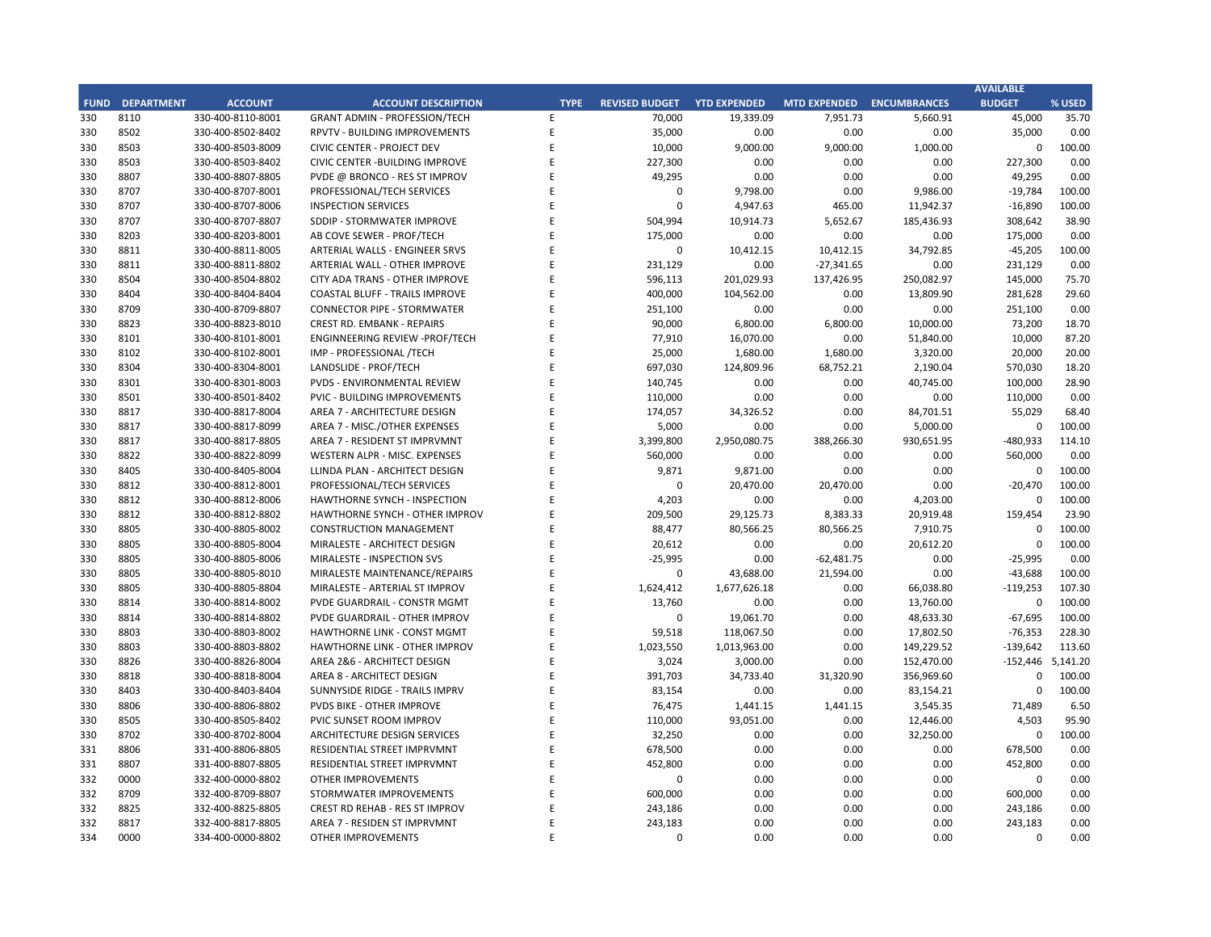| FUND | DEPARTMENT | ACCOUNT | ACCOUNT DESCRIPTION | TYPE | REVISED BUDGET | YTD EXPENDED | MTD EXPENDED | ENCUMBRANCES | AVAILABLE BUDGET | % USED |
|---|---|---|---|---|---|---|---|---|---|---|
| 330 | 8110 | 330-400-8110-8001 | GRANT ADMIN - PROFESSION/TECH | E | 70,000 | 19,339.09 | 7,951.73 | 5,660.91 | 45,000 | 35.70 |
| 330 | 8502 | 330-400-8502-8402 | RPVTV - BUILDING IMPROVEMENTS | E | 35,000 | 0.00 | 0.00 | 0.00 | 35,000 | 0.00 |
| 330 | 8503 | 330-400-8503-8009 | CIVIC CENTER - PROJECT DEV | E | 10,000 | 9,000.00 | 9,000.00 | 1,000.00 | 0 | 100.00 |
| 330 | 8503 | 330-400-8503-8402 | CIVIC CENTER -BUILDING IMPROVE | E | 227,300 | 0.00 | 0.00 | 0.00 | 227,300 | 0.00 |
| 330 | 8807 | 330-400-8807-8805 | PVDE @ BRONCO - RES ST IMPROV | E | 49,295 | 0.00 | 0.00 | 0.00 | 49,295 | 0.00 |
| 330 | 8707 | 330-400-8707-8001 | PROFESSIONAL/TECH SERVICES | E | 0 | 9,798.00 | 0.00 | 9,986.00 | -19,784 | 100.00 |
| 330 | 8707 | 330-400-8707-8006 | INSPECTION SERVICES | E | 0 | 4,947.63 | 465.00 | 11,942.37 | -16,890 | 100.00 |
| 330 | 8707 | 330-400-8707-8807 | SDDIP - STORMWATER IMPROVE | E | 504,994 | 10,914.73 | 5,652.67 | 185,436.93 | 308,642 | 38.90 |
| 330 | 8203 | 330-400-8203-8001 | AB COVE SEWER - PROF/TECH | E | 175,000 | 0.00 | 0.00 | 0.00 | 175,000 | 0.00 |
| 330 | 8811 | 330-400-8811-8005 | ARTERIAL WALLS - ENGINEER SRVS | E | 0 | 10,412.15 | 10,412.15 | 34,792.85 | -45,205 | 100.00 |
| 330 | 8811 | 330-400-8811-8802 | ARTERIAL WALL - OTHER IMPROVE | E | 231,129 | 0.00 | -27,341.65 | 0.00 | 231,129 | 0.00 |
| 330 | 8504 | 330-400-8504-8802 | CITY ADA TRANS - OTHER IMPROVE | E | 596,113 | 201,029.93 | 137,426.95 | 250,082.97 | 145,000 | 75.70 |
| 330 | 8404 | 330-400-8404-8404 | COASTAL BLUFF - TRAILS IMPROVE | E | 400,000 | 104,562.00 | 0.00 | 13,809.90 | 281,628 | 29.60 |
| 330 | 8709 | 330-400-8709-8807 | CONNECTOR PIPE - STORMWATER | E | 251,100 | 0.00 | 0.00 | 0.00 | 251,100 | 0.00 |
| 330 | 8823 | 330-400-8823-8010 | CREST RD. EMBANK - REPAIRS | E | 90,000 | 6,800.00 | 6,800.00 | 10,000.00 | 73,200 | 18.70 |
| 330 | 8101 | 330-400-8101-8001 | ENGINNEERING REVIEW -PROF/TECH | E | 77,910 | 16,070.00 | 0.00 | 51,840.00 | 10,000 | 87.20 |
| 330 | 8102 | 330-400-8102-8001 | IMP - PROFESSIONAL /TECH | E | 25,000 | 1,680.00 | 1,680.00 | 3,320.00 | 20,000 | 20.00 |
| 330 | 8304 | 330-400-8304-8001 | LANDSLIDE - PROF/TECH | E | 697,030 | 124,809.96 | 68,752.21 | 2,190.04 | 570,030 | 18.20 |
| 330 | 8301 | 330-400-8301-8003 | PVDS - ENVIRONMENTAL REVIEW | E | 140,745 | 0.00 | 0.00 | 40,745.00 | 100,000 | 28.90 |
| 330 | 8501 | 330-400-8501-8402 | PVIC - BUILDING IMPROVEMENTS | E | 110,000 | 0.00 | 0.00 | 0.00 | 110,000 | 0.00 |
| 330 | 8817 | 330-400-8817-8004 | AREA 7 - ARCHITECTURE DESIGN | E | 174,057 | 34,326.52 | 0.00 | 84,701.51 | 55,029 | 68.40 |
| 330 | 8817 | 330-400-8817-8099 | AREA 7 - MISC./OTHER EXPENSES | E | 5,000 | 0.00 | 0.00 | 5,000.00 | 0 | 100.00 |
| 330 | 8817 | 330-400-8817-8805 | AREA 7 - RESIDENT ST IMPRVMNT | E | 3,399,800 | 2,950,080.75 | 388,266.30 | 930,651.95 | -480,933 | 114.10 |
| 330 | 8822 | 330-400-8822-8099 | WESTERN ALPR - MISC. EXPENSES | E | 560,000 | 0.00 | 0.00 | 0.00 | 560,000 | 0.00 |
| 330 | 8405 | 330-400-8405-8004 | LLINDA PLAN - ARCHITECT DESIGN | E | 9,871 | 9,871.00 | 0.00 | 0.00 | 0 | 100.00 |
| 330 | 8812 | 330-400-8812-8001 | PROFESSIONAL/TECH SERVICES | E | 0 | 20,470.00 | 20,470.00 | 0.00 | -20,470 | 100.00 |
| 330 | 8812 | 330-400-8812-8006 | HAWTHORNE SYNCH - INSPECTION | E | 4,203 | 0.00 | 0.00 | 4,203.00 | 0 | 100.00 |
| 330 | 8812 | 330-400-8812-8802 | HAWTHORNE SYNCH - OTHER IMPROV | E | 209,500 | 29,125.73 | 8,383.33 | 20,919.48 | 159,454 | 23.90 |
| 330 | 8805 | 330-400-8805-8002 | CONSTRUCTION MANAGEMENT | E | 88,477 | 80,566.25 | 80,566.25 | 7,910.75 | 0 | 100.00 |
| 330 | 8805 | 330-400-8805-8004 | MIRALESTE - ARCHITECT DESIGN | E | 20,612 | 0.00 | 0.00 | 20,612.20 | 0 | 100.00 |
| 330 | 8805 | 330-400-8805-8006 | MIRALESTE - INSPECTION SVS | E | -25,995 | 0.00 | -62,481.75 | 0.00 | -25,995 | 0.00 |
| 330 | 8805 | 330-400-8805-8010 | MIRALESTE MAINTENANCE/REPAIRS | E | 0 | 43,688.00 | 21,594.00 | 0.00 | -43,688 | 100.00 |
| 330 | 8805 | 330-400-8805-8804 | MIRALESTE - ARTERIAL ST IMPROV | E | 1,624,412 | 1,677,626.18 | 0.00 | 66,038.80 | -119,253 | 107.30 |
| 330 | 8814 | 330-400-8814-8002 | PVDE GUARDRAIL - CONSTR MGMT | E | 13,760 | 0.00 | 0.00 | 13,760.00 | 0 | 100.00 |
| 330 | 8814 | 330-400-8814-8802 | PVDE GUARDRAIL - OTHER IMPROV | E | 0 | 19,061.70 | 0.00 | 48,633.30 | -67,695 | 100.00 |
| 330 | 8803 | 330-400-8803-8002 | HAWTHORNE LINK - CONST MGMT | E | 59,518 | 118,067.50 | 0.00 | 17,802.50 | -76,353 | 228.30 |
| 330 | 8803 | 330-400-8803-8802 | HAWTHORNE LINK - OTHER IMPROV | E | 1,023,550 | 1,013,963.00 | 0.00 | 149,229.52 | -139,642 | 113.60 |
| 330 | 8826 | 330-400-8826-8004 | AREA 2&6 - ARCHITECT DESIGN | E | 3,024 | 3,000.00 | 0.00 | 152,470.00 | -152,446 | 5,141.20 |
| 330 | 8818 | 330-400-8818-8004 | AREA 8 - ARCHITECT DESIGN | E | 391,703 | 34,733.40 | 31,320.90 | 356,969.60 | 0 | 100.00 |
| 330 | 8403 | 330-400-8403-8404 | SUNNYSIDE RIDGE - TRAILS IMPRV | E | 83,154 | 0.00 | 0.00 | 83,154.21 | 0 | 100.00 |
| 330 | 8806 | 330-400-8806-8802 | PVDS BIKE - OTHER IMPROVE | E | 76,475 | 1,441.15 | 1,441.15 | 3,545.35 | 71,489 | 6.50 |
| 330 | 8505 | 330-400-8505-8402 | PVIC SUNSET ROOM IMPROV | E | 110,000 | 93,051.00 | 0.00 | 12,446.00 | 4,503 | 95.90 |
| 330 | 8702 | 330-400-8702-8004 | ARCHITECTURE DESIGN SERVICES | E | 32,250 | 0.00 | 0.00 | 32,250.00 | 0 | 100.00 |
| 331 | 8806 | 331-400-8806-8805 | RESIDENTIAL STREET IMPRVMNT | E | 678,500 | 0.00 | 0.00 | 0.00 | 678,500 | 0.00 |
| 331 | 8807 | 331-400-8807-8805 | RESIDENTIAL STREET IMPRVMNT | E | 452,800 | 0.00 | 0.00 | 0.00 | 452,800 | 0.00 |
| 332 | 0000 | 332-400-0000-8802 | OTHER IMPROVEMENTS | E | 0 | 0.00 | 0.00 | 0.00 | 0 | 0.00 |
| 332 | 8709 | 332-400-8709-8807 | STORMWATER IMPROVEMENTS | E | 600,000 | 0.00 | 0.00 | 0.00 | 600,000 | 0.00 |
| 332 | 8825 | 332-400-8825-8805 | CREST RD REHAB - RES ST IMPROV | E | 243,186 | 0.00 | 0.00 | 0.00 | 243,186 | 0.00 |
| 332 | 8817 | 332-400-8817-8805 | AREA 7 - RESIDEN ST IMPRVMNT | E | 243,183 | 0.00 | 0.00 | 0.00 | 243,183 | 0.00 |
| 334 | 0000 | 334-400-0000-8802 | OTHER IMPROVEMENTS | E | 0 | 0.00 | 0.00 | 0.00 | 0 | 0.00 |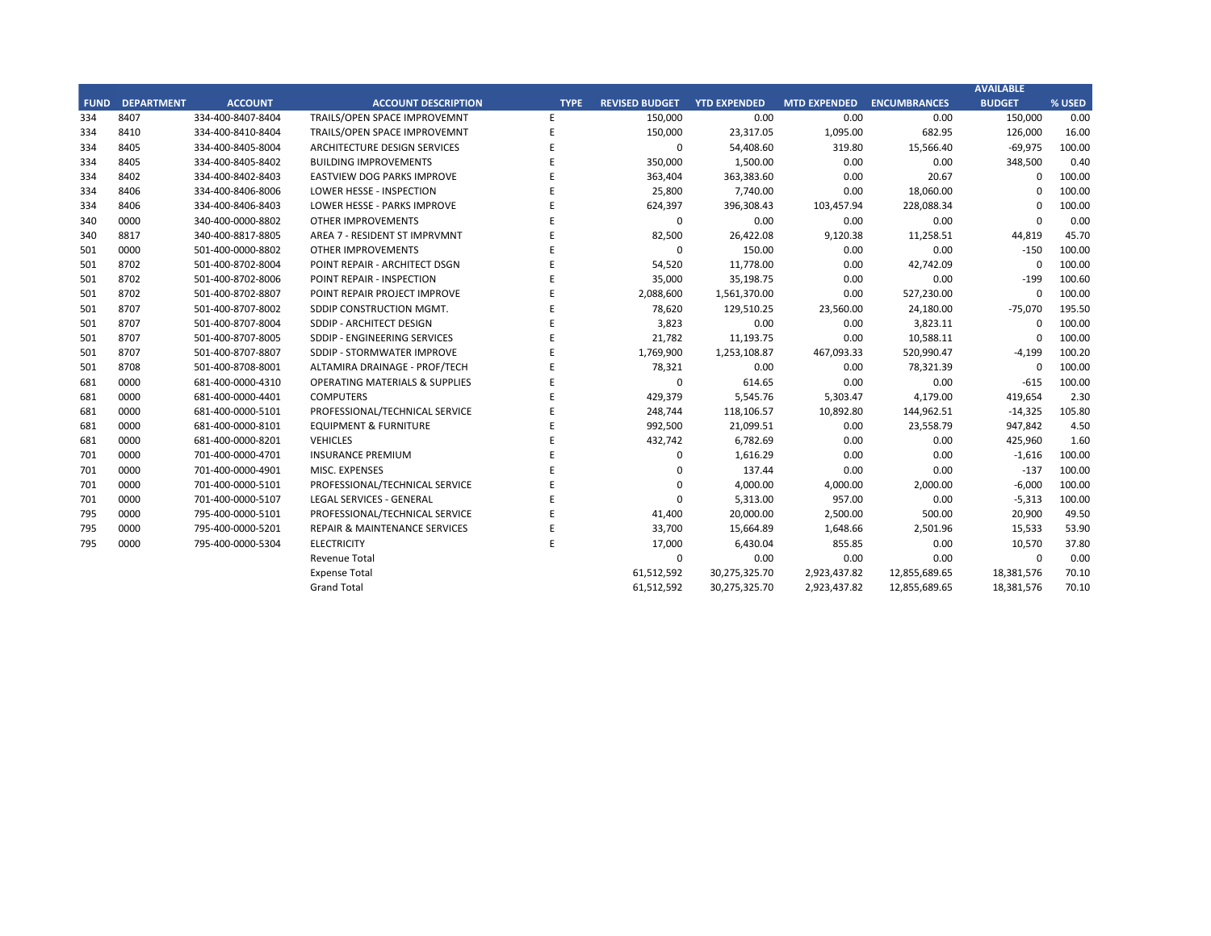| FUND | DEPARTMENT | ACCOUNT | ACCOUNT DESCRIPTION | TYPE | REVISED BUDGET | YTD EXPENDED | MTD EXPENDED | ENCUMBRANCES | AVAILABLE BUDGET | % USED |
|---|---|---|---|---|---|---|---|---|---|---|
| 334 | 8407 | 334-400-8407-8404 | TRAILS/OPEN SPACE IMPROVEMNT | E | 150,000 | 0.00 | 0.00 | 0.00 | 150,000 | 0.00 |
| 334 | 8410 | 334-400-8410-8404 | TRAILS/OPEN SPACE IMPROVEMNT | E | 150,000 | 23,317.05 | 1,095.00 | 682.95 | 126,000 | 16.00 |
| 334 | 8405 | 334-400-8405-8004 | ARCHITECTURE DESIGN SERVICES | E | 0 | 54,408.60 | 319.80 | 15,566.40 | -69,975 | 100.00 |
| 334 | 8405 | 334-400-8405-8402 | BUILDING IMPROVEMENTS | E | 350,000 | 1,500.00 | 0.00 | 0.00 | 348,500 | 0.40 |
| 334 | 8402 | 334-400-8402-8403 | EASTVIEW DOG PARKS IMPROVE | E | 363,404 | 363,383.60 | 0.00 | 20.67 | 0 | 100.00 |
| 334 | 8406 | 334-400-8406-8006 | LOWER HESSE - INSPECTION | E | 25,800 | 7,740.00 | 0.00 | 18,060.00 | 0 | 100.00 |
| 334 | 8406 | 334-400-8406-8403 | LOWER HESSE - PARKS IMPROVE | E | 624,397 | 396,308.43 | 103,457.94 | 228,088.34 | 0 | 100.00 |
| 340 | 0000 | 340-400-0000-8802 | OTHER IMPROVEMENTS | E | 0 | 0.00 | 0.00 | 0.00 | 0 | 0.00 |
| 340 | 8817 | 340-400-8817-8805 | AREA 7 - RESIDENT ST IMPRVMNT | E | 82,500 | 26,422.08 | 9,120.38 | 11,258.51 | 44,819 | 45.70 |
| 501 | 0000 | 501-400-0000-8802 | OTHER IMPROVEMENTS | E | 0 | 150.00 | 0.00 | 0.00 | -150 | 100.00 |
| 501 | 8702 | 501-400-8702-8004 | POINT REPAIR - ARCHITECT DSGN | E | 54,520 | 11,778.00 | 0.00 | 42,742.09 | 0 | 100.00 |
| 501 | 8702 | 501-400-8702-8006 | POINT REPAIR - INSPECTION | E | 35,000 | 35,198.75 | 0.00 | 0.00 | -199 | 100.60 |
| 501 | 8702 | 501-400-8702-8807 | POINT REPAIR PROJECT IMPROVE | E | 2,088,600 | 1,561,370.00 | 0.00 | 527,230.00 | 0 | 100.00 |
| 501 | 8707 | 501-400-8707-8002 | SDDIP CONSTRUCTION MGMT. | E | 78,620 | 129,510.25 | 23,560.00 | 24,180.00 | -75,070 | 195.50 |
| 501 | 8707 | 501-400-8707-8004 | SDDIP - ARCHITECT DESIGN | E | 3,823 | 0.00 | 0.00 | 3,823.11 | 0 | 100.00 |
| 501 | 8707 | 501-400-8707-8005 | SDDIP - ENGINEERING SERVICES | E | 21,782 | 11,193.75 | 0.00 | 10,588.11 | 0 | 100.00 |
| 501 | 8707 | 501-400-8707-8807 | SDDIP - STORMWATER IMPROVE | E | 1,769,900 | 1,253,108.87 | 467,093.33 | 520,990.47 | -4,199 | 100.20 |
| 501 | 8708 | 501-400-8708-8001 | ALTAMIRA DRAINAGE - PROF/TECH | E | 78,321 | 0.00 | 0.00 | 78,321.39 | 0 | 100.00 |
| 681 | 0000 | 681-400-0000-4310 | OPERATING MATERIALS & SUPPLIES | E | 0 | 614.65 | 0.00 | 0.00 | -615 | 100.00 |
| 681 | 0000 | 681-400-0000-4401 | COMPUTERS | E | 429,379 | 5,545.76 | 5,303.47 | 4,179.00 | 419,654 | 2.30 |
| 681 | 0000 | 681-400-0000-5101 | PROFESSIONAL/TECHNICAL SERVICE | E | 248,744 | 118,106.57 | 10,892.80 | 144,962.51 | -14,325 | 105.80 |
| 681 | 0000 | 681-400-0000-8101 | EQUIPMENT & FURNITURE | E | 992,500 | 21,099.51 | 0.00 | 23,558.79 | 947,842 | 4.50 |
| 681 | 0000 | 681-400-0000-8201 | VEHICLES | E | 432,742 | 6,782.69 | 0.00 | 0.00 | 425,960 | 1.60 |
| 701 | 0000 | 701-400-0000-4701 | INSURANCE PREMIUM | E | 0 | 1,616.29 | 0.00 | 0.00 | -1,616 | 100.00 |
| 701 | 0000 | 701-400-0000-4901 | MISC. EXPENSES | E | 0 | 137.44 | 0.00 | 0.00 | -137 | 100.00 |
| 701 | 0000 | 701-400-0000-5101 | PROFESSIONAL/TECHNICAL SERVICE | E | 0 | 4,000.00 | 4,000.00 | 2,000.00 | -6,000 | 100.00 |
| 701 | 0000 | 701-400-0000-5107 | LEGAL SERVICES - GENERAL | E | 0 | 5,313.00 | 957.00 | 0.00 | -5,313 | 100.00 |
| 795 | 0000 | 795-400-0000-5101 | PROFESSIONAL/TECHNICAL SERVICE | E | 41,400 | 20,000.00 | 2,500.00 | 500.00 | 20,900 | 49.50 |
| 795 | 0000 | 795-400-0000-5201 | REPAIR & MAINTENANCE SERVICES | E | 33,700 | 15,664.89 | 1,648.66 | 2,501.96 | 15,533 | 53.90 |
| 795 | 0000 | 795-400-0000-5304 | ELECTRICITY | E | 17,000 | 6,430.04 | 855.85 | 0.00 | 10,570 | 37.80 |
| | | | Revenue Total | | 0 | 0.00 | 0.00 | 0.00 | 0 | 0.00 |
| | | | Expense Total | | 61,512,592 | 30,275,325.70 | 2,923,437.82 | 12,855,689.65 | 18,381,576 | 70.10 |
| | | | Grand Total | | 61,512,592 | 30,275,325.70 | 2,923,437.82 | 12,855,689.65 | 18,381,576 | 70.10 |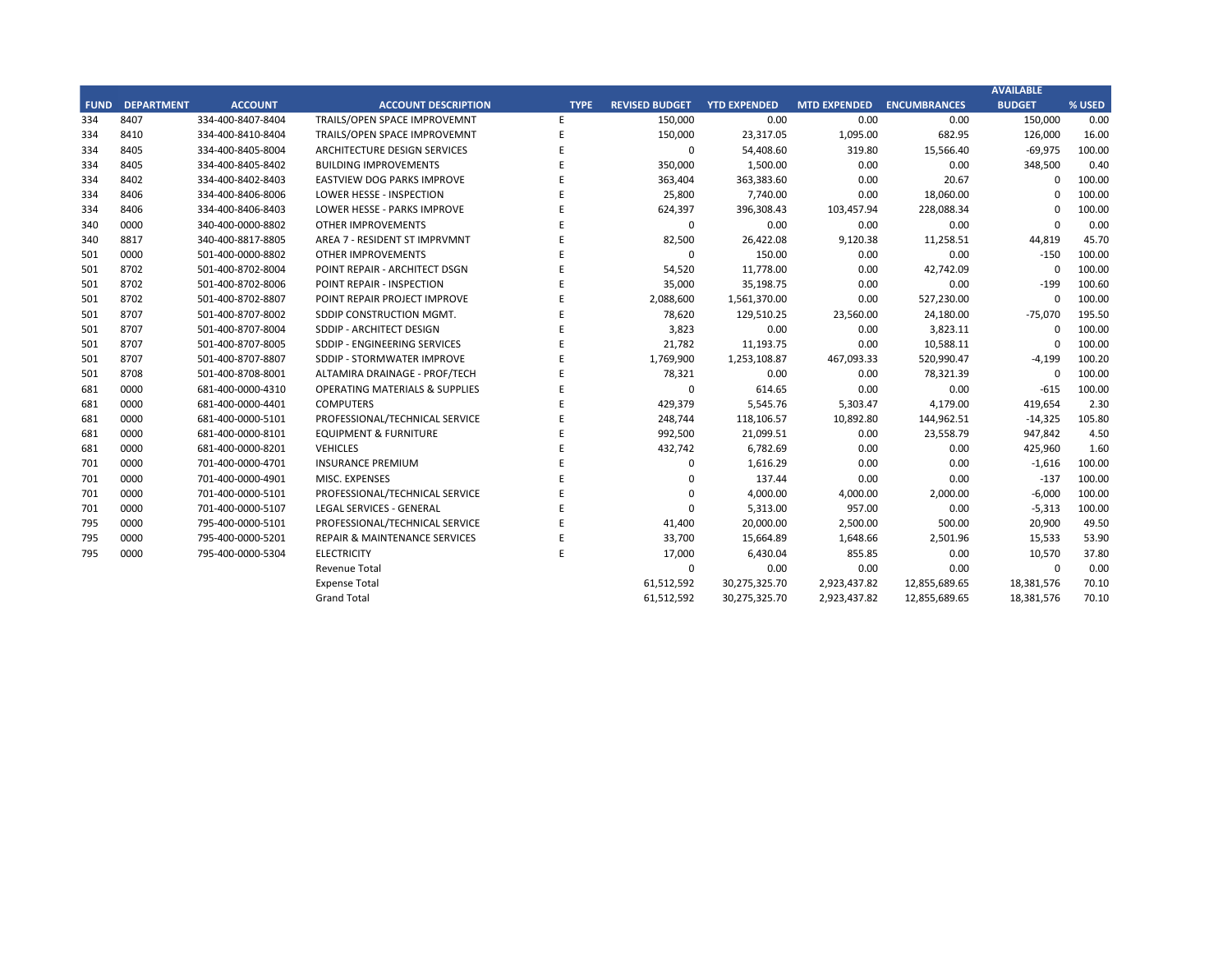| FUND | DEPARTMENT | ACCOUNT | ACCOUNT DESCRIPTION | TYPE | REVISED BUDGET | YTD EXPENDED | MTD EXPENDED | ENCUMBRANCES | AVAILABLE BUDGET | % USED |
|---|---|---|---|---|---|---|---|---|---|---|
| 334 | 8407 | 334-400-8407-8404 | TRAILS/OPEN SPACE IMPROVEMNT | E | 150,000 | 0.00 | 0.00 | 0.00 | 150,000 | 0.00 |
| 334 | 8410 | 334-400-8410-8404 | TRAILS/OPEN SPACE IMPROVEMNT | E | 150,000 | 23,317.05 | 1,095.00 | 682.95 | 126,000 | 16.00 |
| 334 | 8405 | 334-400-8405-8004 | ARCHITECTURE DESIGN SERVICES | E | 0 | 54,408.60 | 319.80 | 15,566.40 | -69,975 | 100.00 |
| 334 | 8405 | 334-400-8405-8402 | BUILDING IMPROVEMENTS | E | 350,000 | 1,500.00 | 0.00 | 0.00 | 348,500 | 0.40 |
| 334 | 8402 | 334-400-8402-8403 | EASTVIEW DOG PARKS IMPROVE | E | 363,404 | 363,383.60 | 0.00 | 20.67 | 0 | 100.00 |
| 334 | 8406 | 334-400-8406-8006 | LOWER HESSE - INSPECTION | E | 25,800 | 7,740.00 | 0.00 | 18,060.00 | 0 | 100.00 |
| 334 | 8406 | 334-400-8406-8403 | LOWER HESSE - PARKS IMPROVE | E | 624,397 | 396,308.43 | 103,457.94 | 228,088.34 | 0 | 100.00 |
| 340 | 0000 | 340-400-0000-8802 | OTHER IMPROVEMENTS | E | 0 | 0.00 | 0.00 | 0.00 | 0 | 0.00 |
| 340 | 8817 | 340-400-8817-8805 | AREA 7 - RESIDENT ST IMPRVMNT | E | 82,500 | 26,422.08 | 9,120.38 | 11,258.51 | 44,819 | 45.70 |
| 501 | 0000 | 501-400-0000-8802 | OTHER IMPROVEMENTS | E | 0 | 150.00 | 0.00 | 0.00 | -150 | 100.00 |
| 501 | 8702 | 501-400-8702-8004 | POINT REPAIR - ARCHITECT DSGN | E | 54,520 | 11,778.00 | 0.00 | 42,742.09 | 0 | 100.00 |
| 501 | 8702 | 501-400-8702-8006 | POINT REPAIR - INSPECTION | E | 35,000 | 35,198.75 | 0.00 | 0.00 | -199 | 100.60 |
| 501 | 8702 | 501-400-8702-8807 | POINT REPAIR PROJECT IMPROVE | E | 2,088,600 | 1,561,370.00 | 0.00 | 527,230.00 | 0 | 100.00 |
| 501 | 8707 | 501-400-8707-8002 | SDDIP CONSTRUCTION MGMT. | E | 78,620 | 129,510.25 | 23,560.00 | 24,180.00 | -75,070 | 195.50 |
| 501 | 8707 | 501-400-8707-8004 | SDDIP - ARCHITECT DESIGN | E | 3,823 | 0.00 | 0.00 | 3,823.11 | 0 | 100.00 |
| 501 | 8707 | 501-400-8707-8005 | SDDIP - ENGINEERING SERVICES | E | 21,782 | 11,193.75 | 0.00 | 10,588.11 | 0 | 100.00 |
| 501 | 8707 | 501-400-8707-8807 | SDDIP - STORMWATER IMPROVE | E | 1,769,900 | 1,253,108.87 | 467,093.33 | 520,990.47 | -4,199 | 100.20 |
| 501 | 8708 | 501-400-8708-8001 | ALTAMIRA DRAINAGE - PROF/TECH | E | 78,321 | 0.00 | 0.00 | 78,321.39 | 0 | 100.00 |
| 681 | 0000 | 681-400-0000-4310 | OPERATING MATERIALS & SUPPLIES | E | 0 | 614.65 | 0.00 | 0.00 | -615 | 100.00 |
| 681 | 0000 | 681-400-0000-4401 | COMPUTERS | E | 429,379 | 5,545.76 | 5,303.47 | 4,179.00 | 419,654 | 2.30 |
| 681 | 0000 | 681-400-0000-5101 | PROFESSIONAL/TECHNICAL SERVICE | E | 248,744 | 118,106.57 | 10,892.80 | 144,962.51 | -14,325 | 105.80 |
| 681 | 0000 | 681-400-0000-8101 | EQUIPMENT & FURNITURE | E | 992,500 | 21,099.51 | 0.00 | 23,558.79 | 947,842 | 4.50 |
| 681 | 0000 | 681-400-0000-8201 | VEHICLES | E | 432,742 | 6,782.69 | 0.00 | 0.00 | 425,960 | 1.60 |
| 701 | 0000 | 701-400-0000-4701 | INSURANCE PREMIUM | E | 0 | 1,616.29 | 0.00 | 0.00 | -1,616 | 100.00 |
| 701 | 0000 | 701-400-0000-4901 | MISC. EXPENSES | E | 0 | 137.44 | 0.00 | 0.00 | -137 | 100.00 |
| 701 | 0000 | 701-400-0000-5101 | PROFESSIONAL/TECHNICAL SERVICE | E | 0 | 4,000.00 | 4,000.00 | 2,000.00 | -6,000 | 100.00 |
| 701 | 0000 | 701-400-0000-5107 | LEGAL SERVICES - GENERAL | E | 0 | 5,313.00 | 957.00 | 0.00 | -5,313 | 100.00 |
| 795 | 0000 | 795-400-0000-5101 | PROFESSIONAL/TECHNICAL SERVICE | E | 41,400 | 20,000.00 | 2,500.00 | 500.00 | 20,900 | 49.50 |
| 795 | 0000 | 795-400-0000-5201 | REPAIR & MAINTENANCE SERVICES | E | 33,700 | 15,664.89 | 1,648.66 | 2,501.96 | 15,533 | 53.90 |
| 795 | 0000 | 795-400-0000-5304 | ELECTRICITY | E | 17,000 | 6,430.04 | 855.85 | 0.00 | 10,570 | 37.80 |
| | | | Revenue Total | | 0 | 0.00 | 0.00 | 0.00 | 0 | 0.00 |
| | | | Expense Total | | 61,512,592 | 30,275,325.70 | 2,923,437.82 | 12,855,689.65 | 18,381,576 | 70.10 |
| | | | Grand Total | | 61,512,592 | 30,275,325.70 | 2,923,437.82 | 12,855,689.65 | 18,381,576 | 70.10 |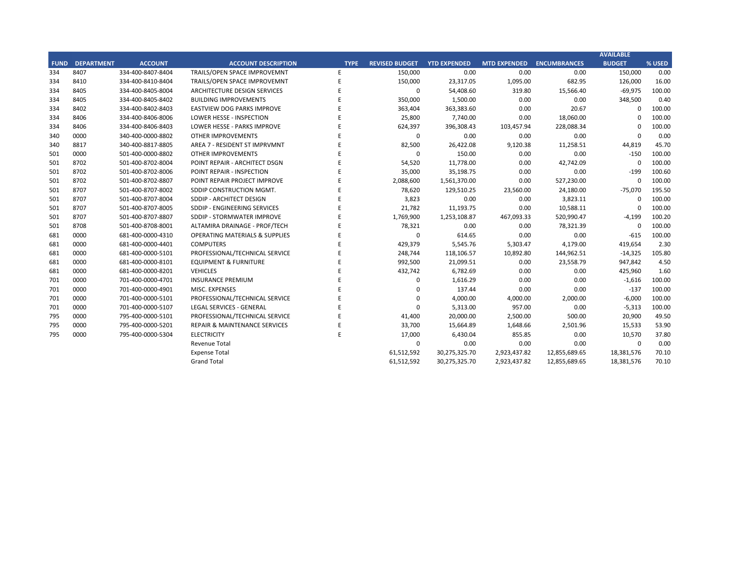| FUND | DEPARTMENT | ACCOUNT | ACCOUNT DESCRIPTION | TYPE | REVISED BUDGET | YTD EXPENDED | MTD EXPENDED | ENCUMBRANCES | AVAILABLE BUDGET | % USED |
|---|---|---|---|---|---|---|---|---|---|---|
| 334 | 8407 | 334-400-8407-8404 | TRAILS/OPEN SPACE IMPROVEMNT | E | 150,000 | 0.00 | 0.00 | 0.00 | 150,000 | 0.00 |
| 334 | 8410 | 334-400-8410-8404 | TRAILS/OPEN SPACE IMPROVEMNT | E | 150,000 | 23,317.05 | 1,095.00 | 682.95 | 126,000 | 16.00 |
| 334 | 8405 | 334-400-8405-8004 | ARCHITECTURE DESIGN SERVICES | E | 0 | 54,408.60 | 319.80 | 15,566.40 | -69,975 | 100.00 |
| 334 | 8405 | 334-400-8405-8402 | BUILDING IMPROVEMENTS | E | 350,000 | 1,500.00 | 0.00 | 0.00 | 348,500 | 0.40 |
| 334 | 8402 | 334-400-8402-8403 | EASTVIEW DOG PARKS IMPROVE | E | 363,404 | 363,383.60 | 0.00 | 20.67 | 0 | 100.00 |
| 334 | 8406 | 334-400-8406-8006 | LOWER HESSE - INSPECTION | E | 25,800 | 7,740.00 | 0.00 | 18,060.00 | 0 | 100.00 |
| 334 | 8406 | 334-400-8406-8403 | LOWER HESSE - PARKS IMPROVE | E | 624,397 | 396,308.43 | 103,457.94 | 228,088.34 | 0 | 100.00 |
| 340 | 0000 | 340-400-0000-8802 | OTHER IMPROVEMENTS | E | 0 | 0.00 | 0.00 | 0.00 | 0 | 0.00 |
| 340 | 8817 | 340-400-8817-8805 | AREA 7 - RESIDENT ST IMPRVMNT | E | 82,500 | 26,422.08 | 9,120.38 | 11,258.51 | 44,819 | 45.70 |
| 501 | 0000 | 501-400-0000-8802 | OTHER IMPROVEMENTS | E | 0 | 150.00 | 0.00 | 0.00 | -150 | 100.00 |
| 501 | 8702 | 501-400-8702-8004 | POINT REPAIR - ARCHITECT DSGN | E | 54,520 | 11,778.00 | 0.00 | 42,742.09 | 0 | 100.00 |
| 501 | 8702 | 501-400-8702-8006 | POINT REPAIR - INSPECTION | E | 35,000 | 35,198.75 | 0.00 | 0.00 | -199 | 100.60 |
| 501 | 8702 | 501-400-8702-8807 | POINT REPAIR PROJECT IMPROVE | E | 2,088,600 | 1,561,370.00 | 0.00 | 527,230.00 | 0 | 100.00 |
| 501 | 8707 | 501-400-8707-8002 | SDDIP CONSTRUCTION MGMT. | E | 78,620 | 129,510.25 | 23,560.00 | 24,180.00 | -75,070 | 195.50 |
| 501 | 8707 | 501-400-8707-8004 | SDDIP - ARCHITECT DESIGN | E | 3,823 | 0.00 | 0.00 | 3,823.11 | 0 | 100.00 |
| 501 | 8707 | 501-400-8707-8005 | SDDIP - ENGINEERING SERVICES | E | 21,782 | 11,193.75 | 0.00 | 10,588.11 | 0 | 100.00 |
| 501 | 8707 | 501-400-8707-8807 | SDDIP - STORMWATER IMPROVE | E | 1,769,900 | 1,253,108.87 | 467,093.33 | 520,990.47 | -4,199 | 100.20 |
| 501 | 8708 | 501-400-8708-8001 | ALTAMIRA DRAINAGE - PROF/TECH | E | 78,321 | 0.00 | 0.00 | 78,321.39 | 0 | 100.00 |
| 681 | 0000 | 681-400-0000-4310 | OPERATING MATERIALS & SUPPLIES | E | 0 | 614.65 | 0.00 | 0.00 | -615 | 100.00 |
| 681 | 0000 | 681-400-0000-4401 | COMPUTERS | E | 429,379 | 5,545.76 | 5,303.47 | 4,179.00 | 419,654 | 2.30 |
| 681 | 0000 | 681-400-0000-5101 | PROFESSIONAL/TECHNICAL SERVICE | E | 248,744 | 118,106.57 | 10,892.80 | 144,962.51 | -14,325 | 105.80 |
| 681 | 0000 | 681-400-0000-8101 | EQUIPMENT & FURNITURE | E | 992,500 | 21,099.51 | 0.00 | 23,558.79 | 947,842 | 4.50 |
| 681 | 0000 | 681-400-0000-8201 | VEHICLES | E | 432,742 | 6,782.69 | 0.00 | 0.00 | 425,960 | 1.60 |
| 701 | 0000 | 701-400-0000-4701 | INSURANCE PREMIUM | E | 0 | 1,616.29 | 0.00 | 0.00 | -1,616 | 100.00 |
| 701 | 0000 | 701-400-0000-4901 | MISC. EXPENSES | E | 0 | 137.44 | 0.00 | 0.00 | -137 | 100.00 |
| 701 | 0000 | 701-400-0000-5101 | PROFESSIONAL/TECHNICAL SERVICE | E | 0 | 4,000.00 | 4,000.00 | 2,000.00 | -6,000 | 100.00 |
| 701 | 0000 | 701-400-0000-5107 | LEGAL SERVICES - GENERAL | E | 0 | 5,313.00 | 957.00 | 0.00 | -5,313 | 100.00 |
| 795 | 0000 | 795-400-0000-5101 | PROFESSIONAL/TECHNICAL SERVICE | E | 41,400 | 20,000.00 | 2,500.00 | 500.00 | 20,900 | 49.50 |
| 795 | 0000 | 795-400-0000-5201 | REPAIR & MAINTENANCE SERVICES | E | 33,700 | 15,664.89 | 1,648.66 | 2,501.96 | 15,533 | 53.90 |
| 795 | 0000 | 795-400-0000-5304 | ELECTRICITY | E | 17,000 | 6,430.04 | 855.85 | 0.00 | 10,570 | 37.80 |
| | | | Revenue Total | | 0 | 0.00 | 0.00 | 0.00 | 0 | 0.00 |
| | | | Expense Total | | 61,512,592 | 30,275,325.70 | 2,923,437.82 | 12,855,689.65 | 18,381,576 | 70.10 |
| | | | Grand Total | | 61,512,592 | 30,275,325.70 | 2,923,437.82 | 12,855,689.65 | 18,381,576 | 70.10 |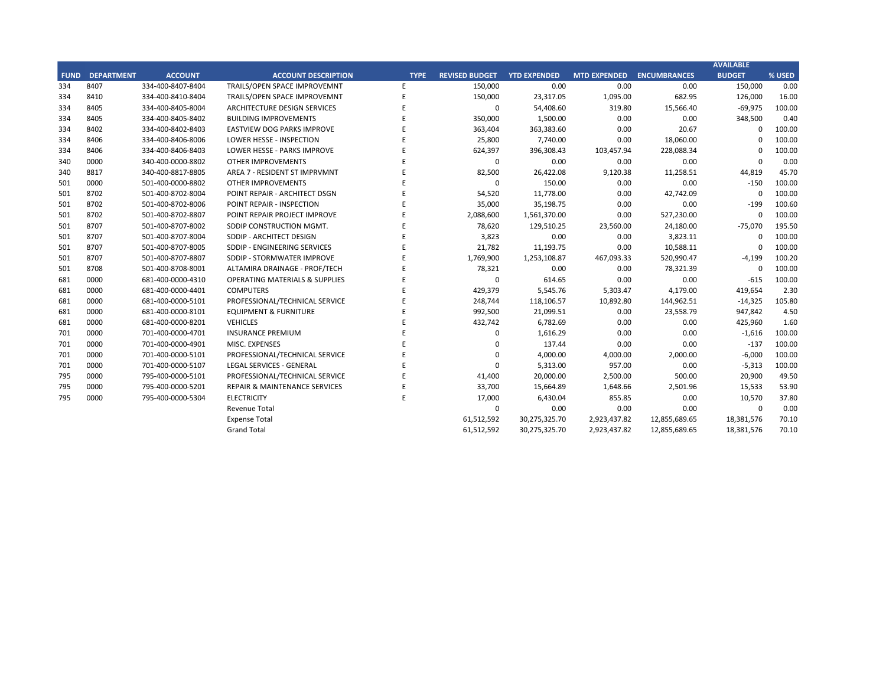| FUND | DEPARTMENT | ACCOUNT | ACCOUNT DESCRIPTION | TYPE | REVISED BUDGET | YTD EXPENDED | MTD EXPENDED | ENCUMBRANCES | AVAILABLE BUDGET | % USED |
|---|---|---|---|---|---|---|---|---|---|---|
| 334 | 8407 | 334-400-8407-8404 | TRAILS/OPEN SPACE IMPROVEMNT | E | 150,000 | 0.00 | 0.00 | 0.00 | 150,000 | 0.00 |
| 334 | 8410 | 334-400-8410-8404 | TRAILS/OPEN SPACE IMPROVEMNT | E | 150,000 | 23,317.05 | 1,095.00 | 682.95 | 126,000 | 16.00 |
| 334 | 8405 | 334-400-8405-8004 | ARCHITECTURE DESIGN SERVICES | E | 0 | 54,408.60 | 319.80 | 15,566.40 | -69,975 | 100.00 |
| 334 | 8405 | 334-400-8405-8402 | BUILDING IMPROVEMENTS | E | 350,000 | 1,500.00 | 0.00 | 0.00 | 348,500 | 0.40 |
| 334 | 8402 | 334-400-8402-8403 | EASTVIEW DOG PARKS IMPROVE | E | 363,404 | 363,383.60 | 0.00 | 20.67 | 0 | 100.00 |
| 334 | 8406 | 334-400-8406-8006 | LOWER HESSE - INSPECTION | E | 25,800 | 7,740.00 | 0.00 | 18,060.00 | 0 | 100.00 |
| 334 | 8406 | 334-400-8406-8403 | LOWER HESSE - PARKS IMPROVE | E | 624,397 | 396,308.43 | 103,457.94 | 228,088.34 | 0 | 100.00 |
| 340 | 0000 | 340-400-0000-8802 | OTHER IMPROVEMENTS | E | 0 | 0.00 | 0.00 | 0.00 | 0 | 0.00 |
| 340 | 8817 | 340-400-8817-8805 | AREA 7 - RESIDENT ST IMPRVMNT | E | 82,500 | 26,422.08 | 9,120.38 | 11,258.51 | 44,819 | 45.70 |
| 501 | 0000 | 501-400-0000-8802 | OTHER IMPROVEMENTS | E | 0 | 150.00 | 0.00 | 0.00 | -150 | 100.00 |
| 501 | 8702 | 501-400-8702-8004 | POINT REPAIR - ARCHITECT DSGN | E | 54,520 | 11,778.00 | 0.00 | 42,742.09 | 0 | 100.00 |
| 501 | 8702 | 501-400-8702-8006 | POINT REPAIR - INSPECTION | E | 35,000 | 35,198.75 | 0.00 | 0.00 | -199 | 100.60 |
| 501 | 8702 | 501-400-8702-8807 | POINT REPAIR PROJECT IMPROVE | E | 2,088,600 | 1,561,370.00 | 0.00 | 527,230.00 | 0 | 100.00 |
| 501 | 8707 | 501-400-8707-8002 | SDDIP CONSTRUCTION MGMT. | E | 78,620 | 129,510.25 | 23,560.00 | 24,180.00 | -75,070 | 195.50 |
| 501 | 8707 | 501-400-8707-8004 | SDDIP - ARCHITECT DESIGN | E | 3,823 | 0.00 | 0.00 | 3,823.11 | 0 | 100.00 |
| 501 | 8707 | 501-400-8707-8005 | SDDIP - ENGINEERING SERVICES | E | 21,782 | 11,193.75 | 0.00 | 10,588.11 | 0 | 100.00 |
| 501 | 8707 | 501-400-8707-8807 | SDDIP - STORMWATER IMPROVE | E | 1,769,900 | 1,253,108.87 | 467,093.33 | 520,990.47 | -4,199 | 100.20 |
| 501 | 8708 | 501-400-8708-8001 | ALTAMIRA DRAINAGE - PROF/TECH | E | 78,321 | 0.00 | 0.00 | 78,321.39 | 0 | 100.00 |
| 681 | 0000 | 681-400-0000-4310 | OPERATING MATERIALS & SUPPLIES | E | 0 | 614.65 | 0.00 | 0.00 | -615 | 100.00 |
| 681 | 0000 | 681-400-0000-4401 | COMPUTERS | E | 429,379 | 5,545.76 | 5,303.47 | 4,179.00 | 419,654 | 2.30 |
| 681 | 0000 | 681-400-0000-5101 | PROFESSIONAL/TECHNICAL SERVICE | E | 248,744 | 118,106.57 | 10,892.80 | 144,962.51 | -14,325 | 105.80 |
| 681 | 0000 | 681-400-0000-8101 | EQUIPMENT & FURNITURE | E | 992,500 | 21,099.51 | 0.00 | 23,558.79 | 947,842 | 4.50 |
| 681 | 0000 | 681-400-0000-8201 | VEHICLES | E | 432,742 | 6,782.69 | 0.00 | 0.00 | 425,960 | 1.60 |
| 701 | 0000 | 701-400-0000-4701 | INSURANCE PREMIUM | E | 0 | 1,616.29 | 0.00 | 0.00 | -1,616 | 100.00 |
| 701 | 0000 | 701-400-0000-4901 | MISC. EXPENSES | E | 0 | 137.44 | 0.00 | 0.00 | -137 | 100.00 |
| 701 | 0000 | 701-400-0000-5101 | PROFESSIONAL/TECHNICAL SERVICE | E | 0 | 4,000.00 | 4,000.00 | 2,000.00 | -6,000 | 100.00 |
| 701 | 0000 | 701-400-0000-5107 | LEGAL SERVICES - GENERAL | E | 0 | 5,313.00 | 957.00 | 0.00 | -5,313 | 100.00 |
| 795 | 0000 | 795-400-0000-5101 | PROFESSIONAL/TECHNICAL SERVICE | E | 41,400 | 20,000.00 | 2,500.00 | 500.00 | 20,900 | 49.50 |
| 795 | 0000 | 795-400-0000-5201 | REPAIR & MAINTENANCE SERVICES | E | 33,700 | 15,664.89 | 1,648.66 | 2,501.96 | 15,533 | 53.90 |
| 795 | 0000 | 795-400-0000-5304 | ELECTRICITY | E | 17,000 | 6,430.04 | 855.85 | 0.00 | 10,570 | 37.80 |
| | | | Revenue Total | | 0 | 0.00 | 0.00 | 0.00 | 0 | 0.00 |
| | | | Expense Total | | 61,512,592 | 30,275,325.70 | 2,923,437.82 | 12,855,689.65 | 18,381,576 | 70.10 |
| | | | Grand Total | | 61,512,592 | 30,275,325.70 | 2,923,437.82 | 12,855,689.65 | 18,381,576 | 70.10 |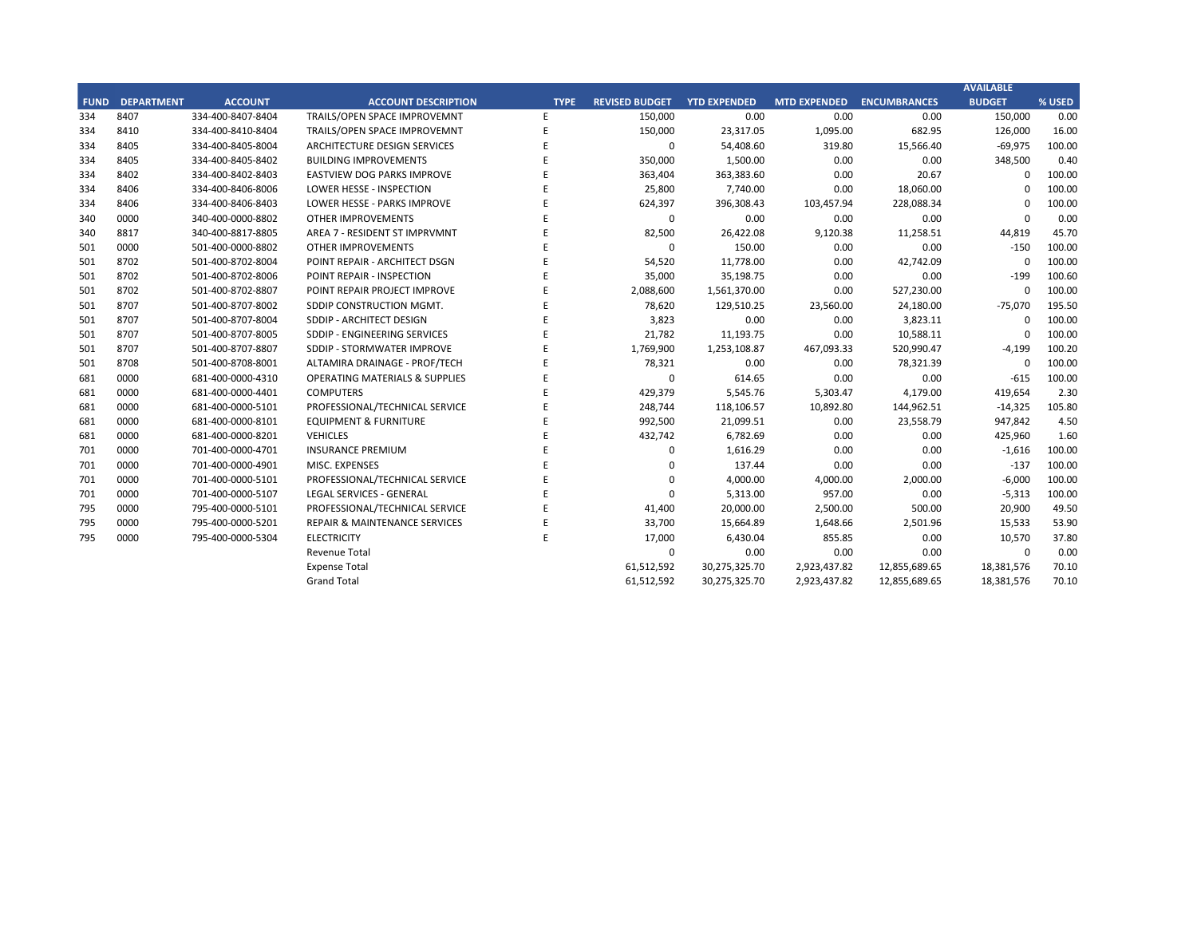| FUND | DEPARTMENT | ACCOUNT | ACCOUNT DESCRIPTION | TYPE | REVISED BUDGET | YTD EXPENDED | MTD EXPENDED | ENCUMBRANCES | AVAILABLE BUDGET | % USED |
|---|---|---|---|---|---|---|---|---|---|---|
| 334 | 8407 | 334-400-8407-8404 | TRAILS/OPEN SPACE IMPROVEMNT | E | 150,000 | 0.00 | 0.00 | 0.00 | 150,000 | 0.00 |
| 334 | 8410 | 334-400-8410-8404 | TRAILS/OPEN SPACE IMPROVEMNT | E | 150,000 | 23,317.05 | 1,095.00 | 682.95 | 126,000 | 16.00 |
| 334 | 8405 | 334-400-8405-8004 | ARCHITECTURE DESIGN SERVICES | E | 0 | 54,408.60 | 319.80 | 15,566.40 | -69,975 | 100.00 |
| 334 | 8405 | 334-400-8405-8402 | BUILDING IMPROVEMENTS | E | 350,000 | 1,500.00 | 0.00 | 0.00 | 348,500 | 0.40 |
| 334 | 8402 | 334-400-8402-8403 | EASTVIEW DOG PARKS IMPROVE | E | 363,404 | 363,383.60 | 0.00 | 20.67 | 0 | 100.00 |
| 334 | 8406 | 334-400-8406-8006 | LOWER HESSE - INSPECTION | E | 25,800 | 7,740.00 | 0.00 | 18,060.00 | 0 | 100.00 |
| 334 | 8406 | 334-400-8406-8403 | LOWER HESSE - PARKS IMPROVE | E | 624,397 | 396,308.43 | 103,457.94 | 228,088.34 | 0 | 100.00 |
| 340 | 0000 | 340-400-0000-8802 | OTHER IMPROVEMENTS | E | 0 | 0.00 | 0.00 | 0.00 | 0 | 0.00 |
| 340 | 8817 | 340-400-8817-8805 | AREA 7 - RESIDENT ST IMPRVMNT | E | 82,500 | 26,422.08 | 9,120.38 | 11,258.51 | 44,819 | 45.70 |
| 501 | 0000 | 501-400-0000-8802 | OTHER IMPROVEMENTS | E | 0 | 150.00 | 0.00 | 0.00 | -150 | 100.00 |
| 501 | 8702 | 501-400-8702-8004 | POINT REPAIR - ARCHITECT DSGN | E | 54,520 | 11,778.00 | 0.00 | 42,742.09 | 0 | 100.00 |
| 501 | 8702 | 501-400-8702-8006 | POINT REPAIR - INSPECTION | E | 35,000 | 35,198.75 | 0.00 | 0.00 | -199 | 100.60 |
| 501 | 8702 | 501-400-8702-8807 | POINT REPAIR PROJECT IMPROVE | E | 2,088,600 | 1,561,370.00 | 0.00 | 527,230.00 | 0 | 100.00 |
| 501 | 8707 | 501-400-8707-8002 | SDDIP CONSTRUCTION MGMT. | E | 78,620 | 129,510.25 | 23,560.00 | 24,180.00 | -75,070 | 195.50 |
| 501 | 8707 | 501-400-8707-8004 | SDDIP - ARCHITECT DESIGN | E | 3,823 | 0.00 | 0.00 | 3,823.11 | 0 | 100.00 |
| 501 | 8707 | 501-400-8707-8005 | SDDIP - ENGINEERING SERVICES | E | 21,782 | 11,193.75 | 0.00 | 10,588.11 | 0 | 100.00 |
| 501 | 8707 | 501-400-8707-8807 | SDDIP - STORMWATER IMPROVE | E | 1,769,900 | 1,253,108.87 | 467,093.33 | 520,990.47 | -4,199 | 100.20 |
| 501 | 8708 | 501-400-8708-8001 | ALTAMIRA DRAINAGE - PROF/TECH | E | 78,321 | 0.00 | 0.00 | 78,321.39 | 0 | 100.00 |
| 681 | 0000 | 681-400-0000-4310 | OPERATING MATERIALS & SUPPLIES | E | 0 | 614.65 | 0.00 | 0.00 | -615 | 100.00 |
| 681 | 0000 | 681-400-0000-4401 | COMPUTERS | E | 429,379 | 5,545.76 | 5,303.47 | 4,179.00 | 419,654 | 2.30 |
| 681 | 0000 | 681-400-0000-5101 | PROFESSIONAL/TECHNICAL SERVICE | E | 248,744 | 118,106.57 | 10,892.80 | 144,962.51 | -14,325 | 105.80 |
| 681 | 0000 | 681-400-0000-8101 | EQUIPMENT & FURNITURE | E | 992,500 | 21,099.51 | 0.00 | 23,558.79 | 947,842 | 4.50 |
| 681 | 0000 | 681-400-0000-8201 | VEHICLES | E | 432,742 | 6,782.69 | 0.00 | 0.00 | 425,960 | 1.60 |
| 701 | 0000 | 701-400-0000-4701 | INSURANCE PREMIUM | E | 0 | 1,616.29 | 0.00 | 0.00 | -1,616 | 100.00 |
| 701 | 0000 | 701-400-0000-4901 | MISC. EXPENSES | E | 0 | 137.44 | 0.00 | 0.00 | -137 | 100.00 |
| 701 | 0000 | 701-400-0000-5101 | PROFESSIONAL/TECHNICAL SERVICE | E | 0 | 4,000.00 | 4,000.00 | 2,000.00 | -6,000 | 100.00 |
| 701 | 0000 | 701-400-0000-5107 | LEGAL SERVICES - GENERAL | E | 0 | 5,313.00 | 957.00 | 0.00 | -5,313 | 100.00 |
| 795 | 0000 | 795-400-0000-5101 | PROFESSIONAL/TECHNICAL SERVICE | E | 41,400 | 20,000.00 | 2,500.00 | 500.00 | 20,900 | 49.50 |
| 795 | 0000 | 795-400-0000-5201 | REPAIR & MAINTENANCE SERVICES | E | 33,700 | 15,664.89 | 1,648.66 | 2,501.96 | 15,533 | 53.90 |
| 795 | 0000 | 795-400-0000-5304 | ELECTRICITY | E | 17,000 | 6,430.04 | 855.85 | 0.00 | 10,570 | 37.80 |
| | | | Revenue Total | | 0 | 0.00 | 0.00 | 0.00 | 0 | 0.00 |
| | | | Expense Total | | 61,512,592 | 30,275,325.70 | 2,923,437.82 | 12,855,689.65 | 18,381,576 | 70.10 |
| | | | Grand Total | | 61,512,592 | 30,275,325.70 | 2,923,437.82 | 12,855,689.65 | 18,381,576 | 70.10 |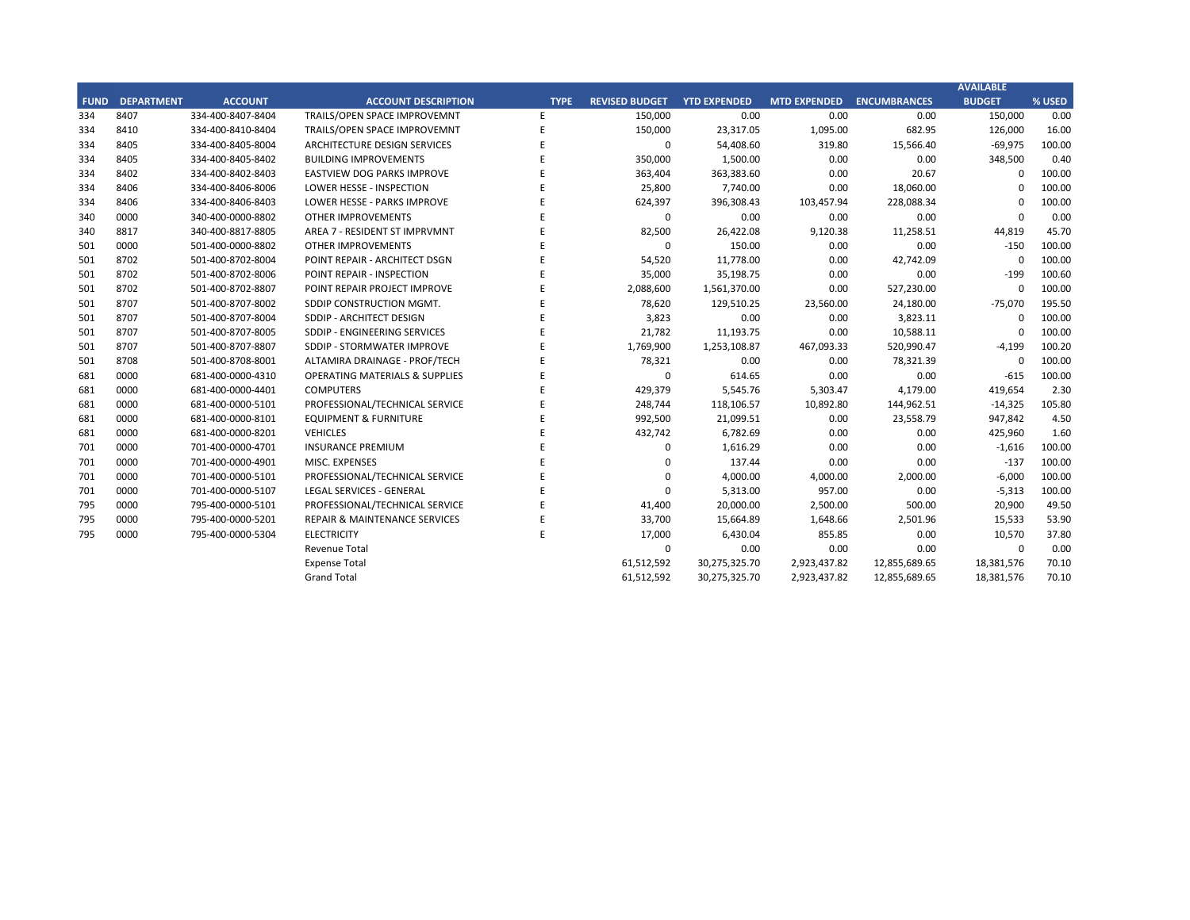| FUND | DEPARTMENT | ACCOUNT | ACCOUNT DESCRIPTION | TYPE | REVISED BUDGET | YTD EXPENDED | MTD EXPENDED | ENCUMBRANCES | AVAILABLE BUDGET | % USED |
|---|---|---|---|---|---|---|---|---|---|---|
| 334 | 8407 | 334-400-8407-8404 | TRAILS/OPEN SPACE IMPROVEMNT | E | 150,000 | 0.00 | 0.00 | 0.00 | 150,000 | 0.00 |
| 334 | 8410 | 334-400-8410-8404 | TRAILS/OPEN SPACE IMPROVEMNT | E | 150,000 | 23,317.05 | 1,095.00 | 682.95 | 126,000 | 16.00 |
| 334 | 8405 | 334-400-8405-8004 | ARCHITECTURE DESIGN SERVICES | E | 0 | 54,408.60 | 319.80 | 15,566.40 | -69,975 | 100.00 |
| 334 | 8405 | 334-400-8405-8402 | BUILDING IMPROVEMENTS | E | 350,000 | 1,500.00 | 0.00 | 0.00 | 348,500 | 0.40 |
| 334 | 8402 | 334-400-8402-8403 | EASTVIEW DOG PARKS IMPROVE | E | 363,404 | 363,383.60 | 0.00 | 20.67 | 0 | 100.00 |
| 334 | 8406 | 334-400-8406-8006 | LOWER HESSE - INSPECTION | E | 25,800 | 7,740.00 | 0.00 | 18,060.00 | 0 | 100.00 |
| 334 | 8406 | 334-400-8406-8403 | LOWER HESSE - PARKS IMPROVE | E | 624,397 | 396,308.43 | 103,457.94 | 228,088.34 | 0 | 100.00 |
| 340 | 0000 | 340-400-0000-8802 | OTHER IMPROVEMENTS | E | 0 | 0.00 | 0.00 | 0.00 | 0 | 0.00 |
| 340 | 8817 | 340-400-8817-8805 | AREA 7 - RESIDENT ST IMPRVMNT | E | 82,500 | 26,422.08 | 9,120.38 | 11,258.51 | 44,819 | 45.70 |
| 501 | 0000 | 501-400-0000-8802 | OTHER IMPROVEMENTS | E | 0 | 150.00 | 0.00 | 0.00 | -150 | 100.00 |
| 501 | 8702 | 501-400-8702-8004 | POINT REPAIR - ARCHITECT DSGN | E | 54,520 | 11,778.00 | 0.00 | 42,742.09 | 0 | 100.00 |
| 501 | 8702 | 501-400-8702-8006 | POINT REPAIR - INSPECTION | E | 35,000 | 35,198.75 | 0.00 | 0.00 | -199 | 100.60 |
| 501 | 8702 | 501-400-8702-8807 | POINT REPAIR PROJECT IMPROVE | E | 2,088,600 | 1,561,370.00 | 0.00 | 527,230.00 | 0 | 100.00 |
| 501 | 8707 | 501-400-8707-8002 | SDDIP CONSTRUCTION MGMT. | E | 78,620 | 129,510.25 | 23,560.00 | 24,180.00 | -75,070 | 195.50 |
| 501 | 8707 | 501-400-8707-8004 | SDDIP - ARCHITECT DESIGN | E | 3,823 | 0.00 | 0.00 | 3,823.11 | 0 | 100.00 |
| 501 | 8707 | 501-400-8707-8005 | SDDIP - ENGINEERING SERVICES | E | 21,782 | 11,193.75 | 0.00 | 10,588.11 | 0 | 100.00 |
| 501 | 8707 | 501-400-8707-8807 | SDDIP - STORMWATER IMPROVE | E | 1,769,900 | 1,253,108.87 | 467,093.33 | 520,990.47 | -4,199 | 100.20 |
| 501 | 8708 | 501-400-8708-8001 | ALTAMIRA DRAINAGE - PROF/TECH | E | 78,321 | 0.00 | 0.00 | 78,321.39 | 0 | 100.00 |
| 681 | 0000 | 681-400-0000-4310 | OPERATING MATERIALS & SUPPLIES | E | 0 | 614.65 | 0.00 | 0.00 | -615 | 100.00 |
| 681 | 0000 | 681-400-0000-4401 | COMPUTERS | E | 429,379 | 5,545.76 | 5,303.47 | 4,179.00 | 419,654 | 2.30 |
| 681 | 0000 | 681-400-0000-5101 | PROFESSIONAL/TECHNICAL SERVICE | E | 248,744 | 118,106.57 | 10,892.80 | 144,962.51 | -14,325 | 105.80 |
| 681 | 0000 | 681-400-0000-8101 | EQUIPMENT & FURNITURE | E | 992,500 | 21,099.51 | 0.00 | 23,558.79 | 947,842 | 4.50 |
| 681 | 0000 | 681-400-0000-8201 | VEHICLES | E | 432,742 | 6,782.69 | 0.00 | 0.00 | 425,960 | 1.60 |
| 701 | 0000 | 701-400-0000-4701 | INSURANCE PREMIUM | E | 0 | 1,616.29 | 0.00 | 0.00 | -1,616 | 100.00 |
| 701 | 0000 | 701-400-0000-4901 | MISC. EXPENSES | E | 0 | 137.44 | 0.00 | 0.00 | -137 | 100.00 |
| 701 | 0000 | 701-400-0000-5101 | PROFESSIONAL/TECHNICAL SERVICE | E | 0 | 4,000.00 | 4,000.00 | 2,000.00 | -6,000 | 100.00 |
| 701 | 0000 | 701-400-0000-5107 | LEGAL SERVICES - GENERAL | E | 0 | 5,313.00 | 957.00 | 0.00 | -5,313 | 100.00 |
| 795 | 0000 | 795-400-0000-5101 | PROFESSIONAL/TECHNICAL SERVICE | E | 41,400 | 20,000.00 | 2,500.00 | 500.00 | 20,900 | 49.50 |
| 795 | 0000 | 795-400-0000-5201 | REPAIR & MAINTENANCE SERVICES | E | 33,700 | 15,664.89 | 1,648.66 | 2,501.96 | 15,533 | 53.90 |
| 795 | 0000 | 795-400-0000-5304 | ELECTRICITY | E | 17,000 | 6,430.04 | 855.85 | 0.00 | 10,570 | 37.80 |
| | | | Revenue Total | | 0 | 0.00 | 0.00 | 0.00 | 0 | 0.00 |
| | | | Expense Total | | 61,512,592 | 30,275,325.70 | 2,923,437.82 | 12,855,689.65 | 18,381,576 | 70.10 |
| | | | Grand Total | | 61,512,592 | 30,275,325.70 | 2,923,437.82 | 12,855,689.65 | 18,381,576 | 70.10 |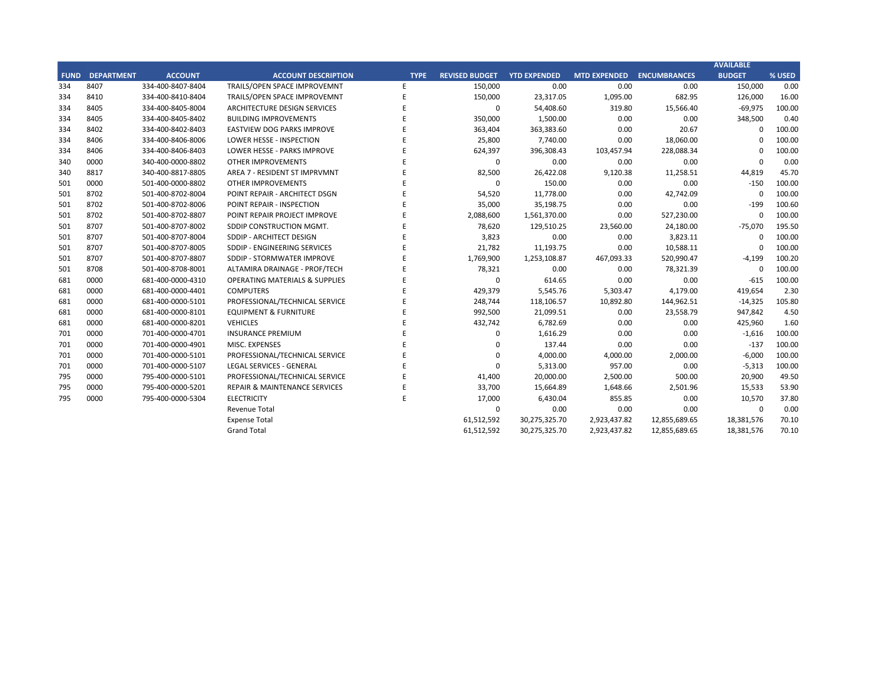| FUND | DEPARTMENT | ACCOUNT | ACCOUNT DESCRIPTION | TYPE | REVISED BUDGET | YTD EXPENDED | MTD EXPENDED | ENCUMBRANCES | AVAILABLE BUDGET | % USED |
|---|---|---|---|---|---|---|---|---|---|---|
| 334 | 8407 | 334-400-8407-8404 | TRAILS/OPEN SPACE IMPROVEMNT | E | 150,000 | 0.00 | 0.00 | 0.00 | 150,000 | 0.00 |
| 334 | 8410 | 334-400-8410-8404 | TRAILS/OPEN SPACE IMPROVEMNT | E | 150,000 | 23,317.05 | 1,095.00 | 682.95 | 126,000 | 16.00 |
| 334 | 8405 | 334-400-8405-8004 | ARCHITECTURE DESIGN SERVICES | E | 0 | 54,408.60 | 319.80 | 15,566.40 | -69,975 | 100.00 |
| 334 | 8405 | 334-400-8405-8402 | BUILDING IMPROVEMENTS | E | 350,000 | 1,500.00 | 0.00 | 0.00 | 348,500 | 0.40 |
| 334 | 8402 | 334-400-8402-8403 | EASTVIEW DOG PARKS IMPROVE | E | 363,404 | 363,383.60 | 0.00 | 20.67 | 0 | 100.00 |
| 334 | 8406 | 334-400-8406-8006 | LOWER HESSE - INSPECTION | E | 25,800 | 7,740.00 | 0.00 | 18,060.00 | 0 | 100.00 |
| 334 | 8406 | 334-400-8406-8403 | LOWER HESSE - PARKS IMPROVE | E | 624,397 | 396,308.43 | 103,457.94 | 228,088.34 | 0 | 100.00 |
| 340 | 0000 | 340-400-0000-8802 | OTHER IMPROVEMENTS | E | 0 | 0.00 | 0.00 | 0.00 | 0 | 0.00 |
| 340 | 8817 | 340-400-8817-8805 | AREA 7 - RESIDENT ST IMPRVMNT | E | 82,500 | 26,422.08 | 9,120.38 | 11,258.51 | 44,819 | 45.70 |
| 501 | 0000 | 501-400-0000-8802 | OTHER IMPROVEMENTS | E | 0 | 150.00 | 0.00 | 0.00 | -150 | 100.00 |
| 501 | 8702 | 501-400-8702-8004 | POINT REPAIR - ARCHITECT DSGN | E | 54,520 | 11,778.00 | 0.00 | 42,742.09 | 0 | 100.00 |
| 501 | 8702 | 501-400-8702-8006 | POINT REPAIR - INSPECTION | E | 35,000 | 35,198.75 | 0.00 | 0.00 | -199 | 100.60 |
| 501 | 8702 | 501-400-8702-8807 | POINT REPAIR PROJECT IMPROVE | E | 2,088,600 | 1,561,370.00 | 0.00 | 527,230.00 | 0 | 100.00 |
| 501 | 8707 | 501-400-8707-8002 | SDDIP CONSTRUCTION MGMT. | E | 78,620 | 129,510.25 | 23,560.00 | 24,180.00 | -75,070 | 195.50 |
| 501 | 8707 | 501-400-8707-8004 | SDDIP - ARCHITECT DESIGN | E | 3,823 | 0.00 | 0.00 | 3,823.11 | 0 | 100.00 |
| 501 | 8707 | 501-400-8707-8005 | SDDIP - ENGINEERING SERVICES | E | 21,782 | 11,193.75 | 0.00 | 10,588.11 | 0 | 100.00 |
| 501 | 8707 | 501-400-8707-8807 | SDDIP - STORMWATER IMPROVE | E | 1,769,900 | 1,253,108.87 | 467,093.33 | 520,990.47 | -4,199 | 100.20 |
| 501 | 8708 | 501-400-8708-8001 | ALTAMIRA DRAINAGE - PROF/TECH | E | 78,321 | 0.00 | 0.00 | 78,321.39 | 0 | 100.00 |
| 681 | 0000 | 681-400-0000-4310 | OPERATING MATERIALS & SUPPLIES | E | 0 | 614.65 | 0.00 | 0.00 | -615 | 100.00 |
| 681 | 0000 | 681-400-0000-4401 | COMPUTERS | E | 429,379 | 5,545.76 | 5,303.47 | 4,179.00 | 419,654 | 2.30 |
| 681 | 0000 | 681-400-0000-5101 | PROFESSIONAL/TECHNICAL SERVICE | E | 248,744 | 118,106.57 | 10,892.80 | 144,962.51 | -14,325 | 105.80 |
| 681 | 0000 | 681-400-0000-8101 | EQUIPMENT & FURNITURE | E | 992,500 | 21,099.51 | 0.00 | 23,558.79 | 947,842 | 4.50 |
| 681 | 0000 | 681-400-0000-8201 | VEHICLES | E | 432,742 | 6,782.69 | 0.00 | 0.00 | 425,960 | 1.60 |
| 701 | 0000 | 701-400-0000-4701 | INSURANCE PREMIUM | E | 0 | 1,616.29 | 0.00 | 0.00 | -1,616 | 100.00 |
| 701 | 0000 | 701-400-0000-4901 | MISC. EXPENSES | E | 0 | 137.44 | 0.00 | 0.00 | -137 | 100.00 |
| 701 | 0000 | 701-400-0000-5101 | PROFESSIONAL/TECHNICAL SERVICE | E | 0 | 4,000.00 | 4,000.00 | 2,000.00 | -6,000 | 100.00 |
| 701 | 0000 | 701-400-0000-5107 | LEGAL SERVICES - GENERAL | E | 0 | 5,313.00 | 957.00 | 0.00 | -5,313 | 100.00 |
| 795 | 0000 | 795-400-0000-5101 | PROFESSIONAL/TECHNICAL SERVICE | E | 41,400 | 20,000.00 | 2,500.00 | 500.00 | 20,900 | 49.50 |
| 795 | 0000 | 795-400-0000-5201 | REPAIR & MAINTENANCE SERVICES | E | 33,700 | 15,664.89 | 1,648.66 | 2,501.96 | 15,533 | 53.90 |
| 795 | 0000 | 795-400-0000-5304 | ELECTRICITY | E | 17,000 | 6,430.04 | 855.85 | 0.00 | 10,570 | 37.80 |
| | | | Revenue Total | | 0 | 0.00 | 0.00 | 0.00 | 0 | 0.00 |
| | | | Expense Total | | 61,512,592 | 30,275,325.70 | 2,923,437.82 | 12,855,689.65 | 18,381,576 | 70.10 |
| | | | Grand Total | | 61,512,592 | 30,275,325.70 | 2,923,437.82 | 12,855,689.65 | 18,381,576 | 70.10 |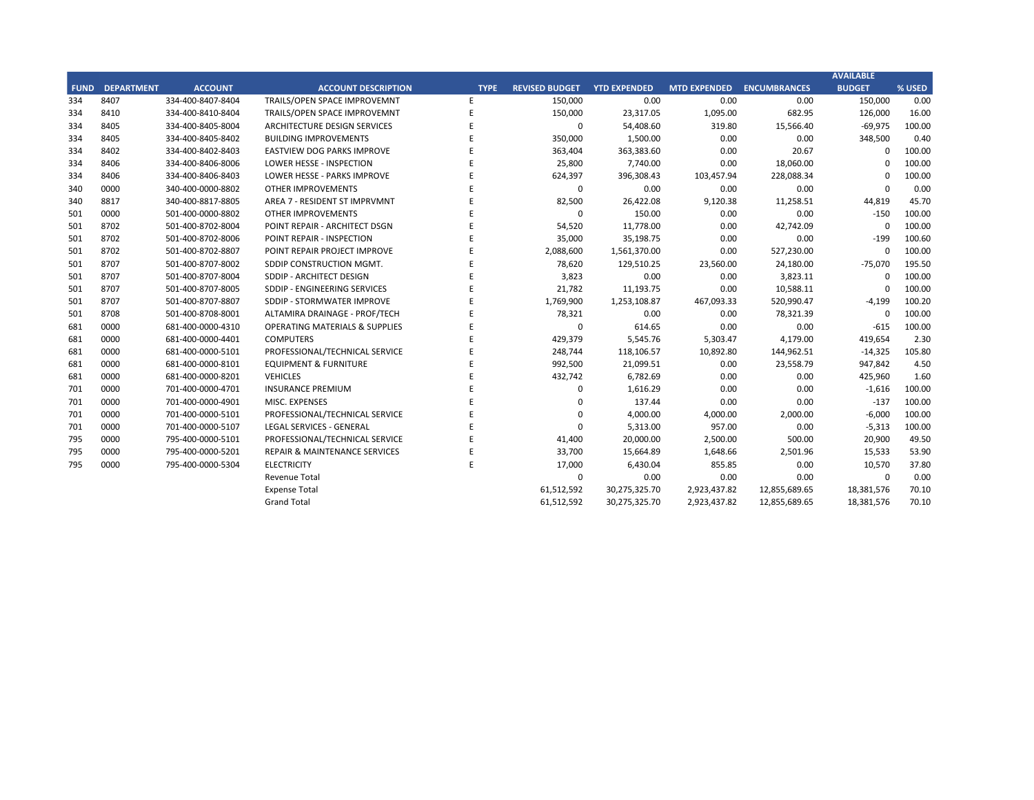| FUND | DEPARTMENT | ACCOUNT | ACCOUNT DESCRIPTION | TYPE | REVISED BUDGET | YTD EXPENDED | MTD EXPENDED | ENCUMBRANCES | AVAILABLE BUDGET | % USED |
|---|---|---|---|---|---|---|---|---|---|---|
| 334 | 8407 | 334-400-8407-8404 | TRAILS/OPEN SPACE IMPROVEMNT | E | 150,000 | 0.00 | 0.00 | 0.00 | 150,000 | 0.00 |
| 334 | 8410 | 334-400-8410-8404 | TRAILS/OPEN SPACE IMPROVEMNT | E | 150,000 | 23,317.05 | 1,095.00 | 682.95 | 126,000 | 16.00 |
| 334 | 8405 | 334-400-8405-8004 | ARCHITECTURE DESIGN SERVICES | E | 0 | 54,408.60 | 319.80 | 15,566.40 | -69,975 | 100.00 |
| 334 | 8405 | 334-400-8405-8402 | BUILDING IMPROVEMENTS | E | 350,000 | 1,500.00 | 0.00 | 0.00 | 348,500 | 0.40 |
| 334 | 8402 | 334-400-8402-8403 | EASTVIEW DOG PARKS IMPROVE | E | 363,404 | 363,383.60 | 0.00 | 20.67 | 0 | 100.00 |
| 334 | 8406 | 334-400-8406-8006 | LOWER HESSE - INSPECTION | E | 25,800 | 7,740.00 | 0.00 | 18,060.00 | 0 | 100.00 |
| 334 | 8406 | 334-400-8406-8403 | LOWER HESSE - PARKS IMPROVE | E | 624,397 | 396,308.43 | 103,457.94 | 228,088.34 | 0 | 100.00 |
| 340 | 0000 | 340-400-0000-8802 | OTHER IMPROVEMENTS | E | 0 | 0.00 | 0.00 | 0.00 | 0 | 0.00 |
| 340 | 8817 | 340-400-8817-8805 | AREA 7 - RESIDENT ST IMPRVMNT | E | 82,500 | 26,422.08 | 9,120.38 | 11,258.51 | 44,819 | 45.70 |
| 501 | 0000 | 501-400-0000-8802 | OTHER IMPROVEMENTS | E | 0 | 150.00 | 0.00 | 0.00 | -150 | 100.00 |
| 501 | 8702 | 501-400-8702-8004 | POINT REPAIR - ARCHITECT DSGN | E | 54,520 | 11,778.00 | 0.00 | 42,742.09 | 0 | 100.00 |
| 501 | 8702 | 501-400-8702-8006 | POINT REPAIR - INSPECTION | E | 35,000 | 35,198.75 | 0.00 | 0.00 | -199 | 100.60 |
| 501 | 8702 | 501-400-8702-8807 | POINT REPAIR PROJECT IMPROVE | E | 2,088,600 | 1,561,370.00 | 0.00 | 527,230.00 | 0 | 100.00 |
| 501 | 8707 | 501-400-8707-8002 | SDDIP CONSTRUCTION MGMT. | E | 78,620 | 129,510.25 | 23,560.00 | 24,180.00 | -75,070 | 195.50 |
| 501 | 8707 | 501-400-8707-8004 | SDDIP - ARCHITECT DESIGN | E | 3,823 | 0.00 | 0.00 | 3,823.11 | 0 | 100.00 |
| 501 | 8707 | 501-400-8707-8005 | SDDIP - ENGINEERING SERVICES | E | 21,782 | 11,193.75 | 0.00 | 10,588.11 | 0 | 100.00 |
| 501 | 8707 | 501-400-8707-8807 | SDDIP - STORMWATER IMPROVE | E | 1,769,900 | 1,253,108.87 | 467,093.33 | 520,990.47 | -4,199 | 100.20 |
| 501 | 8708 | 501-400-8708-8001 | ALTAMIRA DRAINAGE - PROF/TECH | E | 78,321 | 0.00 | 0.00 | 78,321.39 | 0 | 100.00 |
| 681 | 0000 | 681-400-0000-4310 | OPERATING MATERIALS & SUPPLIES | E | 0 | 614.65 | 0.00 | 0.00 | -615 | 100.00 |
| 681 | 0000 | 681-400-0000-4401 | COMPUTERS | E | 429,379 | 5,545.76 | 5,303.47 | 4,179.00 | 419,654 | 2.30 |
| 681 | 0000 | 681-400-0000-5101 | PROFESSIONAL/TECHNICAL SERVICE | E | 248,744 | 118,106.57 | 10,892.80 | 144,962.51 | -14,325 | 105.80 |
| 681 | 0000 | 681-400-0000-8101 | EQUIPMENT & FURNITURE | E | 992,500 | 21,099.51 | 0.00 | 23,558.79 | 947,842 | 4.50 |
| 681 | 0000 | 681-400-0000-8201 | VEHICLES | E | 432,742 | 6,782.69 | 0.00 | 0.00 | 425,960 | 1.60 |
| 701 | 0000 | 701-400-0000-4701 | INSURANCE PREMIUM | E | 0 | 1,616.29 | 0.00 | 0.00 | -1,616 | 100.00 |
| 701 | 0000 | 701-400-0000-4901 | MISC. EXPENSES | E | 0 | 137.44 | 0.00 | 0.00 | -137 | 100.00 |
| 701 | 0000 | 701-400-0000-5101 | PROFESSIONAL/TECHNICAL SERVICE | E | 0 | 4,000.00 | 4,000.00 | 2,000.00 | -6,000 | 100.00 |
| 701 | 0000 | 701-400-0000-5107 | LEGAL SERVICES - GENERAL | E | 0 | 5,313.00 | 957.00 | 0.00 | -5,313 | 100.00 |
| 795 | 0000 | 795-400-0000-5101 | PROFESSIONAL/TECHNICAL SERVICE | E | 41,400 | 20,000.00 | 2,500.00 | 500.00 | 20,900 | 49.50 |
| 795 | 0000 | 795-400-0000-5201 | REPAIR & MAINTENANCE SERVICES | E | 33,700 | 15,664.89 | 1,648.66 | 2,501.96 | 15,533 | 53.90 |
| 795 | 0000 | 795-400-0000-5304 | ELECTRICITY | E | 17,000 | 6,430.04 | 855.85 | 0.00 | 10,570 | 37.80 |
| | | | Revenue Total | | 0 | 0.00 | 0.00 | 0.00 | 0 | 0.00 |
| | | | Expense Total | | 61,512,592 | 30,275,325.70 | 2,923,437.82 | 12,855,689.65 | 18,381,576 | 70.10 |
| | | | Grand Total | | 61,512,592 | 30,275,325.70 | 2,923,437.82 | 12,855,689.65 | 18,381,576 | 70.10 |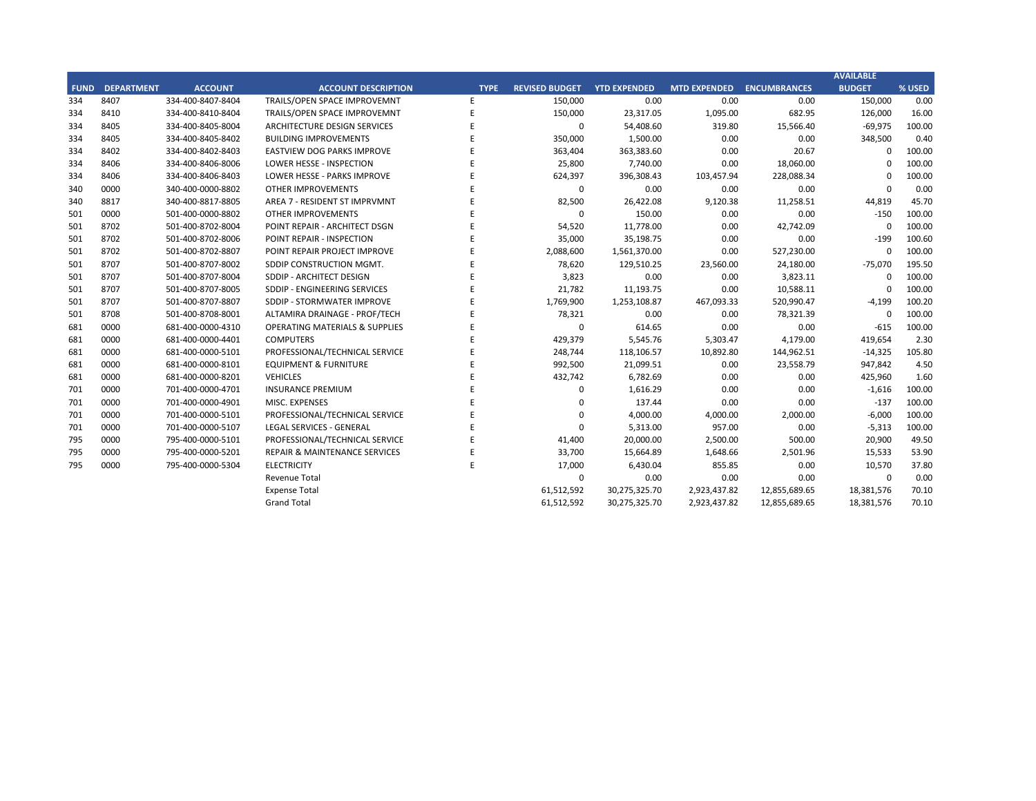| FUND | DEPARTMENT | ACCOUNT | ACCOUNT DESCRIPTION | TYPE | REVISED BUDGET | YTD EXPENDED | MTD EXPENDED | ENCUMBRANCES | AVAILABLE BUDGET | % USED |
|---|---|---|---|---|---|---|---|---|---|---|
| 334 | 8407 | 334-400-8407-8404 | TRAILS/OPEN SPACE IMPROVEMNT | E | 150,000 | 0.00 | 0.00 | 0.00 | 150,000 | 0.00 |
| 334 | 8410 | 334-400-8410-8404 | TRAILS/OPEN SPACE IMPROVEMNT | E | 150,000 | 23,317.05 | 1,095.00 | 682.95 | 126,000 | 16.00 |
| 334 | 8405 | 334-400-8405-8004 | ARCHITECTURE DESIGN SERVICES | E | 0 | 54,408.60 | 319.80 | 15,566.40 | -69,975 | 100.00 |
| 334 | 8405 | 334-400-8405-8402 | BUILDING IMPROVEMENTS | E | 350,000 | 1,500.00 | 0.00 | 0.00 | 348,500 | 0.40 |
| 334 | 8402 | 334-400-8402-8403 | EASTVIEW DOG PARKS IMPROVE | E | 363,404 | 363,383.60 | 0.00 | 20.67 | 0 | 100.00 |
| 334 | 8406 | 334-400-8406-8006 | LOWER HESSE - INSPECTION | E | 25,800 | 7,740.00 | 0.00 | 18,060.00 | 0 | 100.00 |
| 334 | 8406 | 334-400-8406-8403 | LOWER HESSE - PARKS IMPROVE | E | 624,397 | 396,308.43 | 103,457.94 | 228,088.34 | 0 | 100.00 |
| 340 | 0000 | 340-400-0000-8802 | OTHER IMPROVEMENTS | E | 0 | 0.00 | 0.00 | 0.00 | 0 | 0.00 |
| 340 | 8817 | 340-400-8817-8805 | AREA 7 - RESIDENT ST IMPRVMNT | E | 82,500 | 26,422.08 | 9,120.38 | 11,258.51 | 44,819 | 45.70 |
| 501 | 0000 | 501-400-0000-8802 | OTHER IMPROVEMENTS | E | 0 | 150.00 | 0.00 | 0.00 | -150 | 100.00 |
| 501 | 8702 | 501-400-8702-8004 | POINT REPAIR - ARCHITECT DSGN | E | 54,520 | 11,778.00 | 0.00 | 42,742.09 | 0 | 100.00 |
| 501 | 8702 | 501-400-8702-8006 | POINT REPAIR - INSPECTION | E | 35,000 | 35,198.75 | 0.00 | 0.00 | -199 | 100.60 |
| 501 | 8702 | 501-400-8702-8807 | POINT REPAIR PROJECT IMPROVE | E | 2,088,600 | 1,561,370.00 | 0.00 | 527,230.00 | 0 | 100.00 |
| 501 | 8707 | 501-400-8707-8002 | SDDIP CONSTRUCTION MGMT. | E | 78,620 | 129,510.25 | 23,560.00 | 24,180.00 | -75,070 | 195.50 |
| 501 | 8707 | 501-400-8707-8004 | SDDIP - ARCHITECT DESIGN | E | 3,823 | 0.00 | 0.00 | 3,823.11 | 0 | 100.00 |
| 501 | 8707 | 501-400-8707-8005 | SDDIP - ENGINEERING SERVICES | E | 21,782 | 11,193.75 | 0.00 | 10,588.11 | 0 | 100.00 |
| 501 | 8707 | 501-400-8707-8807 | SDDIP - STORMWATER IMPROVE | E | 1,769,900 | 1,253,108.87 | 467,093.33 | 520,990.47 | -4,199 | 100.20 |
| 501 | 8708 | 501-400-8708-8001 | ALTAMIRA DRAINAGE - PROF/TECH | E | 78,321 | 0.00 | 0.00 | 78,321.39 | 0 | 100.00 |
| 681 | 0000 | 681-400-0000-4310 | OPERATING MATERIALS & SUPPLIES | E | 0 | 614.65 | 0.00 | 0.00 | -615 | 100.00 |
| 681 | 0000 | 681-400-0000-4401 | COMPUTERS | E | 429,379 | 5,545.76 | 5,303.47 | 4,179.00 | 419,654 | 2.30 |
| 681 | 0000 | 681-400-0000-5101 | PROFESSIONAL/TECHNICAL SERVICE | E | 248,744 | 118,106.57 | 10,892.80 | 144,962.51 | -14,325 | 105.80 |
| 681 | 0000 | 681-400-0000-8101 | EQUIPMENT & FURNITURE | E | 992,500 | 21,099.51 | 0.00 | 23,558.79 | 947,842 | 4.50 |
| 681 | 0000 | 681-400-0000-8201 | VEHICLES | E | 432,742 | 6,782.69 | 0.00 | 0.00 | 425,960 | 1.60 |
| 701 | 0000 | 701-400-0000-4701 | INSURANCE PREMIUM | E | 0 | 1,616.29 | 0.00 | 0.00 | -1,616 | 100.00 |
| 701 | 0000 | 701-400-0000-4901 | MISC. EXPENSES | E | 0 | 137.44 | 0.00 | 0.00 | -137 | 100.00 |
| 701 | 0000 | 701-400-0000-5101 | PROFESSIONAL/TECHNICAL SERVICE | E | 0 | 4,000.00 | 4,000.00 | 2,000.00 | -6,000 | 100.00 |
| 701 | 0000 | 701-400-0000-5107 | LEGAL SERVICES - GENERAL | E | 0 | 5,313.00 | 957.00 | 0.00 | -5,313 | 100.00 |
| 795 | 0000 | 795-400-0000-5101 | PROFESSIONAL/TECHNICAL SERVICE | E | 41,400 | 20,000.00 | 2,500.00 | 500.00 | 20,900 | 49.50 |
| 795 | 0000 | 795-400-0000-5201 | REPAIR & MAINTENANCE SERVICES | E | 33,700 | 15,664.89 | 1,648.66 | 2,501.96 | 15,533 | 53.90 |
| 795 | 0000 | 795-400-0000-5304 | ELECTRICITY | E | 17,000 | 6,430.04 | 855.85 | 0.00 | 10,570 | 37.80 |
| | | | Revenue Total | | 0 | 0.00 | 0.00 | 0.00 | 0 | 0.00 |
| | | | Expense Total | | 61,512,592 | 30,275,325.70 | 2,923,437.82 | 12,855,689.65 | 18,381,576 | 70.10 |
| | | | Grand Total | | 61,512,592 | 30,275,325.70 | 2,923,437.82 | 12,855,689.65 | 18,381,576 | 70.10 |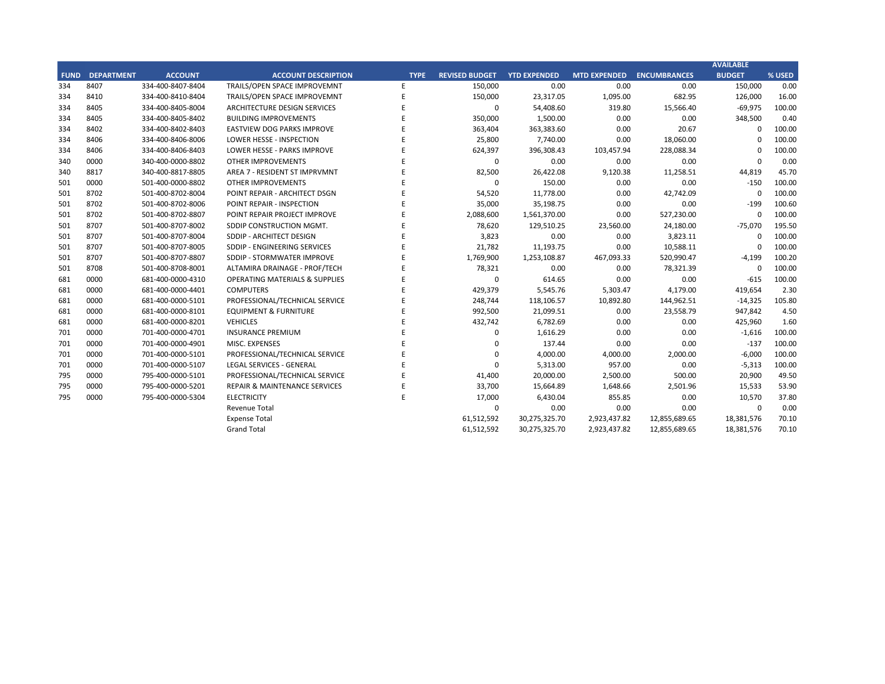| FUND | DEPARTMENT | ACCOUNT | ACCOUNT DESCRIPTION | TYPE | REVISED BUDGET | YTD EXPENDED | MTD EXPENDED | ENCUMBRANCES | AVAILABLE BUDGET | % USED |
|---|---|---|---|---|---|---|---|---|---|---|
| 334 | 8407 | 334-400-8407-8404 | TRAILS/OPEN SPACE IMPROVEMNT | E | 150,000 | 0.00 | 0.00 | 0.00 | 150,000 | 0.00 |
| 334 | 8410 | 334-400-8410-8404 | TRAILS/OPEN SPACE IMPROVEMNT | E | 150,000 | 23,317.05 | 1,095.00 | 682.95 | 126,000 | 16.00 |
| 334 | 8405 | 334-400-8405-8004 | ARCHITECTURE DESIGN SERVICES | E | 0 | 54,408.60 | 319.80 | 15,566.40 | -69,975 | 100.00 |
| 334 | 8405 | 334-400-8405-8402 | BUILDING IMPROVEMENTS | E | 350,000 | 1,500.00 | 0.00 | 0.00 | 348,500 | 0.40 |
| 334 | 8402 | 334-400-8402-8403 | EASTVIEW DOG PARKS IMPROVE | E | 363,404 | 363,383.60 | 0.00 | 20.67 | 0 | 100.00 |
| 334 | 8406 | 334-400-8406-8006 | LOWER HESSE - INSPECTION | E | 25,800 | 7,740.00 | 0.00 | 18,060.00 | 0 | 100.00 |
| 334 | 8406 | 334-400-8406-8403 | LOWER HESSE - PARKS IMPROVE | E | 624,397 | 396,308.43 | 103,457.94 | 228,088.34 | 0 | 100.00 |
| 340 | 0000 | 340-400-0000-8802 | OTHER IMPROVEMENTS | E | 0 | 0.00 | 0.00 | 0.00 | 0 | 0.00 |
| 340 | 8817 | 340-400-8817-8805 | AREA 7 - RESIDENT ST IMPRVMNT | E | 82,500 | 26,422.08 | 9,120.38 | 11,258.51 | 44,819 | 45.70 |
| 501 | 0000 | 501-400-0000-8802 | OTHER IMPROVEMENTS | E | 0 | 150.00 | 0.00 | 0.00 | -150 | 100.00 |
| 501 | 8702 | 501-400-8702-8004 | POINT REPAIR - ARCHITECT DSGN | E | 54,520 | 11,778.00 | 0.00 | 42,742.09 | 0 | 100.00 |
| 501 | 8702 | 501-400-8702-8006 | POINT REPAIR - INSPECTION | E | 35,000 | 35,198.75 | 0.00 | 0.00 | -199 | 100.60 |
| 501 | 8702 | 501-400-8702-8807 | POINT REPAIR PROJECT IMPROVE | E | 2,088,600 | 1,561,370.00 | 0.00 | 527,230.00 | 0 | 100.00 |
| 501 | 8707 | 501-400-8707-8002 | SDDIP CONSTRUCTION MGMT. | E | 78,620 | 129,510.25 | 23,560.00 | 24,180.00 | -75,070 | 195.50 |
| 501 | 8707 | 501-400-8707-8004 | SDDIP - ARCHITECT DESIGN | E | 3,823 | 0.00 | 0.00 | 3,823.11 | 0 | 100.00 |
| 501 | 8707 | 501-400-8707-8005 | SDDIP - ENGINEERING SERVICES | E | 21,782 | 11,193.75 | 0.00 | 10,588.11 | 0 | 100.00 |
| 501 | 8707 | 501-400-8707-8807 | SDDIP - STORMWATER IMPROVE | E | 1,769,900 | 1,253,108.87 | 467,093.33 | 520,990.47 | -4,199 | 100.20 |
| 501 | 8708 | 501-400-8708-8001 | ALTAMIRA DRAINAGE - PROF/TECH | E | 78,321 | 0.00 | 0.00 | 78,321.39 | 0 | 100.00 |
| 681 | 0000 | 681-400-0000-4310 | OPERATING MATERIALS & SUPPLIES | E | 0 | 614.65 | 0.00 | 0.00 | -615 | 100.00 |
| 681 | 0000 | 681-400-0000-4401 | COMPUTERS | E | 429,379 | 5,545.76 | 5,303.47 | 4,179.00 | 419,654 | 2.30 |
| 681 | 0000 | 681-400-0000-5101 | PROFESSIONAL/TECHNICAL SERVICE | E | 248,744 | 118,106.57 | 10,892.80 | 144,962.51 | -14,325 | 105.80 |
| 681 | 0000 | 681-400-0000-8101 | EQUIPMENT & FURNITURE | E | 992,500 | 21,099.51 | 0.00 | 23,558.79 | 947,842 | 4.50 |
| 681 | 0000 | 681-400-0000-8201 | VEHICLES | E | 432,742 | 6,782.69 | 0.00 | 0.00 | 425,960 | 1.60 |
| 701 | 0000 | 701-400-0000-4701 | INSURANCE PREMIUM | E | 0 | 1,616.29 | 0.00 | 0.00 | -1,616 | 100.00 |
| 701 | 0000 | 701-400-0000-4901 | MISC. EXPENSES | E | 0 | 137.44 | 0.00 | 0.00 | -137 | 100.00 |
| 701 | 0000 | 701-400-0000-5101 | PROFESSIONAL/TECHNICAL SERVICE | E | 0 | 4,000.00 | 4,000.00 | 2,000.00 | -6,000 | 100.00 |
| 701 | 0000 | 701-400-0000-5107 | LEGAL SERVICES - GENERAL | E | 0 | 5,313.00 | 957.00 | 0.00 | -5,313 | 100.00 |
| 795 | 0000 | 795-400-0000-5101 | PROFESSIONAL/TECHNICAL SERVICE | E | 41,400 | 20,000.00 | 2,500.00 | 500.00 | 20,900 | 49.50 |
| 795 | 0000 | 795-400-0000-5201 | REPAIR & MAINTENANCE SERVICES | E | 33,700 | 15,664.89 | 1,648.66 | 2,501.96 | 15,533 | 53.90 |
| 795 | 0000 | 795-400-0000-5304 | ELECTRICITY | E | 17,000 | 6,430.04 | 855.85 | 0.00 | 10,570 | 37.80 |
| | | | Revenue Total | | 0 | 0.00 | 0.00 | 0.00 | 0 | 0.00 |
| | | | Expense Total | | 61,512,592 | 30,275,325.70 | 2,923,437.82 | 12,855,689.65 | 18,381,576 | 70.10 |
| | | | Grand Total | | 61,512,592 | 30,275,325.70 | 2,923,437.82 | 12,855,689.65 | 18,381,576 | 70.10 |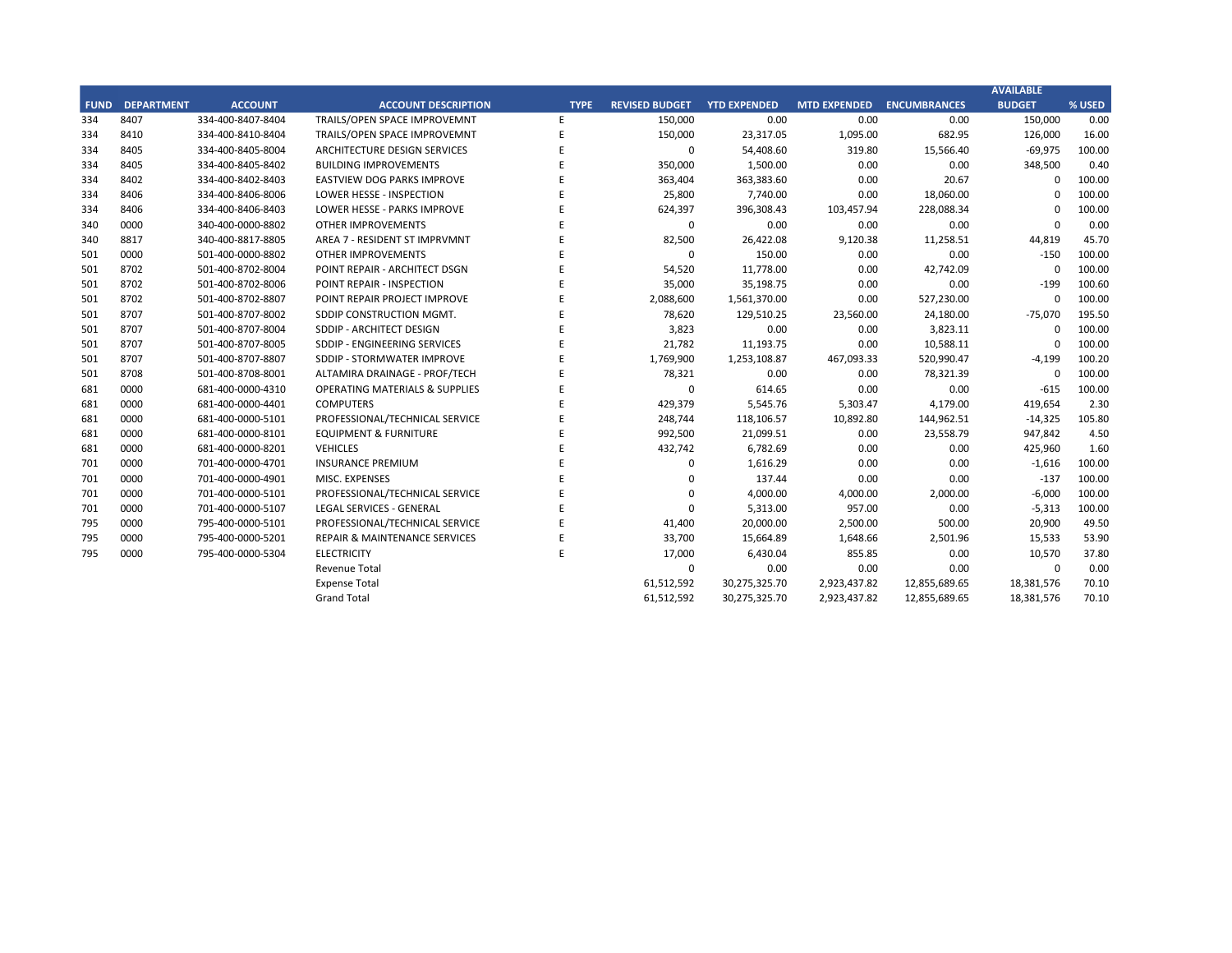| FUND | DEPARTMENT | ACCOUNT | ACCOUNT DESCRIPTION | TYPE | REVISED BUDGET | YTD EXPENDED | MTD EXPENDED | ENCUMBRANCES | AVAILABLE BUDGET | % USED |
|---|---|---|---|---|---|---|---|---|---|---|
| 334 | 8407 | 334-400-8407-8404 | TRAILS/OPEN SPACE IMPROVEMNT | E | 150,000 | 0.00 | 0.00 | 0.00 | 150,000 | 0.00 |
| 334 | 8410 | 334-400-8410-8404 | TRAILS/OPEN SPACE IMPROVEMNT | E | 150,000 | 23,317.05 | 1,095.00 | 682.95 | 126,000 | 16.00 |
| 334 | 8405 | 334-400-8405-8004 | ARCHITECTURE DESIGN SERVICES | E | 0 | 54,408.60 | 319.80 | 15,566.40 | -69,975 | 100.00 |
| 334 | 8405 | 334-400-8405-8402 | BUILDING IMPROVEMENTS | E | 350,000 | 1,500.00 | 0.00 | 0.00 | 348,500 | 0.40 |
| 334 | 8402 | 334-400-8402-8403 | EASTVIEW DOG PARKS IMPROVE | E | 363,404 | 363,383.60 | 0.00 | 20.67 | 0 | 100.00 |
| 334 | 8406 | 334-400-8406-8006 | LOWER HESSE - INSPECTION | E | 25,800 | 7,740.00 | 0.00 | 18,060.00 | 0 | 100.00 |
| 334 | 8406 | 334-400-8406-8403 | LOWER HESSE - PARKS IMPROVE | E | 624,397 | 396,308.43 | 103,457.94 | 228,088.34 | 0 | 100.00 |
| 340 | 0000 | 340-400-0000-8802 | OTHER IMPROVEMENTS | E | 0 | 0.00 | 0.00 | 0.00 | 0 | 0.00 |
| 340 | 8817 | 340-400-8817-8805 | AREA 7 - RESIDENT ST IMPRVMNT | E | 82,500 | 26,422.08 | 9,120.38 | 11,258.51 | 44,819 | 45.70 |
| 501 | 0000 | 501-400-0000-8802 | OTHER IMPROVEMENTS | E | 0 | 150.00 | 0.00 | 0.00 | -150 | 100.00 |
| 501 | 8702 | 501-400-8702-8004 | POINT REPAIR - ARCHITECT DSGN | E | 54,520 | 11,778.00 | 0.00 | 42,742.09 | 0 | 100.00 |
| 501 | 8702 | 501-400-8702-8006 | POINT REPAIR - INSPECTION | E | 35,000 | 35,198.75 | 0.00 | 0.00 | -199 | 100.60 |
| 501 | 8702 | 501-400-8702-8807 | POINT REPAIR PROJECT IMPROVE | E | 2,088,600 | 1,561,370.00 | 0.00 | 527,230.00 | 0 | 100.00 |
| 501 | 8707 | 501-400-8707-8002 | SDDIP CONSTRUCTION MGMT. | E | 78,620 | 129,510.25 | 23,560.00 | 24,180.00 | -75,070 | 195.50 |
| 501 | 8707 | 501-400-8707-8004 | SDDIP - ARCHITECT DESIGN | E | 3,823 | 0.00 | 0.00 | 3,823.11 | 0 | 100.00 |
| 501 | 8707 | 501-400-8707-8005 | SDDIP - ENGINEERING SERVICES | E | 21,782 | 11,193.75 | 0.00 | 10,588.11 | 0 | 100.00 |
| 501 | 8707 | 501-400-8707-8807 | SDDIP - STORMWATER IMPROVE | E | 1,769,900 | 1,253,108.87 | 467,093.33 | 520,990.47 | -4,199 | 100.20 |
| 501 | 8708 | 501-400-8708-8001 | ALTAMIRA DRAINAGE - PROF/TECH | E | 78,321 | 0.00 | 0.00 | 78,321.39 | 0 | 100.00 |
| 681 | 0000 | 681-400-0000-4310 | OPERATING MATERIALS & SUPPLIES | E | 0 | 614.65 | 0.00 | 0.00 | -615 | 100.00 |
| 681 | 0000 | 681-400-0000-4401 | COMPUTERS | E | 429,379 | 5,545.76 | 5,303.47 | 4,179.00 | 419,654 | 2.30 |
| 681 | 0000 | 681-400-0000-5101 | PROFESSIONAL/TECHNICAL SERVICE | E | 248,744 | 118,106.57 | 10,892.80 | 144,962.51 | -14,325 | 105.80 |
| 681 | 0000 | 681-400-0000-8101 | EQUIPMENT & FURNITURE | E | 992,500 | 21,099.51 | 0.00 | 23,558.79 | 947,842 | 4.50 |
| 681 | 0000 | 681-400-0000-8201 | VEHICLES | E | 432,742 | 6,782.69 | 0.00 | 0.00 | 425,960 | 1.60 |
| 701 | 0000 | 701-400-0000-4701 | INSURANCE PREMIUM | E | 0 | 1,616.29 | 0.00 | 0.00 | -1,616 | 100.00 |
| 701 | 0000 | 701-400-0000-4901 | MISC. EXPENSES | E | 0 | 137.44 | 0.00 | 0.00 | -137 | 100.00 |
| 701 | 0000 | 701-400-0000-5101 | PROFESSIONAL/TECHNICAL SERVICE | E | 0 | 4,000.00 | 4,000.00 | 2,000.00 | -6,000 | 100.00 |
| 701 | 0000 | 701-400-0000-5107 | LEGAL SERVICES - GENERAL | E | 0 | 5,313.00 | 957.00 | 0.00 | -5,313 | 100.00 |
| 795 | 0000 | 795-400-0000-5101 | PROFESSIONAL/TECHNICAL SERVICE | E | 41,400 | 20,000.00 | 2,500.00 | 500.00 | 20,900 | 49.50 |
| 795 | 0000 | 795-400-0000-5201 | REPAIR & MAINTENANCE SERVICES | E | 33,700 | 15,664.89 | 1,648.66 | 2,501.96 | 15,533 | 53.90 |
| 795 | 0000 | 795-400-0000-5304 | ELECTRICITY | E | 17,000 | 6,430.04 | 855.85 | 0.00 | 10,570 | 37.80 |
| | | | Revenue Total | | 0 | 0.00 | 0.00 | 0.00 | 0 | 0.00 |
| | | | Expense Total | | 61,512,592 | 30,275,325.70 | 2,923,437.82 | 12,855,689.65 | 18,381,576 | 70.10 |
| | | | Grand Total | | 61,512,592 | 30,275,325.70 | 2,923,437.82 | 12,855,689.65 | 18,381,576 | 70.10 |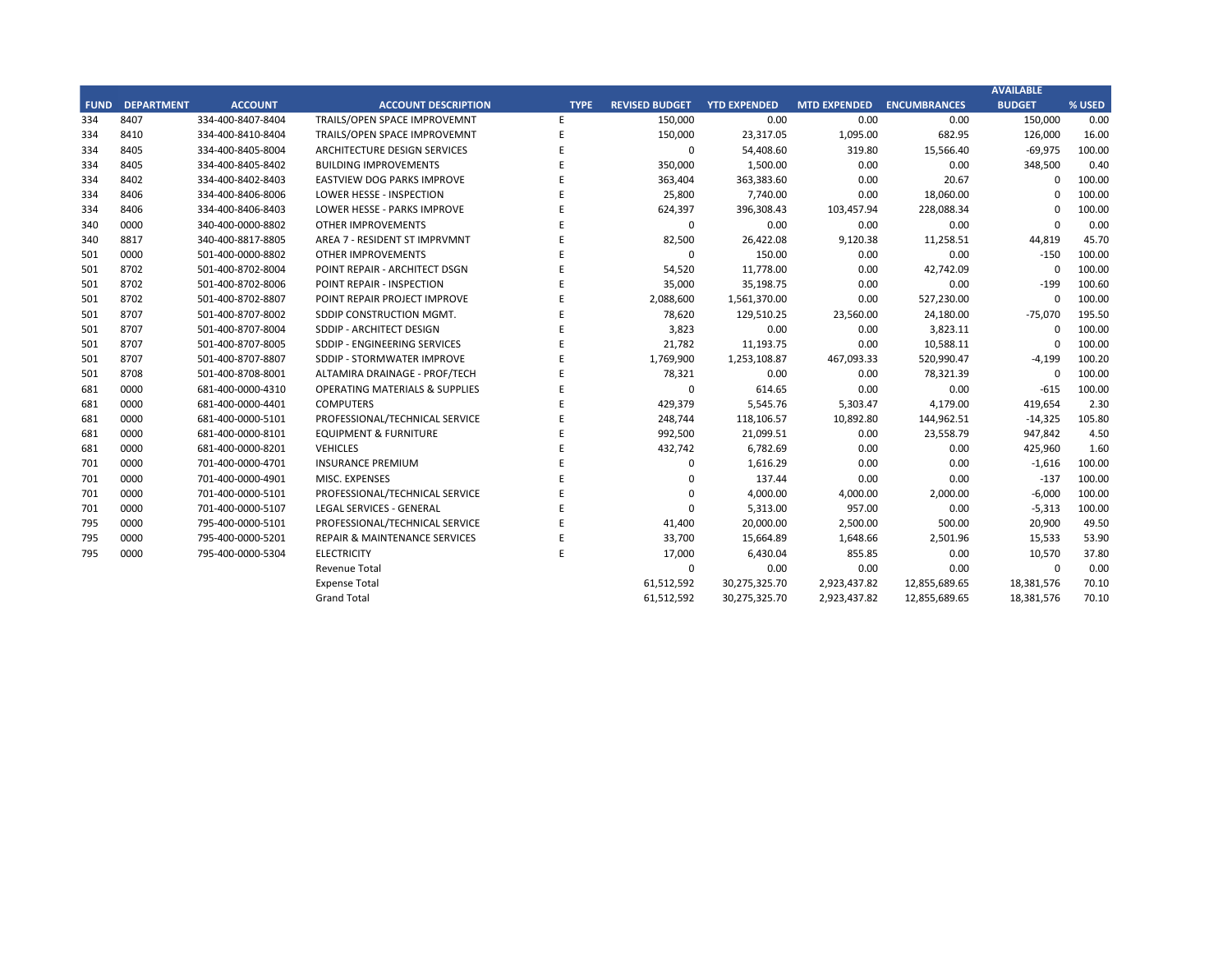| FUND | DEPARTMENT | ACCOUNT | ACCOUNT DESCRIPTION | TYPE | REVISED BUDGET | YTD EXPENDED | MTD EXPENDED | ENCUMBRANCES | AVAILABLE BUDGET | % USED |
|---|---|---|---|---|---|---|---|---|---|---|
| 334 | 8407 | 334-400-8407-8404 | TRAILS/OPEN SPACE IMPROVEMNT | E | 150,000 | 0.00 | 0.00 | 0.00 | 150,000 | 0.00 |
| 334 | 8410 | 334-400-8410-8404 | TRAILS/OPEN SPACE IMPROVEMNT | E | 150,000 | 23,317.05 | 1,095.00 | 682.95 | 126,000 | 16.00 |
| 334 | 8405 | 334-400-8405-8004 | ARCHITECTURE DESIGN SERVICES | E | 0 | 54,408.60 | 319.80 | 15,566.40 | -69,975 | 100.00 |
| 334 | 8405 | 334-400-8405-8402 | BUILDING IMPROVEMENTS | E | 350,000 | 1,500.00 | 0.00 | 0.00 | 348,500 | 0.40 |
| 334 | 8402 | 334-400-8402-8403 | EASTVIEW DOG PARKS IMPROVE | E | 363,404 | 363,383.60 | 0.00 | 20.67 | 0 | 100.00 |
| 334 | 8406 | 334-400-8406-8006 | LOWER HESSE - INSPECTION | E | 25,800 | 7,740.00 | 0.00 | 18,060.00 | 0 | 100.00 |
| 334 | 8406 | 334-400-8406-8403 | LOWER HESSE - PARKS IMPROVE | E | 624,397 | 396,308.43 | 103,457.94 | 228,088.34 | 0 | 100.00 |
| 340 | 0000 | 340-400-0000-8802 | OTHER IMPROVEMENTS | E | 0 | 0.00 | 0.00 | 0.00 | 0 | 0.00 |
| 340 | 8817 | 340-400-8817-8805 | AREA 7 - RESIDENT ST IMPRVMNT | E | 82,500 | 26,422.08 | 9,120.38 | 11,258.51 | 44,819 | 45.70 |
| 501 | 0000 | 501-400-0000-8802 | OTHER IMPROVEMENTS | E | 0 | 150.00 | 0.00 | 0.00 | -150 | 100.00 |
| 501 | 8702 | 501-400-8702-8004 | POINT REPAIR - ARCHITECT DSGN | E | 54,520 | 11,778.00 | 0.00 | 42,742.09 | 0 | 100.00 |
| 501 | 8702 | 501-400-8702-8006 | POINT REPAIR - INSPECTION | E | 35,000 | 35,198.75 | 0.00 | 0.00 | -199 | 100.60 |
| 501 | 8702 | 501-400-8702-8807 | POINT REPAIR PROJECT IMPROVE | E | 2,088,600 | 1,561,370.00 | 0.00 | 527,230.00 | 0 | 100.00 |
| 501 | 8707 | 501-400-8707-8002 | SDDIP CONSTRUCTION MGMT. | E | 78,620 | 129,510.25 | 23,560.00 | 24,180.00 | -75,070 | 195.50 |
| 501 | 8707 | 501-400-8707-8004 | SDDIP - ARCHITECT DESIGN | E | 3,823 | 0.00 | 0.00 | 3,823.11 | 0 | 100.00 |
| 501 | 8707 | 501-400-8707-8005 | SDDIP - ENGINEERING SERVICES | E | 21,782 | 11,193.75 | 0.00 | 10,588.11 | 0 | 100.00 |
| 501 | 8707 | 501-400-8707-8807 | SDDIP - STORMWATER IMPROVE | E | 1,769,900 | 1,253,108.87 | 467,093.33 | 520,990.47 | -4,199 | 100.20 |
| 501 | 8708 | 501-400-8708-8001 | ALTAMIRA DRAINAGE - PROF/TECH | E | 78,321 | 0.00 | 0.00 | 78,321.39 | 0 | 100.00 |
| 681 | 0000 | 681-400-0000-4310 | OPERATING MATERIALS & SUPPLIES | E | 0 | 614.65 | 0.00 | 0.00 | -615 | 100.00 |
| 681 | 0000 | 681-400-0000-4401 | COMPUTERS | E | 429,379 | 5,545.76 | 5,303.47 | 4,179.00 | 419,654 | 2.30 |
| 681 | 0000 | 681-400-0000-5101 | PROFESSIONAL/TECHNICAL SERVICE | E | 248,744 | 118,106.57 | 10,892.80 | 144,962.51 | -14,325 | 105.80 |
| 681 | 0000 | 681-400-0000-8101 | EQUIPMENT & FURNITURE | E | 992,500 | 21,099.51 | 0.00 | 23,558.79 | 947,842 | 4.50 |
| 681 | 0000 | 681-400-0000-8201 | VEHICLES | E | 432,742 | 6,782.69 | 0.00 | 0.00 | 425,960 | 1.60 |
| 701 | 0000 | 701-400-0000-4701 | INSURANCE PREMIUM | E | 0 | 1,616.29 | 0.00 | 0.00 | -1,616 | 100.00 |
| 701 | 0000 | 701-400-0000-4901 | MISC. EXPENSES | E | 0 | 137.44 | 0.00 | 0.00 | -137 | 100.00 |
| 701 | 0000 | 701-400-0000-5101 | PROFESSIONAL/TECHNICAL SERVICE | E | 0 | 4,000.00 | 4,000.00 | 2,000.00 | -6,000 | 100.00 |
| 701 | 0000 | 701-400-0000-5107 | LEGAL SERVICES - GENERAL | E | 0 | 5,313.00 | 957.00 | 0.00 | -5,313 | 100.00 |
| 795 | 0000 | 795-400-0000-5101 | PROFESSIONAL/TECHNICAL SERVICE | E | 41,400 | 20,000.00 | 2,500.00 | 500.00 | 20,900 | 49.50 |
| 795 | 0000 | 795-400-0000-5201 | REPAIR & MAINTENANCE SERVICES | E | 33,700 | 15,664.89 | 1,648.66 | 2,501.96 | 15,533 | 53.90 |
| 795 | 0000 | 795-400-0000-5304 | ELECTRICITY | E | 17,000 | 6,430.04 | 855.85 | 0.00 | 10,570 | 37.80 |
| | | | Revenue Total | | 0 | 0.00 | 0.00 | 0.00 | 0 | 0.00 |
| | | | Expense Total | | 61,512,592 | 30,275,325.70 | 2,923,437.82 | 12,855,689.65 | 18,381,576 | 70.10 |
| | | | Grand Total | | 61,512,592 | 30,275,325.70 | 2,923,437.82 | 12,855,689.65 | 18,381,576 | 70.10 |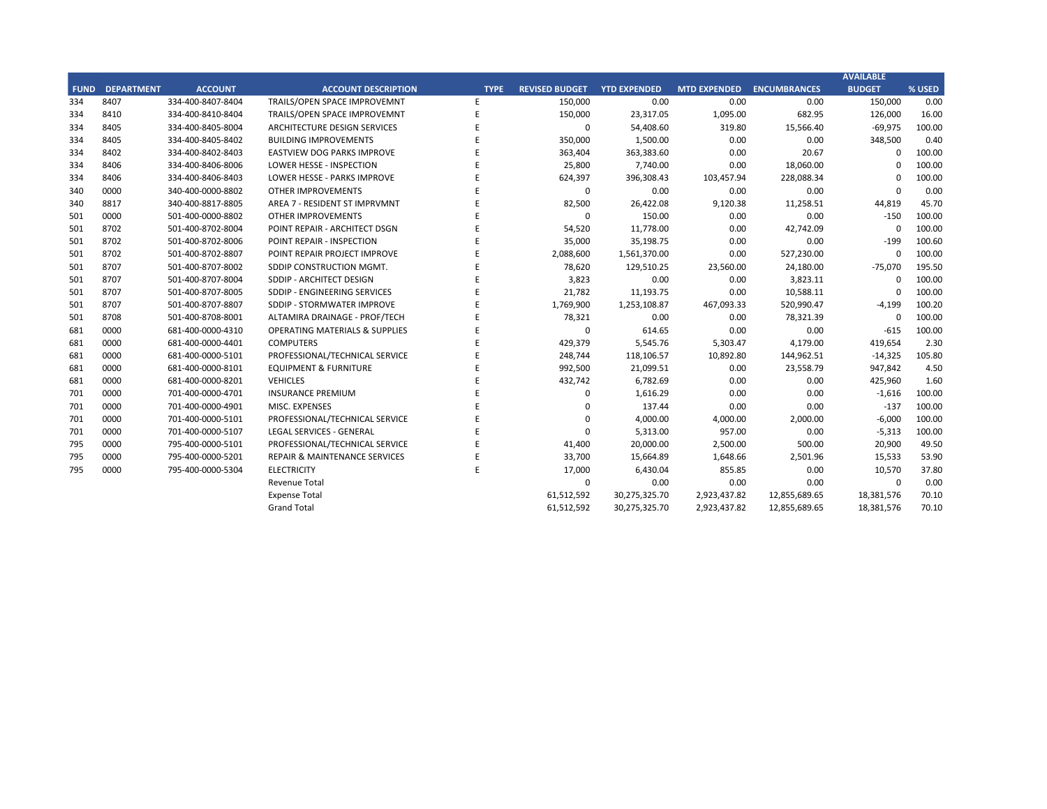| FUND | DEPARTMENT | ACCOUNT | ACCOUNT DESCRIPTION | TYPE | REVISED BUDGET | YTD EXPENDED | MTD EXPENDED | ENCUMBRANCES | AVAILABLE BUDGET | % USED |
|---|---|---|---|---|---|---|---|---|---|---|
| 334 | 8407 | 334-400-8407-8404 | TRAILS/OPEN SPACE IMPROVEMNT | E | 150,000 | 0.00 | 0.00 | 0.00 | 150,000 | 0.00 |
| 334 | 8410 | 334-400-8410-8404 | TRAILS/OPEN SPACE IMPROVEMNT | E | 150,000 | 23,317.05 | 1,095.00 | 682.95 | 126,000 | 16.00 |
| 334 | 8405 | 334-400-8405-8004 | ARCHITECTURE DESIGN SERVICES | E | 0 | 54,408.60 | 319.80 | 15,566.40 | -69,975 | 100.00 |
| 334 | 8405 | 334-400-8405-8402 | BUILDING IMPROVEMENTS | E | 350,000 | 1,500.00 | 0.00 | 0.00 | 348,500 | 0.40 |
| 334 | 8402 | 334-400-8402-8403 | EASTVIEW DOG PARKS IMPROVE | E | 363,404 | 363,383.60 | 0.00 | 20.67 | 0 | 100.00 |
| 334 | 8406 | 334-400-8406-8006 | LOWER HESSE - INSPECTION | E | 25,800 | 7,740.00 | 0.00 | 18,060.00 | 0 | 100.00 |
| 334 | 8406 | 334-400-8406-8403 | LOWER HESSE - PARKS IMPROVE | E | 624,397 | 396,308.43 | 103,457.94 | 228,088.34 | 0 | 100.00 |
| 340 | 0000 | 340-400-0000-8802 | OTHER IMPROVEMENTS | E | 0 | 0.00 | 0.00 | 0.00 | 0 | 0.00 |
| 340 | 8817 | 340-400-8817-8805 | AREA 7 - RESIDENT ST IMPRVMNT | E | 82,500 | 26,422.08 | 9,120.38 | 11,258.51 | 44,819 | 45.70 |
| 501 | 0000 | 501-400-0000-8802 | OTHER IMPROVEMENTS | E | 0 | 150.00 | 0.00 | 0.00 | -150 | 100.00 |
| 501 | 8702 | 501-400-8702-8004 | POINT REPAIR - ARCHITECT DSGN | E | 54,520 | 11,778.00 | 0.00 | 42,742.09 | 0 | 100.00 |
| 501 | 8702 | 501-400-8702-8006 | POINT REPAIR - INSPECTION | E | 35,000 | 35,198.75 | 0.00 | 0.00 | -199 | 100.60 |
| 501 | 8702 | 501-400-8702-8807 | POINT REPAIR PROJECT IMPROVE | E | 2,088,600 | 1,561,370.00 | 0.00 | 527,230.00 | 0 | 100.00 |
| 501 | 8707 | 501-400-8707-8002 | SDDIP CONSTRUCTION MGMT. | E | 78,620 | 129,510.25 | 23,560.00 | 24,180.00 | -75,070 | 195.50 |
| 501 | 8707 | 501-400-8707-8004 | SDDIP - ARCHITECT DESIGN | E | 3,823 | 0.00 | 0.00 | 3,823.11 | 0 | 100.00 |
| 501 | 8707 | 501-400-8707-8005 | SDDIP - ENGINEERING SERVICES | E | 21,782 | 11,193.75 | 0.00 | 10,588.11 | 0 | 100.00 |
| 501 | 8707 | 501-400-8707-8807 | SDDIP - STORMWATER IMPROVE | E | 1,769,900 | 1,253,108.87 | 467,093.33 | 520,990.47 | -4,199 | 100.20 |
| 501 | 8708 | 501-400-8708-8001 | ALTAMIRA DRAINAGE - PROF/TECH | E | 78,321 | 0.00 | 0.00 | 78,321.39 | 0 | 100.00 |
| 681 | 0000 | 681-400-0000-4310 | OPERATING MATERIALS & SUPPLIES | E | 0 | 614.65 | 0.00 | 0.00 | -615 | 100.00 |
| 681 | 0000 | 681-400-0000-4401 | COMPUTERS | E | 429,379 | 5,545.76 | 5,303.47 | 4,179.00 | 419,654 | 2.30 |
| 681 | 0000 | 681-400-0000-5101 | PROFESSIONAL/TECHNICAL SERVICE | E | 248,744 | 118,106.57 | 10,892.80 | 144,962.51 | -14,325 | 105.80 |
| 681 | 0000 | 681-400-0000-8101 | EQUIPMENT & FURNITURE | E | 992,500 | 21,099.51 | 0.00 | 23,558.79 | 947,842 | 4.50 |
| 681 | 0000 | 681-400-0000-8201 | VEHICLES | E | 432,742 | 6,782.69 | 0.00 | 0.00 | 425,960 | 1.60 |
| 701 | 0000 | 701-400-0000-4701 | INSURANCE PREMIUM | E | 0 | 1,616.29 | 0.00 | 0.00 | -1,616 | 100.00 |
| 701 | 0000 | 701-400-0000-4901 | MISC. EXPENSES | E | 0 | 137.44 | 0.00 | 0.00 | -137 | 100.00 |
| 701 | 0000 | 701-400-0000-5101 | PROFESSIONAL/TECHNICAL SERVICE | E | 0 | 4,000.00 | 4,000.00 | 2,000.00 | -6,000 | 100.00 |
| 701 | 0000 | 701-400-0000-5107 | LEGAL SERVICES - GENERAL | E | 0 | 5,313.00 | 957.00 | 0.00 | -5,313 | 100.00 |
| 795 | 0000 | 795-400-0000-5101 | PROFESSIONAL/TECHNICAL SERVICE | E | 41,400 | 20,000.00 | 2,500.00 | 500.00 | 20,900 | 49.50 |
| 795 | 0000 | 795-400-0000-5201 | REPAIR & MAINTENANCE SERVICES | E | 33,700 | 15,664.89 | 1,648.66 | 2,501.96 | 15,533 | 53.90 |
| 795 | 0000 | 795-400-0000-5304 | ELECTRICITY | E | 17,000 | 6,430.04 | 855.85 | 0.00 | 10,570 | 37.80 |
| | | | Revenue Total | | 0 | 0.00 | 0.00 | 0.00 | 0 | 0.00 |
| | | | Expense Total | | 61,512,592 | 30,275,325.70 | 2,923,437.82 | 12,855,689.65 | 18,381,576 | 70.10 |
| | | | Grand Total | | 61,512,592 | 30,275,325.70 | 2,923,437.82 | 12,855,689.65 | 18,381,576 | 70.10 |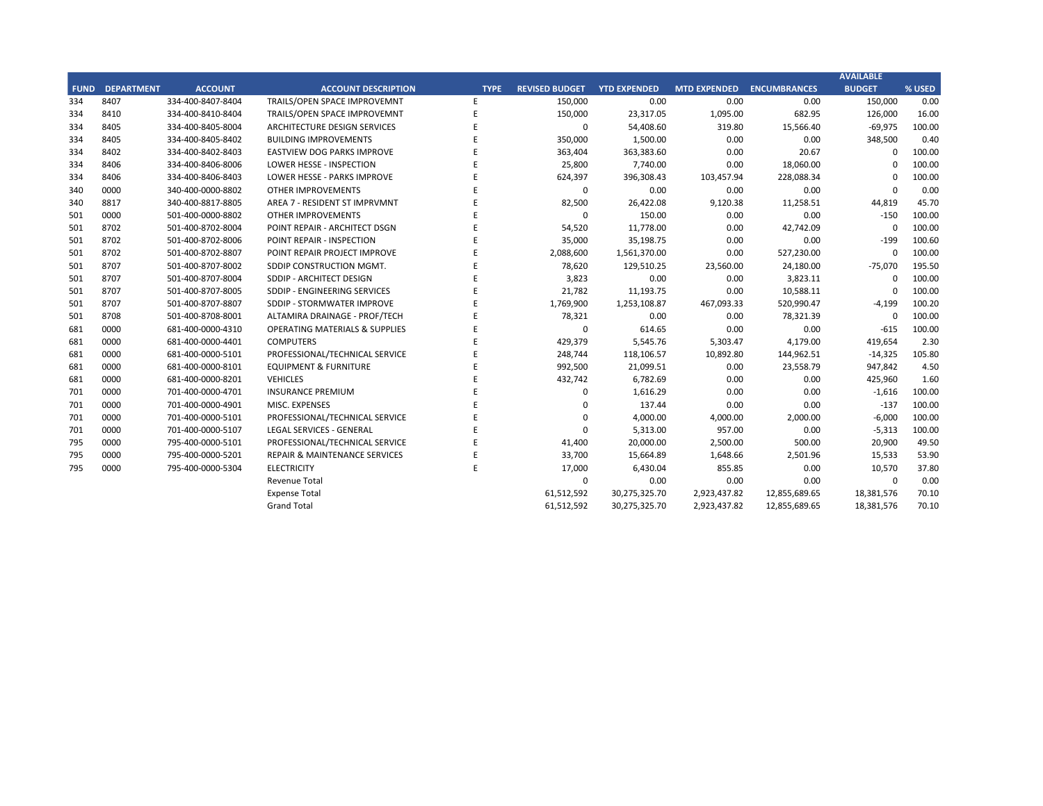| FUND | DEPARTMENT | ACCOUNT | ACCOUNT DESCRIPTION | TYPE | REVISED BUDGET | YTD EXPENDED | MTD EXPENDED | ENCUMBRANCES | AVAILABLE BUDGET | % USED |
|---|---|---|---|---|---|---|---|---|---|---|
| 334 | 8407 | 334-400-8407-8404 | TRAILS/OPEN SPACE IMPROVEMNT | E | 150,000 | 0.00 | 0.00 | 0.00 | 150,000 | 0.00 |
| 334 | 8410 | 334-400-8410-8404 | TRAILS/OPEN SPACE IMPROVEMNT | E | 150,000 | 23,317.05 | 1,095.00 | 682.95 | 126,000 | 16.00 |
| 334 | 8405 | 334-400-8405-8004 | ARCHITECTURE DESIGN SERVICES | E | 0 | 54,408.60 | 319.80 | 15,566.40 | -69,975 | 100.00 |
| 334 | 8405 | 334-400-8405-8402 | BUILDING IMPROVEMENTS | E | 350,000 | 1,500.00 | 0.00 | 0.00 | 348,500 | 0.40 |
| 334 | 8402 | 334-400-8402-8403 | EASTVIEW DOG PARKS IMPROVE | E | 363,404 | 363,383.60 | 0.00 | 20.67 | 0 | 100.00 |
| 334 | 8406 | 334-400-8406-8006 | LOWER HESSE - INSPECTION | E | 25,800 | 7,740.00 | 0.00 | 18,060.00 | 0 | 100.00 |
| 334 | 8406 | 334-400-8406-8403 | LOWER HESSE - PARKS IMPROVE | E | 624,397 | 396,308.43 | 103,457.94 | 228,088.34 | 0 | 100.00 |
| 340 | 0000 | 340-400-0000-8802 | OTHER IMPROVEMENTS | E | 0 | 0.00 | 0.00 | 0.00 | 0 | 0.00 |
| 340 | 8817 | 340-400-8817-8805 | AREA 7 - RESIDENT ST IMPRVMNT | E | 82,500 | 26,422.08 | 9,120.38 | 11,258.51 | 44,819 | 45.70 |
| 501 | 0000 | 501-400-0000-8802 | OTHER IMPROVEMENTS | E | 0 | 150.00 | 0.00 | 0.00 | -150 | 100.00 |
| 501 | 8702 | 501-400-8702-8004 | POINT REPAIR - ARCHITECT DSGN | E | 54,520 | 11,778.00 | 0.00 | 42,742.09 | 0 | 100.00 |
| 501 | 8702 | 501-400-8702-8006 | POINT REPAIR - INSPECTION | E | 35,000 | 35,198.75 | 0.00 | 0.00 | -199 | 100.60 |
| 501 | 8702 | 501-400-8702-8807 | POINT REPAIR PROJECT IMPROVE | E | 2,088,600 | 1,561,370.00 | 0.00 | 527,230.00 | 0 | 100.00 |
| 501 | 8707 | 501-400-8707-8002 | SDDIP CONSTRUCTION MGMT. | E | 78,620 | 129,510.25 | 23,560.00 | 24,180.00 | -75,070 | 195.50 |
| 501 | 8707 | 501-400-8707-8004 | SDDIP - ARCHITECT DESIGN | E | 3,823 | 0.00 | 0.00 | 3,823.11 | 0 | 100.00 |
| 501 | 8707 | 501-400-8707-8005 | SDDIP - ENGINEERING SERVICES | E | 21,782 | 11,193.75 | 0.00 | 10,588.11 | 0 | 100.00 |
| 501 | 8707 | 501-400-8707-8807 | SDDIP - STORMWATER IMPROVE | E | 1,769,900 | 1,253,108.87 | 467,093.33 | 520,990.47 | -4,199 | 100.20 |
| 501 | 8708 | 501-400-8708-8001 | ALTAMIRA DRAINAGE - PROF/TECH | E | 78,321 | 0.00 | 0.00 | 78,321.39 | 0 | 100.00 |
| 681 | 0000 | 681-400-0000-4310 | OPERATING MATERIALS & SUPPLIES | E | 0 | 614.65 | 0.00 | 0.00 | -615 | 100.00 |
| 681 | 0000 | 681-400-0000-4401 | COMPUTERS | E | 429,379 | 5,545.76 | 5,303.47 | 4,179.00 | 419,654 | 2.30 |
| 681 | 0000 | 681-400-0000-5101 | PROFESSIONAL/TECHNICAL SERVICE | E | 248,744 | 118,106.57 | 10,892.80 | 144,962.51 | -14,325 | 105.80 |
| 681 | 0000 | 681-400-0000-8101 | EQUIPMENT & FURNITURE | E | 992,500 | 21,099.51 | 0.00 | 23,558.79 | 947,842 | 4.50 |
| 681 | 0000 | 681-400-0000-8201 | VEHICLES | E | 432,742 | 6,782.69 | 0.00 | 0.00 | 425,960 | 1.60 |
| 701 | 0000 | 701-400-0000-4701 | INSURANCE PREMIUM | E | 0 | 1,616.29 | 0.00 | 0.00 | -1,616 | 100.00 |
| 701 | 0000 | 701-400-0000-4901 | MISC. EXPENSES | E | 0 | 137.44 | 0.00 | 0.00 | -137 | 100.00 |
| 701 | 0000 | 701-400-0000-5101 | PROFESSIONAL/TECHNICAL SERVICE | E | 0 | 4,000.00 | 4,000.00 | 2,000.00 | -6,000 | 100.00 |
| 701 | 0000 | 701-400-0000-5107 | LEGAL SERVICES - GENERAL | E | 0 | 5,313.00 | 957.00 | 0.00 | -5,313 | 100.00 |
| 795 | 0000 | 795-400-0000-5101 | PROFESSIONAL/TECHNICAL SERVICE | E | 41,400 | 20,000.00 | 2,500.00 | 500.00 | 20,900 | 49.50 |
| 795 | 0000 | 795-400-0000-5201 | REPAIR & MAINTENANCE SERVICES | E | 33,700 | 15,664.89 | 1,648.66 | 2,501.96 | 15,533 | 53.90 |
| 795 | 0000 | 795-400-0000-5304 | ELECTRICITY | E | 17,000 | 6,430.04 | 855.85 | 0.00 | 10,570 | 37.80 |
| | | | Revenue Total | | 0 | 0.00 | 0.00 | 0.00 | 0 | 0.00 |
| | | | Expense Total | | 61,512,592 | 30,275,325.70 | 2,923,437.82 | 12,855,689.65 | 18,381,576 | 70.10 |
| | | | Grand Total | | 61,512,592 | 30,275,325.70 | 2,923,437.82 | 12,855,689.65 | 18,381,576 | 70.10 |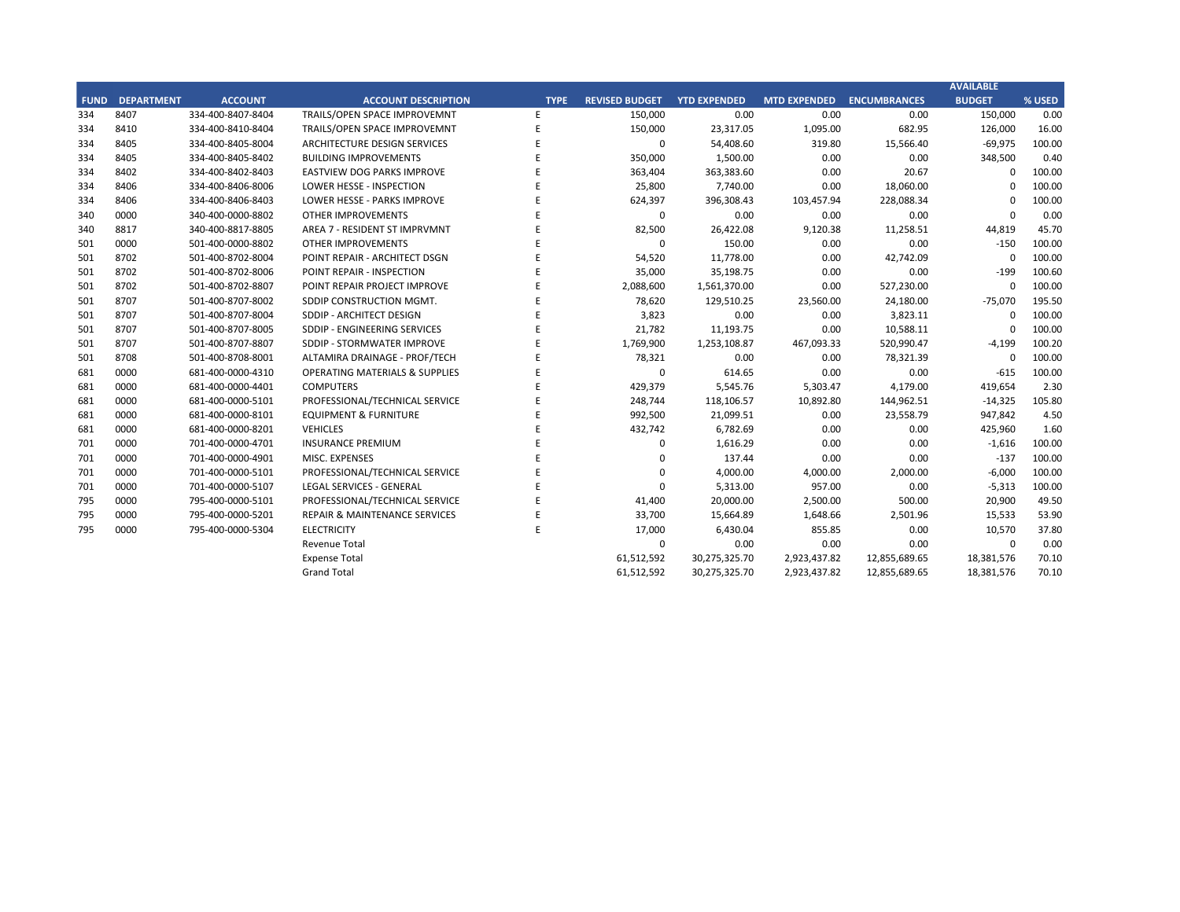| FUND | DEPARTMENT | ACCOUNT | ACCOUNT DESCRIPTION | TYPE | REVISED BUDGET | YTD EXPENDED | MTD EXPENDED | ENCUMBRANCES | AVAILABLE BUDGET | % USED |
|---|---|---|---|---|---|---|---|---|---|---|
| 334 | 8407 | 334-400-8407-8404 | TRAILS/OPEN SPACE IMPROVEMNT | E | 150,000 | 0.00 | 0.00 | 0.00 | 150,000 | 0.00 |
| 334 | 8410 | 334-400-8410-8404 | TRAILS/OPEN SPACE IMPROVEMNT | E | 150,000 | 23,317.05 | 1,095.00 | 682.95 | 126,000 | 16.00 |
| 334 | 8405 | 334-400-8405-8004 | ARCHITECTURE DESIGN SERVICES | E | 0 | 54,408.60 | 319.80 | 15,566.40 | -69,975 | 100.00 |
| 334 | 8405 | 334-400-8405-8402 | BUILDING IMPROVEMENTS | E | 350,000 | 1,500.00 | 0.00 | 0.00 | 348,500 | 0.40 |
| 334 | 8402 | 334-400-8402-8403 | EASTVIEW DOG PARKS IMPROVE | E | 363,404 | 363,383.60 | 0.00 | 20.67 | 0 | 100.00 |
| 334 | 8406 | 334-400-8406-8006 | LOWER HESSE - INSPECTION | E | 25,800 | 7,740.00 | 0.00 | 18,060.00 | 0 | 100.00 |
| 334 | 8406 | 334-400-8406-8403 | LOWER HESSE - PARKS IMPROVE | E | 624,397 | 396,308.43 | 103,457.94 | 228,088.34 | 0 | 100.00 |
| 340 | 0000 | 340-400-0000-8802 | OTHER IMPROVEMENTS | E | 0 | 0.00 | 0.00 | 0.00 | 0 | 0.00 |
| 340 | 8817 | 340-400-8817-8805 | AREA 7 - RESIDENT ST IMPRVMNT | E | 82,500 | 26,422.08 | 9,120.38 | 11,258.51 | 44,819 | 45.70 |
| 501 | 0000 | 501-400-0000-8802 | OTHER IMPROVEMENTS | E | 0 | 150.00 | 0.00 | 0.00 | -150 | 100.00 |
| 501 | 8702 | 501-400-8702-8004 | POINT REPAIR - ARCHITECT DSGN | E | 54,520 | 11,778.00 | 0.00 | 42,742.09 | 0 | 100.00 |
| 501 | 8702 | 501-400-8702-8006 | POINT REPAIR - INSPECTION | E | 35,000 | 35,198.75 | 0.00 | 0.00 | -199 | 100.60 |
| 501 | 8702 | 501-400-8702-8807 | POINT REPAIR PROJECT IMPROVE | E | 2,088,600 | 1,561,370.00 | 0.00 | 527,230.00 | 0 | 100.00 |
| 501 | 8707 | 501-400-8707-8002 | SDDIP CONSTRUCTION MGMT. | E | 78,620 | 129,510.25 | 23,560.00 | 24,180.00 | -75,070 | 195.50 |
| 501 | 8707 | 501-400-8707-8004 | SDDIP - ARCHITECT DESIGN | E | 3,823 | 0.00 | 0.00 | 3,823.11 | 0 | 100.00 |
| 501 | 8707 | 501-400-8707-8005 | SDDIP - ENGINEERING SERVICES | E | 21,782 | 11,193.75 | 0.00 | 10,588.11 | 0 | 100.00 |
| 501 | 8707 | 501-400-8707-8807 | SDDIP - STORMWATER IMPROVE | E | 1,769,900 | 1,253,108.87 | 467,093.33 | 520,990.47 | -4,199 | 100.20 |
| 501 | 8708 | 501-400-8708-8001 | ALTAMIRA DRAINAGE - PROF/TECH | E | 78,321 | 0.00 | 0.00 | 78,321.39 | 0 | 100.00 |
| 681 | 0000 | 681-400-0000-4310 | OPERATING MATERIALS & SUPPLIES | E | 0 | 614.65 | 0.00 | 0.00 | -615 | 100.00 |
| 681 | 0000 | 681-400-0000-4401 | COMPUTERS | E | 429,379 | 5,545.76 | 5,303.47 | 4,179.00 | 419,654 | 2.30 |
| 681 | 0000 | 681-400-0000-5101 | PROFESSIONAL/TECHNICAL SERVICE | E | 248,744 | 118,106.57 | 10,892.80 | 144,962.51 | -14,325 | 105.80 |
| 681 | 0000 | 681-400-0000-8101 | EQUIPMENT & FURNITURE | E | 992,500 | 21,099.51 | 0.00 | 23,558.79 | 947,842 | 4.50 |
| 681 | 0000 | 681-400-0000-8201 | VEHICLES | E | 432,742 | 6,782.69 | 0.00 | 0.00 | 425,960 | 1.60 |
| 701 | 0000 | 701-400-0000-4701 | INSURANCE PREMIUM | E | 0 | 1,616.29 | 0.00 | 0.00 | -1,616 | 100.00 |
| 701 | 0000 | 701-400-0000-4901 | MISC. EXPENSES | E | 0 | 137.44 | 0.00 | 0.00 | -137 | 100.00 |
| 701 | 0000 | 701-400-0000-5101 | PROFESSIONAL/TECHNICAL SERVICE | E | 0 | 4,000.00 | 4,000.00 | 2,000.00 | -6,000 | 100.00 |
| 701 | 0000 | 701-400-0000-5107 | LEGAL SERVICES - GENERAL | E | 0 | 5,313.00 | 957.00 | 0.00 | -5,313 | 100.00 |
| 795 | 0000 | 795-400-0000-5101 | PROFESSIONAL/TECHNICAL SERVICE | E | 41,400 | 20,000.00 | 2,500.00 | 500.00 | 20,900 | 49.50 |
| 795 | 0000 | 795-400-0000-5201 | REPAIR & MAINTENANCE SERVICES | E | 33,700 | 15,664.89 | 1,648.66 | 2,501.96 | 15,533 | 53.90 |
| 795 | 0000 | 795-400-0000-5304 | ELECTRICITY | E | 17,000 | 6,430.04 | 855.85 | 0.00 | 10,570 | 37.80 |
| | | | Revenue Total | | 0 | 0.00 | 0.00 | 0.00 | 0 | 0.00 |
| | | | Expense Total | | 61,512,592 | 30,275,325.70 | 2,923,437.82 | 12,855,689.65 | 18,381,576 | 70.10 |
| | | | Grand Total | | 61,512,592 | 30,275,325.70 | 2,923,437.82 | 12,855,689.65 | 18,381,576 | 70.10 |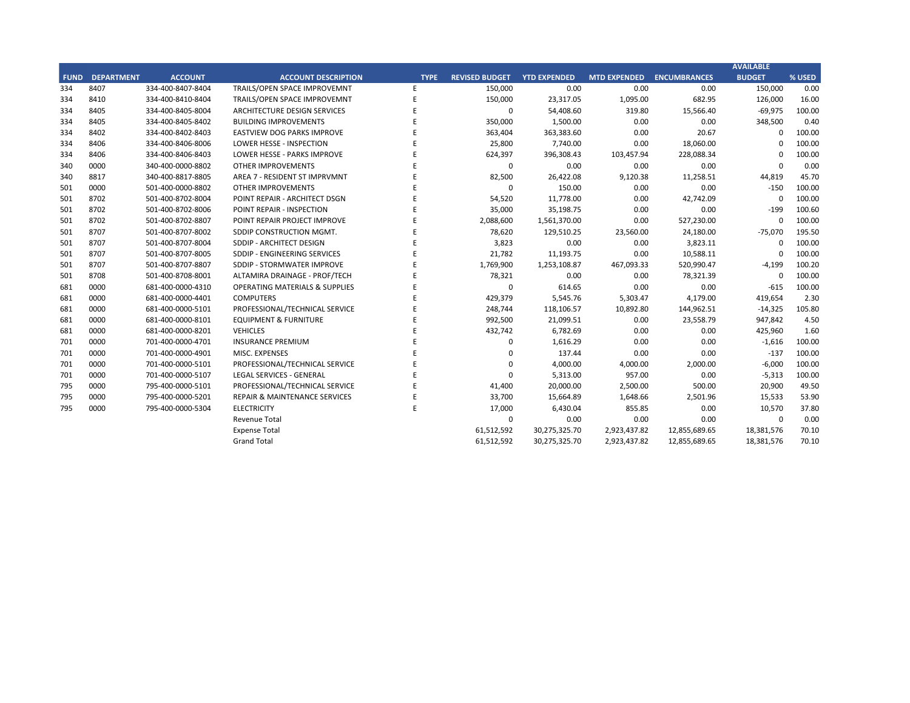| FUND | DEPARTMENT | ACCOUNT | ACCOUNT DESCRIPTION | TYPE | REVISED BUDGET | YTD EXPENDED | MTD EXPENDED | ENCUMBRANCES | AVAILABLE BUDGET | % USED |
|---|---|---|---|---|---|---|---|---|---|---|
| 334 | 8407 | 334-400-8407-8404 | TRAILS/OPEN SPACE IMPROVEMNT | E | 150,000 | 0.00 | 0.00 | 0.00 | 150,000 | 0.00 |
| 334 | 8410 | 334-400-8410-8404 | TRAILS/OPEN SPACE IMPROVEMNT | E | 150,000 | 23,317.05 | 1,095.00 | 682.95 | 126,000 | 16.00 |
| 334 | 8405 | 334-400-8405-8004 | ARCHITECTURE DESIGN SERVICES | E | 0 | 54,408.60 | 319.80 | 15,566.40 | -69,975 | 100.00 |
| 334 | 8405 | 334-400-8405-8402 | BUILDING IMPROVEMENTS | E | 350,000 | 1,500.00 | 0.00 | 0.00 | 348,500 | 0.40 |
| 334 | 8402 | 334-400-8402-8403 | EASTVIEW DOG PARKS IMPROVE | E | 363,404 | 363,383.60 | 0.00 | 20.67 | 0 | 100.00 |
| 334 | 8406 | 334-400-8406-8006 | LOWER HESSE - INSPECTION | E | 25,800 | 7,740.00 | 0.00 | 18,060.00 | 0 | 100.00 |
| 334 | 8406 | 334-400-8406-8403 | LOWER HESSE - PARKS IMPROVE | E | 624,397 | 396,308.43 | 103,457.94 | 228,088.34 | 0 | 100.00 |
| 340 | 0000 | 340-400-0000-8802 | OTHER IMPROVEMENTS | E | 0 | 0.00 | 0.00 | 0.00 | 0 | 0.00 |
| 340 | 8817 | 340-400-8817-8805 | AREA 7 - RESIDENT ST IMPRVMNT | E | 82,500 | 26,422.08 | 9,120.38 | 11,258.51 | 44,819 | 45.70 |
| 501 | 0000 | 501-400-0000-8802 | OTHER IMPROVEMENTS | E | 0 | 150.00 | 0.00 | 0.00 | -150 | 100.00 |
| 501 | 8702 | 501-400-8702-8004 | POINT REPAIR - ARCHITECT DSGN | E | 54,520 | 11,778.00 | 0.00 | 42,742.09 | 0 | 100.00 |
| 501 | 8702 | 501-400-8702-8006 | POINT REPAIR - INSPECTION | E | 35,000 | 35,198.75 | 0.00 | 0.00 | -199 | 100.60 |
| 501 | 8702 | 501-400-8702-8807 | POINT REPAIR PROJECT IMPROVE | E | 2,088,600 | 1,561,370.00 | 0.00 | 527,230.00 | 0 | 100.00 |
| 501 | 8707 | 501-400-8707-8002 | SDDIP CONSTRUCTION MGMT. | E | 78,620 | 129,510.25 | 23,560.00 | 24,180.00 | -75,070 | 195.50 |
| 501 | 8707 | 501-400-8707-8004 | SDDIP - ARCHITECT DESIGN | E | 3,823 | 0.00 | 0.00 | 3,823.11 | 0 | 100.00 |
| 501 | 8707 | 501-400-8707-8005 | SDDIP - ENGINEERING SERVICES | E | 21,782 | 11,193.75 | 0.00 | 10,588.11 | 0 | 100.00 |
| 501 | 8707 | 501-400-8707-8807 | SDDIP - STORMWATER IMPROVE | E | 1,769,900 | 1,253,108.87 | 467,093.33 | 520,990.47 | -4,199 | 100.20 |
| 501 | 8708 | 501-400-8708-8001 | ALTAMIRA DRAINAGE - PROF/TECH | E | 78,321 | 0.00 | 0.00 | 78,321.39 | 0 | 100.00 |
| 681 | 0000 | 681-400-0000-4310 | OPERATING MATERIALS & SUPPLIES | E | 0 | 614.65 | 0.00 | 0.00 | -615 | 100.00 |
| 681 | 0000 | 681-400-0000-4401 | COMPUTERS | E | 429,379 | 5,545.76 | 5,303.47 | 4,179.00 | 419,654 | 2.30 |
| 681 | 0000 | 681-400-0000-5101 | PROFESSIONAL/TECHNICAL SERVICE | E | 248,744 | 118,106.57 | 10,892.80 | 144,962.51 | -14,325 | 105.80 |
| 681 | 0000 | 681-400-0000-8101 | EQUIPMENT & FURNITURE | E | 992,500 | 21,099.51 | 0.00 | 23,558.79 | 947,842 | 4.50 |
| 681 | 0000 | 681-400-0000-8201 | VEHICLES | E | 432,742 | 6,782.69 | 0.00 | 0.00 | 425,960 | 1.60 |
| 701 | 0000 | 701-400-0000-4701 | INSURANCE PREMIUM | E | 0 | 1,616.29 | 0.00 | 0.00 | -1,616 | 100.00 |
| 701 | 0000 | 701-400-0000-4901 | MISC. EXPENSES | E | 0 | 137.44 | 0.00 | 0.00 | -137 | 100.00 |
| 701 | 0000 | 701-400-0000-5101 | PROFESSIONAL/TECHNICAL SERVICE | E | 0 | 4,000.00 | 4,000.00 | 2,000.00 | -6,000 | 100.00 |
| 701 | 0000 | 701-400-0000-5107 | LEGAL SERVICES - GENERAL | E | 0 | 5,313.00 | 957.00 | 0.00 | -5,313 | 100.00 |
| 795 | 0000 | 795-400-0000-5101 | PROFESSIONAL/TECHNICAL SERVICE | E | 41,400 | 20,000.00 | 2,500.00 | 500.00 | 20,900 | 49.50 |
| 795 | 0000 | 795-400-0000-5201 | REPAIR & MAINTENANCE SERVICES | E | 33,700 | 15,664.89 | 1,648.66 | 2,501.96 | 15,533 | 53.90 |
| 795 | 0000 | 795-400-0000-5304 | ELECTRICITY | E | 17,000 | 6,430.04 | 855.85 | 0.00 | 10,570 | 37.80 |
| | | | Revenue Total | | 0 | 0.00 | 0.00 | 0.00 | 0 | 0.00 |
| | | | Expense Total | | 61,512,592 | 30,275,325.70 | 2,923,437.82 | 12,855,689.65 | 18,381,576 | 70.10 |
| | | | Grand Total | | 61,512,592 | 30,275,325.70 | 2,923,437.82 | 12,855,689.65 | 18,381,576 | 70.10 |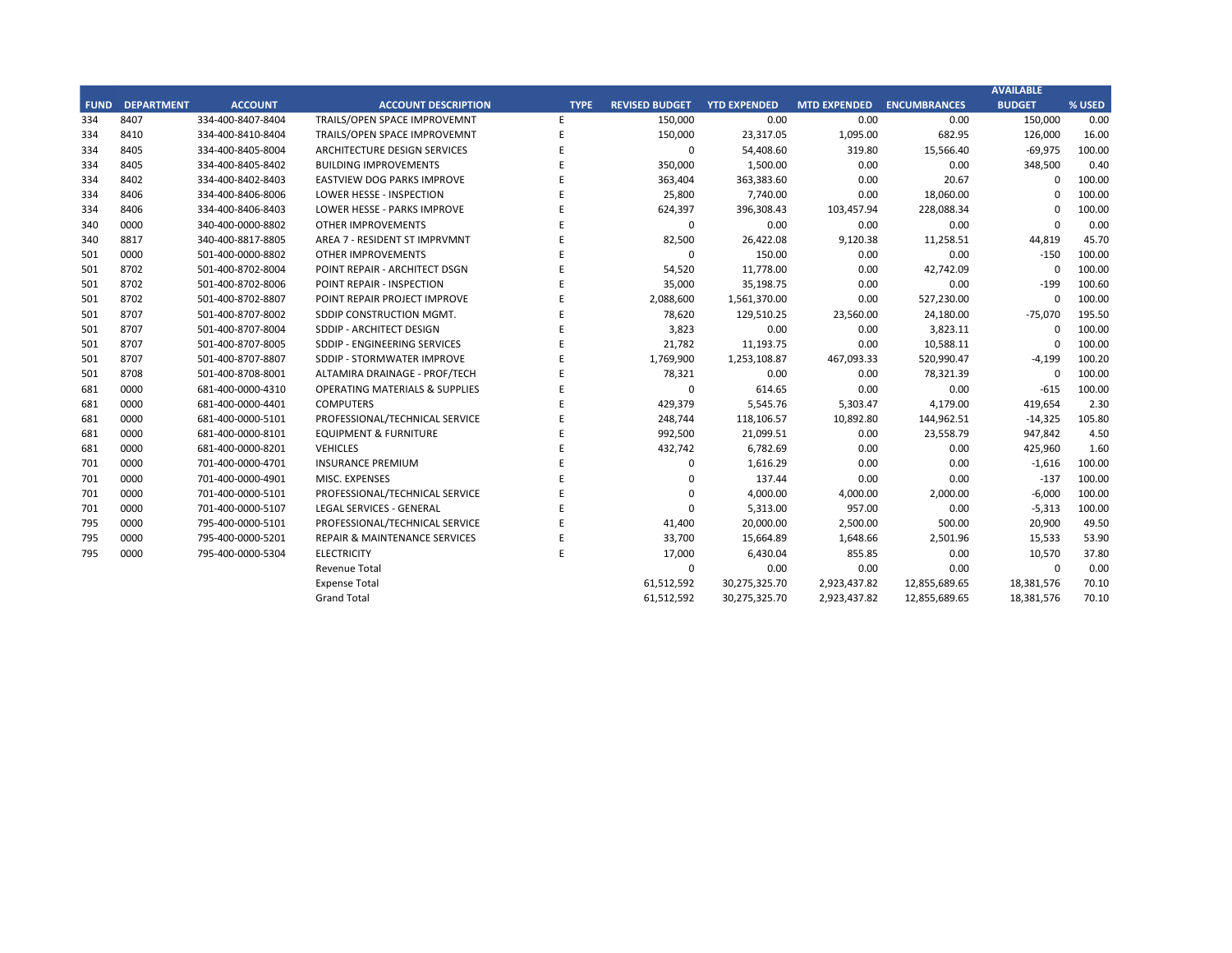| FUND | DEPARTMENT | ACCOUNT | ACCOUNT DESCRIPTION | TYPE | REVISED BUDGET | YTD EXPENDED | MTD EXPENDED | ENCUMBRANCES | AVAILABLE BUDGET | % USED |
|---|---|---|---|---|---|---|---|---|---|---|
| 334 | 8407 | 334-400-8407-8404 | TRAILS/OPEN SPACE IMPROVEMNT | E | 150,000 | 0.00 | 0.00 | 0.00 | 150,000 | 0.00 |
| 334 | 8410 | 334-400-8410-8404 | TRAILS/OPEN SPACE IMPROVEMNT | E | 150,000 | 23,317.05 | 1,095.00 | 682.95 | 126,000 | 16.00 |
| 334 | 8405 | 334-400-8405-8004 | ARCHITECTURE DESIGN SERVICES | E | 0 | 54,408.60 | 319.80 | 15,566.40 | -69,975 | 100.00 |
| 334 | 8405 | 334-400-8405-8402 | BUILDING IMPROVEMENTS | E | 350,000 | 1,500.00 | 0.00 | 0.00 | 348,500 | 0.40 |
| 334 | 8402 | 334-400-8402-8403 | EASTVIEW DOG PARKS IMPROVE | E | 363,404 | 363,383.60 | 0.00 | 20.67 | 0 | 100.00 |
| 334 | 8406 | 334-400-8406-8006 | LOWER HESSE - INSPECTION | E | 25,800 | 7,740.00 | 0.00 | 18,060.00 | 0 | 100.00 |
| 334 | 8406 | 334-400-8406-8403 | LOWER HESSE - PARKS IMPROVE | E | 624,397 | 396,308.43 | 103,457.94 | 228,088.34 | 0 | 100.00 |
| 340 | 0000 | 340-400-0000-8802 | OTHER IMPROVEMENTS | E | 0 | 0.00 | 0.00 | 0.00 | 0 | 0.00 |
| 340 | 8817 | 340-400-8817-8805 | AREA 7 - RESIDENT ST IMPRVMNT | E | 82,500 | 26,422.08 | 9,120.38 | 11,258.51 | 44,819 | 45.70 |
| 501 | 0000 | 501-400-0000-8802 | OTHER IMPROVEMENTS | E | 0 | 150.00 | 0.00 | 0.00 | -150 | 100.00 |
| 501 | 8702 | 501-400-8702-8004 | POINT REPAIR - ARCHITECT DSGN | E | 54,520 | 11,778.00 | 0.00 | 42,742.09 | 0 | 100.00 |
| 501 | 8702 | 501-400-8702-8006 | POINT REPAIR - INSPECTION | E | 35,000 | 35,198.75 | 0.00 | 0.00 | -199 | 100.60 |
| 501 | 8702 | 501-400-8702-8807 | POINT REPAIR PROJECT IMPROVE | E | 2,088,600 | 1,561,370.00 | 0.00 | 527,230.00 | 0 | 100.00 |
| 501 | 8707 | 501-400-8707-8002 | SDDIP CONSTRUCTION MGMT. | E | 78,620 | 129,510.25 | 23,560.00 | 24,180.00 | -75,070 | 195.50 |
| 501 | 8707 | 501-400-8707-8004 | SDDIP - ARCHITECT DESIGN | E | 3,823 | 0.00 | 0.00 | 3,823.11 | 0 | 100.00 |
| 501 | 8707 | 501-400-8707-8005 | SDDIP - ENGINEERING SERVICES | E | 21,782 | 11,193.75 | 0.00 | 10,588.11 | 0 | 100.00 |
| 501 | 8707 | 501-400-8707-8807 | SDDIP - STORMWATER IMPROVE | E | 1,769,900 | 1,253,108.87 | 467,093.33 | 520,990.47 | -4,199 | 100.20 |
| 501 | 8708 | 501-400-8708-8001 | ALTAMIRA DRAINAGE - PROF/TECH | E | 78,321 | 0.00 | 0.00 | 78,321.39 | 0 | 100.00 |
| 681 | 0000 | 681-400-0000-4310 | OPERATING MATERIALS & SUPPLIES | E | 0 | 614.65 | 0.00 | 0.00 | -615 | 100.00 |
| 681 | 0000 | 681-400-0000-4401 | COMPUTERS | E | 429,379 | 5,545.76 | 5,303.47 | 4,179.00 | 419,654 | 2.30 |
| 681 | 0000 | 681-400-0000-5101 | PROFESSIONAL/TECHNICAL SERVICE | E | 248,744 | 118,106.57 | 10,892.80 | 144,962.51 | -14,325 | 105.80 |
| 681 | 0000 | 681-400-0000-8101 | EQUIPMENT & FURNITURE | E | 992,500 | 21,099.51 | 0.00 | 23,558.79 | 947,842 | 4.50 |
| 681 | 0000 | 681-400-0000-8201 | VEHICLES | E | 432,742 | 6,782.69 | 0.00 | 0.00 | 425,960 | 1.60 |
| 701 | 0000 | 701-400-0000-4701 | INSURANCE PREMIUM | E | 0 | 1,616.29 | 0.00 | 0.00 | -1,616 | 100.00 |
| 701 | 0000 | 701-400-0000-4901 | MISC. EXPENSES | E | 0 | 137.44 | 0.00 | 0.00 | -137 | 100.00 |
| 701 | 0000 | 701-400-0000-5101 | PROFESSIONAL/TECHNICAL SERVICE | E | 0 | 4,000.00 | 4,000.00 | 2,000.00 | -6,000 | 100.00 |
| 701 | 0000 | 701-400-0000-5107 | LEGAL SERVICES - GENERAL | E | 0 | 5,313.00 | 957.00 | 0.00 | -5,313 | 100.00 |
| 795 | 0000 | 795-400-0000-5101 | PROFESSIONAL/TECHNICAL SERVICE | E | 41,400 | 20,000.00 | 2,500.00 | 500.00 | 20,900 | 49.50 |
| 795 | 0000 | 795-400-0000-5201 | REPAIR & MAINTENANCE SERVICES | E | 33,700 | 15,664.89 | 1,648.66 | 2,501.96 | 15,533 | 53.90 |
| 795 | 0000 | 795-400-0000-5304 | ELECTRICITY | E | 17,000 | 6,430.04 | 855.85 | 0.00 | 10,570 | 37.80 |
| | | | Revenue Total | | 0 | 0.00 | 0.00 | 0.00 | 0 | 0.00 |
| | | | Expense Total | | 61,512,592 | 30,275,325.70 | 2,923,437.82 | 12,855,689.65 | 18,381,576 | 70.10 |
| | | | Grand Total | | 61,512,592 | 30,275,325.70 | 2,923,437.82 | 12,855,689.65 | 18,381,576 | 70.10 |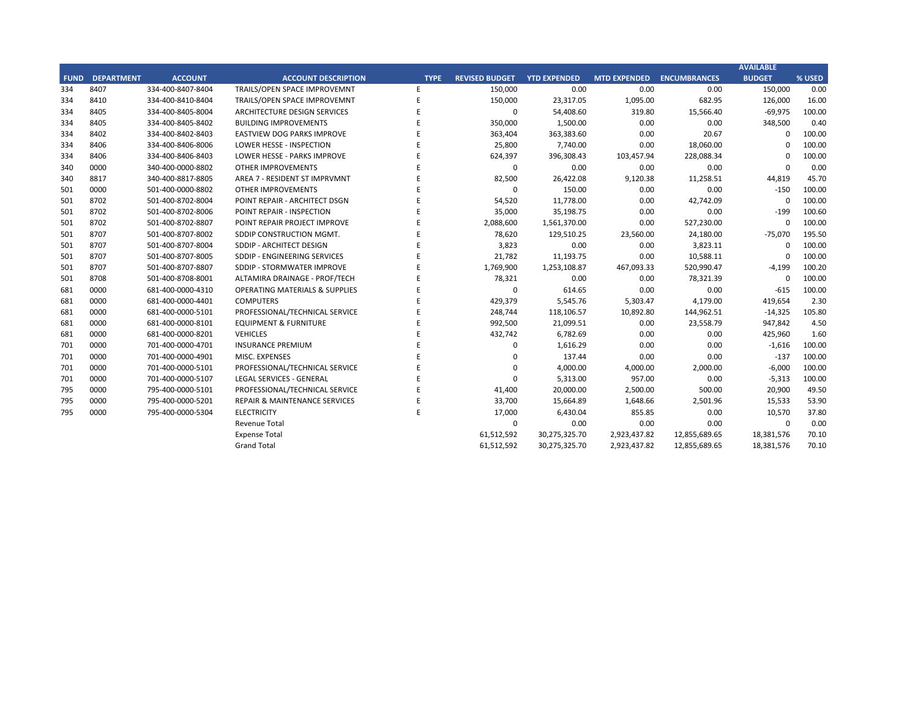| FUND | DEPARTMENT | ACCOUNT | ACCOUNT DESCRIPTION | TYPE | REVISED BUDGET | YTD EXPENDED | MTD EXPENDED | ENCUMBRANCES | AVAILABLE BUDGET | % USED |
|---|---|---|---|---|---|---|---|---|---|---|
| 334 | 8407 | 334-400-8407-8404 | TRAILS/OPEN SPACE IMPROVEMNT | E | 150,000 | 0.00 | 0.00 | 0.00 | 150,000 | 0.00 |
| 334 | 8410 | 334-400-8410-8404 | TRAILS/OPEN SPACE IMPROVEMNT | E | 150,000 | 23,317.05 | 1,095.00 | 682.95 | 126,000 | 16.00 |
| 334 | 8405 | 334-400-8405-8004 | ARCHITECTURE DESIGN SERVICES | E | 0 | 54,408.60 | 319.80 | 15,566.40 | -69,975 | 100.00 |
| 334 | 8405 | 334-400-8405-8402 | BUILDING IMPROVEMENTS | E | 350,000 | 1,500.00 | 0.00 | 0.00 | 348,500 | 0.40 |
| 334 | 8402 | 334-400-8402-8403 | EASTVIEW DOG PARKS IMPROVE | E | 363,404 | 363,383.60 | 0.00 | 20.67 | 0 | 100.00 |
| 334 | 8406 | 334-400-8406-8006 | LOWER HESSE - INSPECTION | E | 25,800 | 7,740.00 | 0.00 | 18,060.00 | 0 | 100.00 |
| 334 | 8406 | 334-400-8406-8403 | LOWER HESSE - PARKS IMPROVE | E | 624,397 | 396,308.43 | 103,457.94 | 228,088.34 | 0 | 100.00 |
| 340 | 0000 | 340-400-0000-8802 | OTHER IMPROVEMENTS | E | 0 | 0.00 | 0.00 | 0.00 | 0 | 0.00 |
| 340 | 8817 | 340-400-8817-8805 | AREA 7 - RESIDENT ST IMPRVMNT | E | 82,500 | 26,422.08 | 9,120.38 | 11,258.51 | 44,819 | 45.70 |
| 501 | 0000 | 501-400-0000-8802 | OTHER IMPROVEMENTS | E | 0 | 150.00 | 0.00 | 0.00 | -150 | 100.00 |
| 501 | 8702 | 501-400-8702-8004 | POINT REPAIR - ARCHITECT DSGN | E | 54,520 | 11,778.00 | 0.00 | 42,742.09 | 0 | 100.00 |
| 501 | 8702 | 501-400-8702-8006 | POINT REPAIR - INSPECTION | E | 35,000 | 35,198.75 | 0.00 | 0.00 | -199 | 100.60 |
| 501 | 8702 | 501-400-8702-8807 | POINT REPAIR PROJECT IMPROVE | E | 2,088,600 | 1,561,370.00 | 0.00 | 527,230.00 | 0 | 100.00 |
| 501 | 8707 | 501-400-8707-8002 | SDDIP CONSTRUCTION MGMT. | E | 78,620 | 129,510.25 | 23,560.00 | 24,180.00 | -75,070 | 195.50 |
| 501 | 8707 | 501-400-8707-8004 | SDDIP - ARCHITECT DESIGN | E | 3,823 | 0.00 | 0.00 | 3,823.11 | 0 | 100.00 |
| 501 | 8707 | 501-400-8707-8005 | SDDIP - ENGINEERING SERVICES | E | 21,782 | 11,193.75 | 0.00 | 10,588.11 | 0 | 100.00 |
| 501 | 8707 | 501-400-8707-8807 | SDDIP - STORMWATER IMPROVE | E | 1,769,900 | 1,253,108.87 | 467,093.33 | 520,990.47 | -4,199 | 100.20 |
| 501 | 8708 | 501-400-8708-8001 | ALTAMIRA DRAINAGE - PROF/TECH | E | 78,321 | 0.00 | 0.00 | 78,321.39 | 0 | 100.00 |
| 681 | 0000 | 681-400-0000-4310 | OPERATING MATERIALS & SUPPLIES | E | 0 | 614.65 | 0.00 | 0.00 | -615 | 100.00 |
| 681 | 0000 | 681-400-0000-4401 | COMPUTERS | E | 429,379 | 5,545.76 | 5,303.47 | 4,179.00 | 419,654 | 2.30 |
| 681 | 0000 | 681-400-0000-5101 | PROFESSIONAL/TECHNICAL SERVICE | E | 248,744 | 118,106.57 | 10,892.80 | 144,962.51 | -14,325 | 105.80 |
| 681 | 0000 | 681-400-0000-8101 | EQUIPMENT & FURNITURE | E | 992,500 | 21,099.51 | 0.00 | 23,558.79 | 947,842 | 4.50 |
| 681 | 0000 | 681-400-0000-8201 | VEHICLES | E | 432,742 | 6,782.69 | 0.00 | 0.00 | 425,960 | 1.60 |
| 701 | 0000 | 701-400-0000-4701 | INSURANCE PREMIUM | E | 0 | 1,616.29 | 0.00 | 0.00 | -1,616 | 100.00 |
| 701 | 0000 | 701-400-0000-4901 | MISC. EXPENSES | E | 0 | 137.44 | 0.00 | 0.00 | -137 | 100.00 |
| 701 | 0000 | 701-400-0000-5101 | PROFESSIONAL/TECHNICAL SERVICE | E | 0 | 4,000.00 | 4,000.00 | 2,000.00 | -6,000 | 100.00 |
| 701 | 0000 | 701-400-0000-5107 | LEGAL SERVICES - GENERAL | E | 0 | 5,313.00 | 957.00 | 0.00 | -5,313 | 100.00 |
| 795 | 0000 | 795-400-0000-5101 | PROFESSIONAL/TECHNICAL SERVICE | E | 41,400 | 20,000.00 | 2,500.00 | 500.00 | 20,900 | 49.50 |
| 795 | 0000 | 795-400-0000-5201 | REPAIR & MAINTENANCE SERVICES | E | 33,700 | 15,664.89 | 1,648.66 | 2,501.96 | 15,533 | 53.90 |
| 795 | 0000 | 795-400-0000-5304 | ELECTRICITY | E | 17,000 | 6,430.04 | 855.85 | 0.00 | 10,570 | 37.80 |
| | | | Revenue Total | | 0 | 0.00 | 0.00 | 0.00 | 0 | 0.00 |
| | | | Expense Total | | 61,512,592 | 30,275,325.70 | 2,923,437.82 | 12,855,689.65 | 18,381,576 | 70.10 |
| | | | Grand Total | | 61,512,592 | 30,275,325.70 | 2,923,437.82 | 12,855,689.65 | 18,381,576 | 70.10 |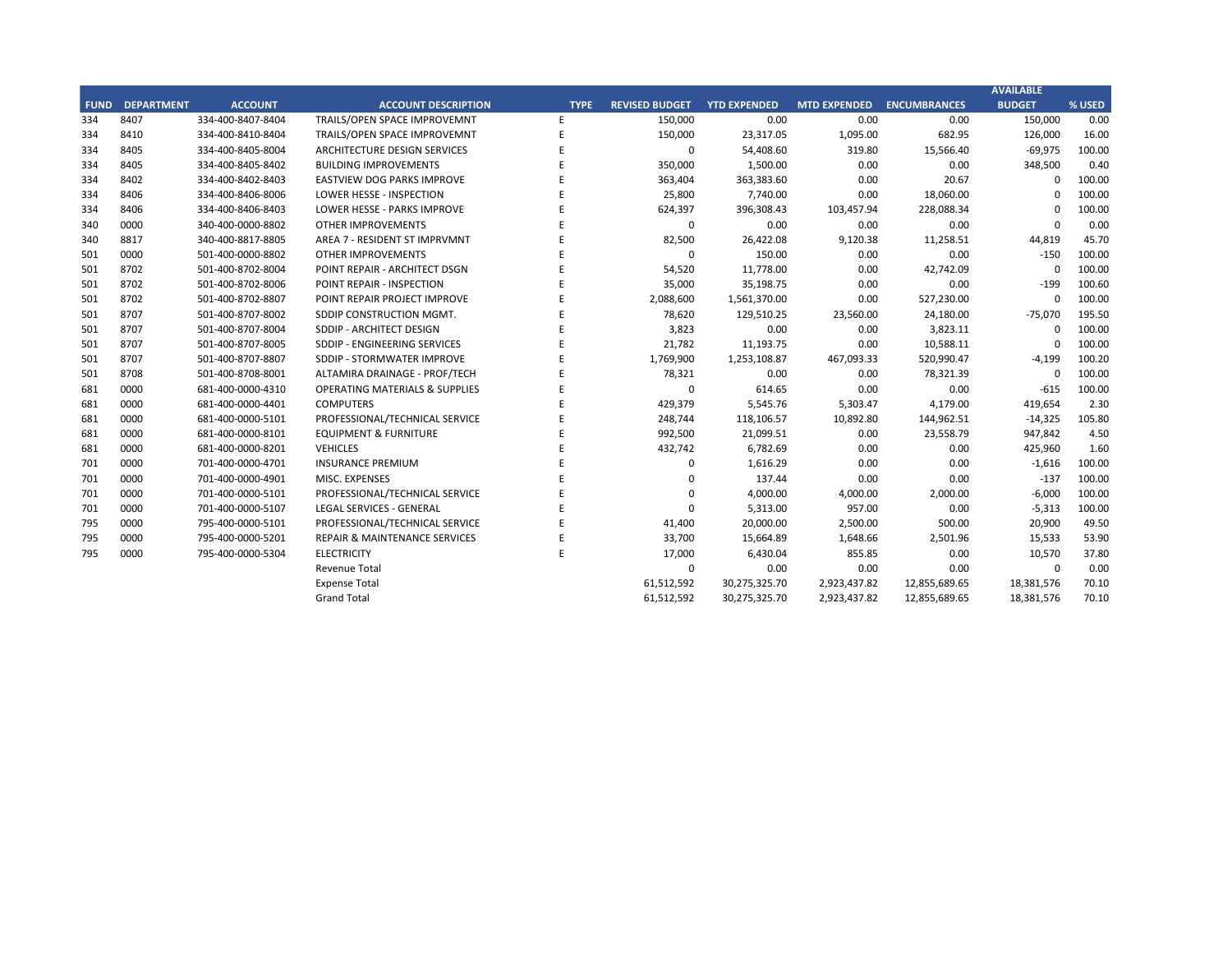| FUND | DEPARTMENT | ACCOUNT | ACCOUNT DESCRIPTION | TYPE | REVISED BUDGET | YTD EXPENDED | MTD EXPENDED | ENCUMBRANCES | AVAILABLE BUDGET | % USED |
|---|---|---|---|---|---|---|---|---|---|---|
| 334 | 8407 | 334-400-8407-8404 | TRAILS/OPEN SPACE IMPROVEMNT | E | 150,000 | 0.00 | 0.00 | 0.00 | 150,000 | 0.00 |
| 334 | 8410 | 334-400-8410-8404 | TRAILS/OPEN SPACE IMPROVEMNT | E | 150,000 | 23,317.05 | 1,095.00 | 682.95 | 126,000 | 16.00 |
| 334 | 8405 | 334-400-8405-8004 | ARCHITECTURE DESIGN SERVICES | E | 0 | 54,408.60 | 319.80 | 15,566.40 | -69,975 | 100.00 |
| 334 | 8405 | 334-400-8405-8402 | BUILDING IMPROVEMENTS | E | 350,000 | 1,500.00 | 0.00 | 0.00 | 348,500 | 0.40 |
| 334 | 8402 | 334-400-8402-8403 | EASTVIEW DOG PARKS IMPROVE | E | 363,404 | 363,383.60 | 0.00 | 20.67 | 0 | 100.00 |
| 334 | 8406 | 334-400-8406-8006 | LOWER HESSE - INSPECTION | E | 25,800 | 7,740.00 | 0.00 | 18,060.00 | 0 | 100.00 |
| 334 | 8406 | 334-400-8406-8403 | LOWER HESSE - PARKS IMPROVE | E | 624,397 | 396,308.43 | 103,457.94 | 228,088.34 | 0 | 100.00 |
| 340 | 0000 | 340-400-0000-8802 | OTHER IMPROVEMENTS | E | 0 | 0.00 | 0.00 | 0.00 | 0 | 0.00 |
| 340 | 8817 | 340-400-8817-8805 | AREA 7 - RESIDENT ST IMPRVMNT | E | 82,500 | 26,422.08 | 9,120.38 | 11,258.51 | 44,819 | 45.70 |
| 501 | 0000 | 501-400-0000-8802 | OTHER IMPROVEMENTS | E | 0 | 150.00 | 0.00 | 0.00 | -150 | 100.00 |
| 501 | 8702 | 501-400-8702-8004 | POINT REPAIR - ARCHITECT DSGN | E | 54,520 | 11,778.00 | 0.00 | 42,742.09 | 0 | 100.00 |
| 501 | 8702 | 501-400-8702-8006 | POINT REPAIR - INSPECTION | E | 35,000 | 35,198.75 | 0.00 | 0.00 | -199 | 100.60 |
| 501 | 8702 | 501-400-8702-8807 | POINT REPAIR PROJECT IMPROVE | E | 2,088,600 | 1,561,370.00 | 0.00 | 527,230.00 | 0 | 100.00 |
| 501 | 8707 | 501-400-8707-8002 | SDDIP CONSTRUCTION MGMT. | E | 78,620 | 129,510.25 | 23,560.00 | 24,180.00 | -75,070 | 195.50 |
| 501 | 8707 | 501-400-8707-8004 | SDDIP - ARCHITECT DESIGN | E | 3,823 | 0.00 | 0.00 | 3,823.11 | 0 | 100.00 |
| 501 | 8707 | 501-400-8707-8005 | SDDIP - ENGINEERING SERVICES | E | 21,782 | 11,193.75 | 0.00 | 10,588.11 | 0 | 100.00 |
| 501 | 8707 | 501-400-8707-8807 | SDDIP - STORMWATER IMPROVE | E | 1,769,900 | 1,253,108.87 | 467,093.33 | 520,990.47 | -4,199 | 100.20 |
| 501 | 8708 | 501-400-8708-8001 | ALTAMIRA DRAINAGE - PROF/TECH | E | 78,321 | 0.00 | 0.00 | 78,321.39 | 0 | 100.00 |
| 681 | 0000 | 681-400-0000-4310 | OPERATING MATERIALS & SUPPLIES | E | 0 | 614.65 | 0.00 | 0.00 | -615 | 100.00 |
| 681 | 0000 | 681-400-0000-4401 | COMPUTERS | E | 429,379 | 5,545.76 | 5,303.47 | 4,179.00 | 419,654 | 2.30 |
| 681 | 0000 | 681-400-0000-5101 | PROFESSIONAL/TECHNICAL SERVICE | E | 248,744 | 118,106.57 | 10,892.80 | 144,962.51 | -14,325 | 105.80 |
| 681 | 0000 | 681-400-0000-8101 | EQUIPMENT & FURNITURE | E | 992,500 | 21,099.51 | 0.00 | 23,558.79 | 947,842 | 4.50 |
| 681 | 0000 | 681-400-0000-8201 | VEHICLES | E | 432,742 | 6,782.69 | 0.00 | 0.00 | 425,960 | 1.60 |
| 701 | 0000 | 701-400-0000-4701 | INSURANCE PREMIUM | E | 0 | 1,616.29 | 0.00 | 0.00 | -1,616 | 100.00 |
| 701 | 0000 | 701-400-0000-4901 | MISC. EXPENSES | E | 0 | 137.44 | 0.00 | 0.00 | -137 | 100.00 |
| 701 | 0000 | 701-400-0000-5101 | PROFESSIONAL/TECHNICAL SERVICE | E | 0 | 4,000.00 | 4,000.00 | 2,000.00 | -6,000 | 100.00 |
| 701 | 0000 | 701-400-0000-5107 | LEGAL SERVICES - GENERAL | E | 0 | 5,313.00 | 957.00 | 0.00 | -5,313 | 100.00 |
| 795 | 0000 | 795-400-0000-5101 | PROFESSIONAL/TECHNICAL SERVICE | E | 41,400 | 20,000.00 | 2,500.00 | 500.00 | 20,900 | 49.50 |
| 795 | 0000 | 795-400-0000-5201 | REPAIR & MAINTENANCE SERVICES | E | 33,700 | 15,664.89 | 1,648.66 | 2,501.96 | 15,533 | 53.90 |
| 795 | 0000 | 795-400-0000-5304 | ELECTRICITY | E | 17,000 | 6,430.04 | 855.85 | 0.00 | 10,570 | 37.80 |
| | | | Revenue Total | | 0 | 0.00 | 0.00 | 0.00 | 0 | 0.00 |
| | | | Expense Total | | 61,512,592 | 30,275,325.70 | 2,923,437.82 | 12,855,689.65 | 18,381,576 | 70.10 |
| | | | Grand Total | | 61,512,592 | 30,275,325.70 | 2,923,437.82 | 12,855,689.65 | 18,381,576 | 70.10 |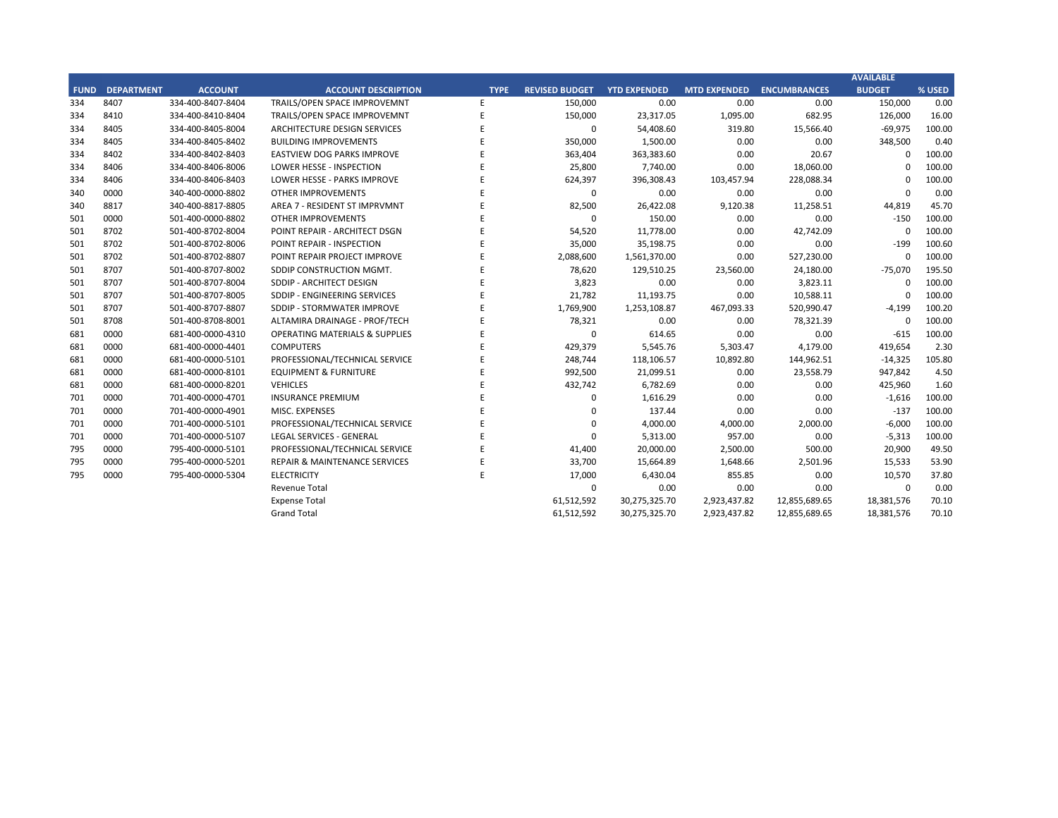| FUND | DEPARTMENT | ACCOUNT | ACCOUNT DESCRIPTION | TYPE | REVISED BUDGET | YTD EXPENDED | MTD EXPENDED | ENCUMBRANCES | AVAILABLE BUDGET | % USED |
|---|---|---|---|---|---|---|---|---|---|---|
| 334 | 8407 | 334-400-8407-8404 | TRAILS/OPEN SPACE IMPROVEMNT | E | 150,000 | 0.00 | 0.00 | 0.00 | 150,000 | 0.00 |
| 334 | 8410 | 334-400-8410-8404 | TRAILS/OPEN SPACE IMPROVEMNT | E | 150,000 | 23,317.05 | 1,095.00 | 682.95 | 126,000 | 16.00 |
| 334 | 8405 | 334-400-8405-8004 | ARCHITECTURE DESIGN SERVICES | E | 0 | 54,408.60 | 319.80 | 15,566.40 | -69,975 | 100.00 |
| 334 | 8405 | 334-400-8405-8402 | BUILDING IMPROVEMENTS | E | 350,000 | 1,500.00 | 0.00 | 0.00 | 348,500 | 0.40 |
| 334 | 8402 | 334-400-8402-8403 | EASTVIEW DOG PARKS IMPROVE | E | 363,404 | 363,383.60 | 0.00 | 20.67 | 0 | 100.00 |
| 334 | 8406 | 334-400-8406-8006 | LOWER HESSE - INSPECTION | E | 25,800 | 7,740.00 | 0.00 | 18,060.00 | 0 | 100.00 |
| 334 | 8406 | 334-400-8406-8403 | LOWER HESSE - PARKS IMPROVE | E | 624,397 | 396,308.43 | 103,457.94 | 228,088.34 | 0 | 100.00 |
| 340 | 0000 | 340-400-0000-8802 | OTHER IMPROVEMENTS | E | 0 | 0.00 | 0.00 | 0.00 | 0 | 0.00 |
| 340 | 8817 | 340-400-8817-8805 | AREA 7 - RESIDENT ST IMPRVMNT | E | 82,500 | 26,422.08 | 9,120.38 | 11,258.51 | 44,819 | 45.70 |
| 501 | 0000 | 501-400-0000-8802 | OTHER IMPROVEMENTS | E | 0 | 150.00 | 0.00 | 0.00 | -150 | 100.00 |
| 501 | 8702 | 501-400-8702-8004 | POINT REPAIR - ARCHITECT DSGN | E | 54,520 | 11,778.00 | 0.00 | 42,742.09 | 0 | 100.00 |
| 501 | 8702 | 501-400-8702-8006 | POINT REPAIR - INSPECTION | E | 35,000 | 35,198.75 | 0.00 | 0.00 | -199 | 100.60 |
| 501 | 8702 | 501-400-8702-8807 | POINT REPAIR PROJECT IMPROVE | E | 2,088,600 | 1,561,370.00 | 0.00 | 527,230.00 | 0 | 100.00 |
| 501 | 8707 | 501-400-8707-8002 | SDDIP CONSTRUCTION MGMT. | E | 78,620 | 129,510.25 | 23,560.00 | 24,180.00 | -75,070 | 195.50 |
| 501 | 8707 | 501-400-8707-8004 | SDDIP - ARCHITECT DESIGN | E | 3,823 | 0.00 | 0.00 | 3,823.11 | 0 | 100.00 |
| 501 | 8707 | 501-400-8707-8005 | SDDIP - ENGINEERING SERVICES | E | 21,782 | 11,193.75 | 0.00 | 10,588.11 | 0 | 100.00 |
| 501 | 8707 | 501-400-8707-8807 | SDDIP - STORMWATER IMPROVE | E | 1,769,900 | 1,253,108.87 | 467,093.33 | 520,990.47 | -4,199 | 100.20 |
| 501 | 8708 | 501-400-8708-8001 | ALTAMIRA DRAINAGE - PROF/TECH | E | 78,321 | 0.00 | 0.00 | 78,321.39 | 0 | 100.00 |
| 681 | 0000 | 681-400-0000-4310 | OPERATING MATERIALS & SUPPLIES | E | 0 | 614.65 | 0.00 | 0.00 | -615 | 100.00 |
| 681 | 0000 | 681-400-0000-4401 | COMPUTERS | E | 429,379 | 5,545.76 | 5,303.47 | 4,179.00 | 419,654 | 2.30 |
| 681 | 0000 | 681-400-0000-5101 | PROFESSIONAL/TECHNICAL SERVICE | E | 248,744 | 118,106.57 | 10,892.80 | 144,962.51 | -14,325 | 105.80 |
| 681 | 0000 | 681-400-0000-8101 | EQUIPMENT & FURNITURE | E | 992,500 | 21,099.51 | 0.00 | 23,558.79 | 947,842 | 4.50 |
| 681 | 0000 | 681-400-0000-8201 | VEHICLES | E | 432,742 | 6,782.69 | 0.00 | 0.00 | 425,960 | 1.60 |
| 701 | 0000 | 701-400-0000-4701 | INSURANCE PREMIUM | E | 0 | 1,616.29 | 0.00 | 0.00 | -1,616 | 100.00 |
| 701 | 0000 | 701-400-0000-4901 | MISC. EXPENSES | E | 0 | 137.44 | 0.00 | 0.00 | -137 | 100.00 |
| 701 | 0000 | 701-400-0000-5101 | PROFESSIONAL/TECHNICAL SERVICE | E | 0 | 4,000.00 | 4,000.00 | 2,000.00 | -6,000 | 100.00 |
| 701 | 0000 | 701-400-0000-5107 | LEGAL SERVICES - GENERAL | E | 0 | 5,313.00 | 957.00 | 0.00 | -5,313 | 100.00 |
| 795 | 0000 | 795-400-0000-5101 | PROFESSIONAL/TECHNICAL SERVICE | E | 41,400 | 20,000.00 | 2,500.00 | 500.00 | 20,900 | 49.50 |
| 795 | 0000 | 795-400-0000-5201 | REPAIR & MAINTENANCE SERVICES | E | 33,700 | 15,664.89 | 1,648.66 | 2,501.96 | 15,533 | 53.90 |
| 795 | 0000 | 795-400-0000-5304 | ELECTRICITY | E | 17,000 | 6,430.04 | 855.85 | 0.00 | 10,570 | 37.80 |
| | | | Revenue Total | | 0 | 0.00 | 0.00 | 0.00 | 0 | 0.00 |
| | | | Expense Total | | 61,512,592 | 30,275,325.70 | 2,923,437.82 | 12,855,689.65 | 18,381,576 | 70.10 |
| | | | Grand Total | | 61,512,592 | 30,275,325.70 | 2,923,437.82 | 12,855,689.65 | 18,381,576 | 70.10 |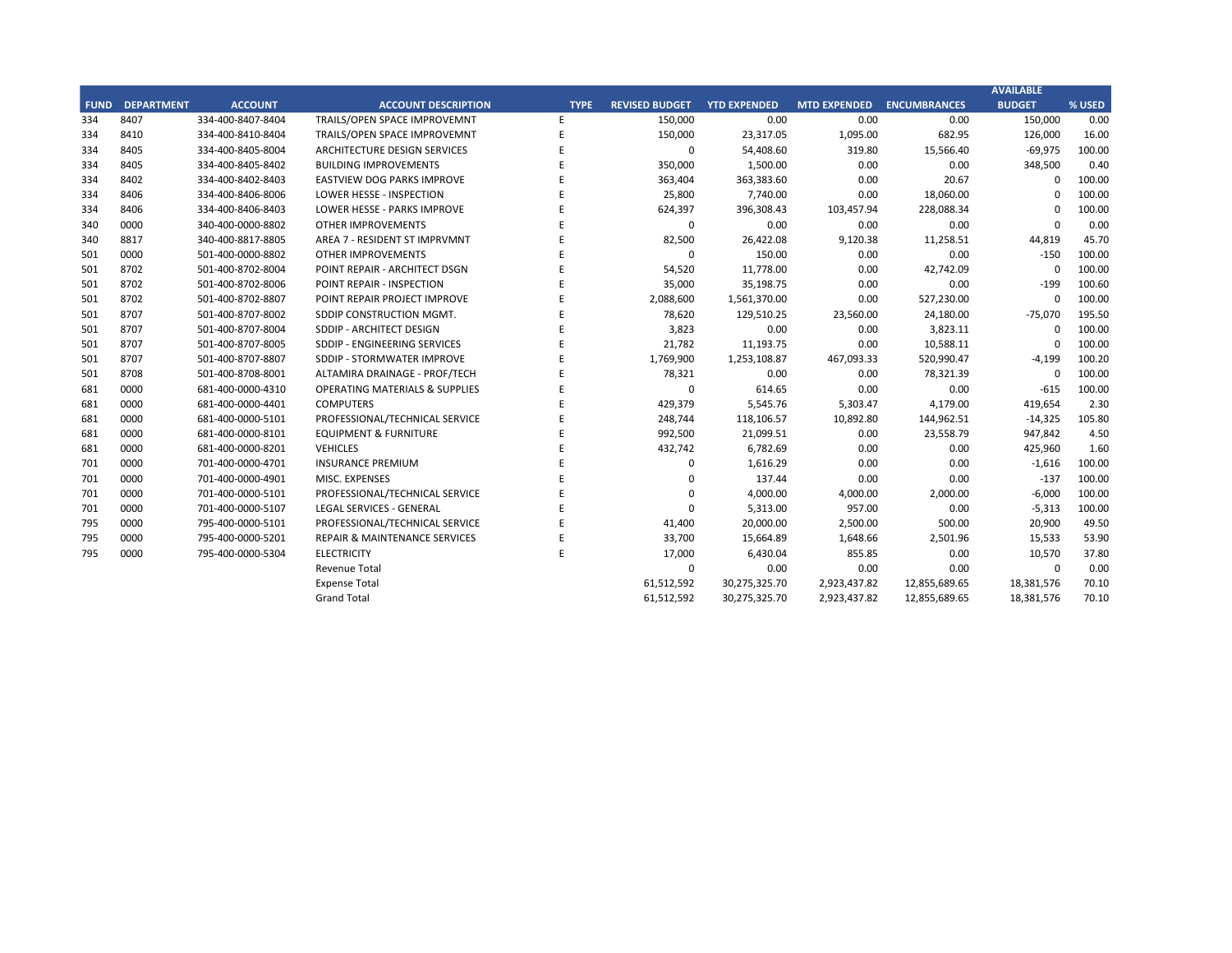| FUND | DEPARTMENT | ACCOUNT | ACCOUNT DESCRIPTION | TYPE | REVISED BUDGET | YTD EXPENDED | MTD EXPENDED | ENCUMBRANCES | AVAILABLE BUDGET | % USED |
|---|---|---|---|---|---|---|---|---|---|---|
| 334 | 8407 | 334-400-8407-8404 | TRAILS/OPEN SPACE IMPROVEMNT | E | 150,000 | 0.00 | 0.00 | 0.00 | 150,000 | 0.00 |
| 334 | 8410 | 334-400-8410-8404 | TRAILS/OPEN SPACE IMPROVEMNT | E | 150,000 | 23,317.05 | 1,095.00 | 682.95 | 126,000 | 16.00 |
| 334 | 8405 | 334-400-8405-8004 | ARCHITECTURE DESIGN SERVICES | E | 0 | 54,408.60 | 319.80 | 15,566.40 | -69,975 | 100.00 |
| 334 | 8405 | 334-400-8405-8402 | BUILDING IMPROVEMENTS | E | 350,000 | 1,500.00 | 0.00 | 0.00 | 348,500 | 0.40 |
| 334 | 8402 | 334-400-8402-8403 | EASTVIEW DOG PARKS IMPROVE | E | 363,404 | 363,383.60 | 0.00 | 20.67 | 0 | 100.00 |
| 334 | 8406 | 334-400-8406-8006 | LOWER HESSE - INSPECTION | E | 25,800 | 7,740.00 | 0.00 | 18,060.00 | 0 | 100.00 |
| 334 | 8406 | 334-400-8406-8403 | LOWER HESSE - PARKS IMPROVE | E | 624,397 | 396,308.43 | 103,457.94 | 228,088.34 | 0 | 100.00 |
| 340 | 0000 | 340-400-0000-8802 | OTHER IMPROVEMENTS | E | 0 | 0.00 | 0.00 | 0.00 | 0 | 0.00 |
| 340 | 8817 | 340-400-8817-8805 | AREA 7 - RESIDENT ST IMPRVMNT | E | 82,500 | 26,422.08 | 9,120.38 | 11,258.51 | 44,819 | 45.70 |
| 501 | 0000 | 501-400-0000-8802 | OTHER IMPROVEMENTS | E | 0 | 150.00 | 0.00 | 0.00 | -150 | 100.00 |
| 501 | 8702 | 501-400-8702-8004 | POINT REPAIR - ARCHITECT DSGN | E | 54,520 | 11,778.00 | 0.00 | 42,742.09 | 0 | 100.00 |
| 501 | 8702 | 501-400-8702-8006 | POINT REPAIR - INSPECTION | E | 35,000 | 35,198.75 | 0.00 | 0.00 | -199 | 100.60 |
| 501 | 8702 | 501-400-8702-8807 | POINT REPAIR PROJECT IMPROVE | E | 2,088,600 | 1,561,370.00 | 0.00 | 527,230.00 | 0 | 100.00 |
| 501 | 8707 | 501-400-8707-8002 | SDDIP CONSTRUCTION MGMT. | E | 78,620 | 129,510.25 | 23,560.00 | 24,180.00 | -75,070 | 195.50 |
| 501 | 8707 | 501-400-8707-8004 | SDDIP - ARCHITECT DESIGN | E | 3,823 | 0.00 | 0.00 | 3,823.11 | 0 | 100.00 |
| 501 | 8707 | 501-400-8707-8005 | SDDIP - ENGINEERING SERVICES | E | 21,782 | 11,193.75 | 0.00 | 10,588.11 | 0 | 100.00 |
| 501 | 8707 | 501-400-8707-8807 | SDDIP - STORMWATER IMPROVE | E | 1,769,900 | 1,253,108.87 | 467,093.33 | 520,990.47 | -4,199 | 100.20 |
| 501 | 8708 | 501-400-8708-8001 | ALTAMIRA DRAINAGE - PROF/TECH | E | 78,321 | 0.00 | 0.00 | 78,321.39 | 0 | 100.00 |
| 681 | 0000 | 681-400-0000-4310 | OPERATING MATERIALS & SUPPLIES | E | 0 | 614.65 | 0.00 | 0.00 | -615 | 100.00 |
| 681 | 0000 | 681-400-0000-4401 | COMPUTERS | E | 429,379 | 5,545.76 | 5,303.47 | 4,179.00 | 419,654 | 2.30 |
| 681 | 0000 | 681-400-0000-5101 | PROFESSIONAL/TECHNICAL SERVICE | E | 248,744 | 118,106.57 | 10,892.80 | 144,962.51 | -14,325 | 105.80 |
| 681 | 0000 | 681-400-0000-8101 | EQUIPMENT & FURNITURE | E | 992,500 | 21,099.51 | 0.00 | 23,558.79 | 947,842 | 4.50 |
| 681 | 0000 | 681-400-0000-8201 | VEHICLES | E | 432,742 | 6,782.69 | 0.00 | 0.00 | 425,960 | 1.60 |
| 701 | 0000 | 701-400-0000-4701 | INSURANCE PREMIUM | E | 0 | 1,616.29 | 0.00 | 0.00 | -1,616 | 100.00 |
| 701 | 0000 | 701-400-0000-4901 | MISC. EXPENSES | E | 0 | 137.44 | 0.00 | 0.00 | -137 | 100.00 |
| 701 | 0000 | 701-400-0000-5101 | PROFESSIONAL/TECHNICAL SERVICE | E | 0 | 4,000.00 | 4,000.00 | 2,000.00 | -6,000 | 100.00 |
| 701 | 0000 | 701-400-0000-5107 | LEGAL SERVICES - GENERAL | E | 0 | 5,313.00 | 957.00 | 0.00 | -5,313 | 100.00 |
| 795 | 0000 | 795-400-0000-5101 | PROFESSIONAL/TECHNICAL SERVICE | E | 41,400 | 20,000.00 | 2,500.00 | 500.00 | 20,900 | 49.50 |
| 795 | 0000 | 795-400-0000-5201 | REPAIR & MAINTENANCE SERVICES | E | 33,700 | 15,664.89 | 1,648.66 | 2,501.96 | 15,533 | 53.90 |
| 795 | 0000 | 795-400-0000-5304 | ELECTRICITY | E | 17,000 | 6,430.04 | 855.85 | 0.00 | 10,570 | 37.80 |
| | | | Revenue Total | | 0 | 0.00 | 0.00 | 0.00 | 0 | 0.00 |
| | | | Expense Total | | 61,512,592 | 30,275,325.70 | 2,923,437.82 | 12,855,689.65 | 18,381,576 | 70.10 |
| | | | Grand Total | | 61,512,592 | 30,275,325.70 | 2,923,437.82 | 12,855,689.65 | 18,381,576 | 70.10 |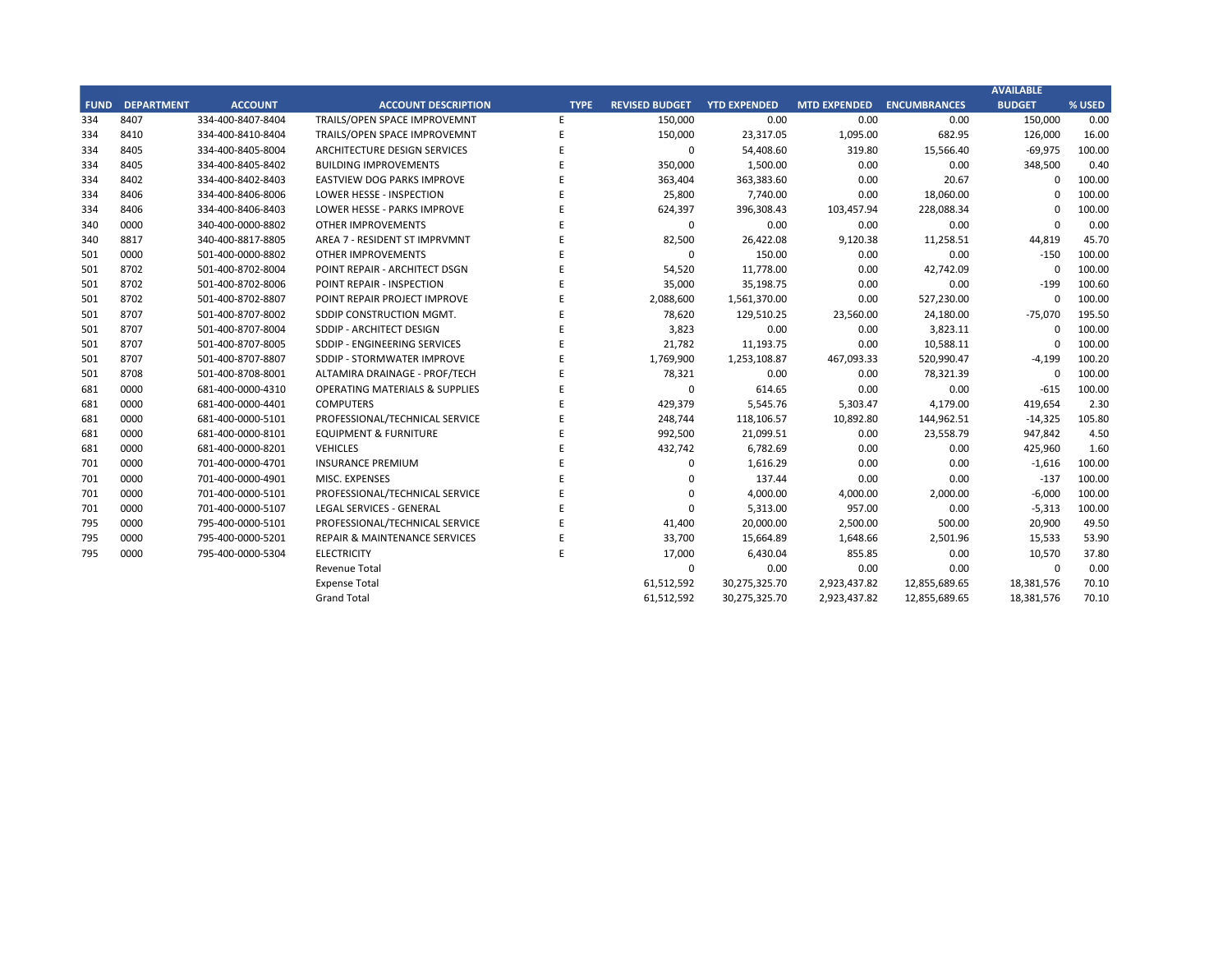| FUND | DEPARTMENT | ACCOUNT | ACCOUNT DESCRIPTION | TYPE | REVISED BUDGET | YTD EXPENDED | MTD EXPENDED | ENCUMBRANCES | AVAILABLE BUDGET | % USED |
|---|---|---|---|---|---|---|---|---|---|---|
| 334 | 8407 | 334-400-8407-8404 | TRAILS/OPEN SPACE IMPROVEMNT | E | 150,000 | 0.00 | 0.00 | 0.00 | 150,000 | 0.00 |
| 334 | 8410 | 334-400-8410-8404 | TRAILS/OPEN SPACE IMPROVEMNT | E | 150,000 | 23,317.05 | 1,095.00 | 682.95 | 126,000 | 16.00 |
| 334 | 8405 | 334-400-8405-8004 | ARCHITECTURE DESIGN SERVICES | E | 0 | 54,408.60 | 319.80 | 15,566.40 | -69,975 | 100.00 |
| 334 | 8405 | 334-400-8405-8402 | BUILDING IMPROVEMENTS | E | 350,000 | 1,500.00 | 0.00 | 0.00 | 348,500 | 0.40 |
| 334 | 8402 | 334-400-8402-8403 | EASTVIEW DOG PARKS IMPROVE | E | 363,404 | 363,383.60 | 0.00 | 20.67 | 0 | 100.00 |
| 334 | 8406 | 334-400-8406-8006 | LOWER HESSE - INSPECTION | E | 25,800 | 7,740.00 | 0.00 | 18,060.00 | 0 | 100.00 |
| 334 | 8406 | 334-400-8406-8403 | LOWER HESSE - PARKS IMPROVE | E | 624,397 | 396,308.43 | 103,457.94 | 228,088.34 | 0 | 100.00 |
| 340 | 0000 | 340-400-0000-8802 | OTHER IMPROVEMENTS | E | 0 | 0.00 | 0.00 | 0.00 | 0 | 0.00 |
| 340 | 8817 | 340-400-8817-8805 | AREA 7 - RESIDENT ST IMPRVMNT | E | 82,500 | 26,422.08 | 9,120.38 | 11,258.51 | 44,819 | 45.70 |
| 501 | 0000 | 501-400-0000-8802 | OTHER IMPROVEMENTS | E | 0 | 150.00 | 0.00 | 0.00 | -150 | 100.00 |
| 501 | 8702 | 501-400-8702-8004 | POINT REPAIR - ARCHITECT DSGN | E | 54,520 | 11,778.00 | 0.00 | 42,742.09 | 0 | 100.00 |
| 501 | 8702 | 501-400-8702-8006 | POINT REPAIR - INSPECTION | E | 35,000 | 35,198.75 | 0.00 | 0.00 | -199 | 100.60 |
| 501 | 8702 | 501-400-8702-8807 | POINT REPAIR PROJECT IMPROVE | E | 2,088,600 | 1,561,370.00 | 0.00 | 527,230.00 | 0 | 100.00 |
| 501 | 8707 | 501-400-8707-8002 | SDDIP CONSTRUCTION MGMT. | E | 78,620 | 129,510.25 | 23,560.00 | 24,180.00 | -75,070 | 195.50 |
| 501 | 8707 | 501-400-8707-8004 | SDDIP - ARCHITECT DESIGN | E | 3,823 | 0.00 | 0.00 | 3,823.11 | 0 | 100.00 |
| 501 | 8707 | 501-400-8707-8005 | SDDIP - ENGINEERING SERVICES | E | 21,782 | 11,193.75 | 0.00 | 10,588.11 | 0 | 100.00 |
| 501 | 8707 | 501-400-8707-8807 | SDDIP - STORMWATER IMPROVE | E | 1,769,900 | 1,253,108.87 | 467,093.33 | 520,990.47 | -4,199 | 100.20 |
| 501 | 8708 | 501-400-8708-8001 | ALTAMIRA DRAINAGE - PROF/TECH | E | 78,321 | 0.00 | 0.00 | 78,321.39 | 0 | 100.00 |
| 681 | 0000 | 681-400-0000-4310 | OPERATING MATERIALS & SUPPLIES | E | 0 | 614.65 | 0.00 | 0.00 | -615 | 100.00 |
| 681 | 0000 | 681-400-0000-4401 | COMPUTERS | E | 429,379 | 5,545.76 | 5,303.47 | 4,179.00 | 419,654 | 2.30 |
| 681 | 0000 | 681-400-0000-5101 | PROFESSIONAL/TECHNICAL SERVICE | E | 248,744 | 118,106.57 | 10,892.80 | 144,962.51 | -14,325 | 105.80 |
| 681 | 0000 | 681-400-0000-8101 | EQUIPMENT & FURNITURE | E | 992,500 | 21,099.51 | 0.00 | 23,558.79 | 947,842 | 4.50 |
| 681 | 0000 | 681-400-0000-8201 | VEHICLES | E | 432,742 | 6,782.69 | 0.00 | 0.00 | 425,960 | 1.60 |
| 701 | 0000 | 701-400-0000-4701 | INSURANCE PREMIUM | E | 0 | 1,616.29 | 0.00 | 0.00 | -1,616 | 100.00 |
| 701 | 0000 | 701-400-0000-4901 | MISC. EXPENSES | E | 0 | 137.44 | 0.00 | 0.00 | -137 | 100.00 |
| 701 | 0000 | 701-400-0000-5101 | PROFESSIONAL/TECHNICAL SERVICE | E | 0 | 4,000.00 | 4,000.00 | 2,000.00 | -6,000 | 100.00 |
| 701 | 0000 | 701-400-0000-5107 | LEGAL SERVICES - GENERAL | E | 0 | 5,313.00 | 957.00 | 0.00 | -5,313 | 100.00 |
| 795 | 0000 | 795-400-0000-5101 | PROFESSIONAL/TECHNICAL SERVICE | E | 41,400 | 20,000.00 | 2,500.00 | 500.00 | 20,900 | 49.50 |
| 795 | 0000 | 795-400-0000-5201 | REPAIR & MAINTENANCE SERVICES | E | 33,700 | 15,664.89 | 1,648.66 | 2,501.96 | 15,533 | 53.90 |
| 795 | 0000 | 795-400-0000-5304 | ELECTRICITY | E | 17,000 | 6,430.04 | 855.85 | 0.00 | 10,570 | 37.80 |
| | | | Revenue Total | | 0 | 0.00 | 0.00 | 0.00 | 0 | 0.00 |
| | | | Expense Total | | 61,512,592 | 30,275,325.70 | 2,923,437.82 | 12,855,689.65 | 18,381,576 | 70.10 |
| | | | Grand Total | | 61,512,592 | 30,275,325.70 | 2,923,437.82 | 12,855,689.65 | 18,381,576 | 70.10 |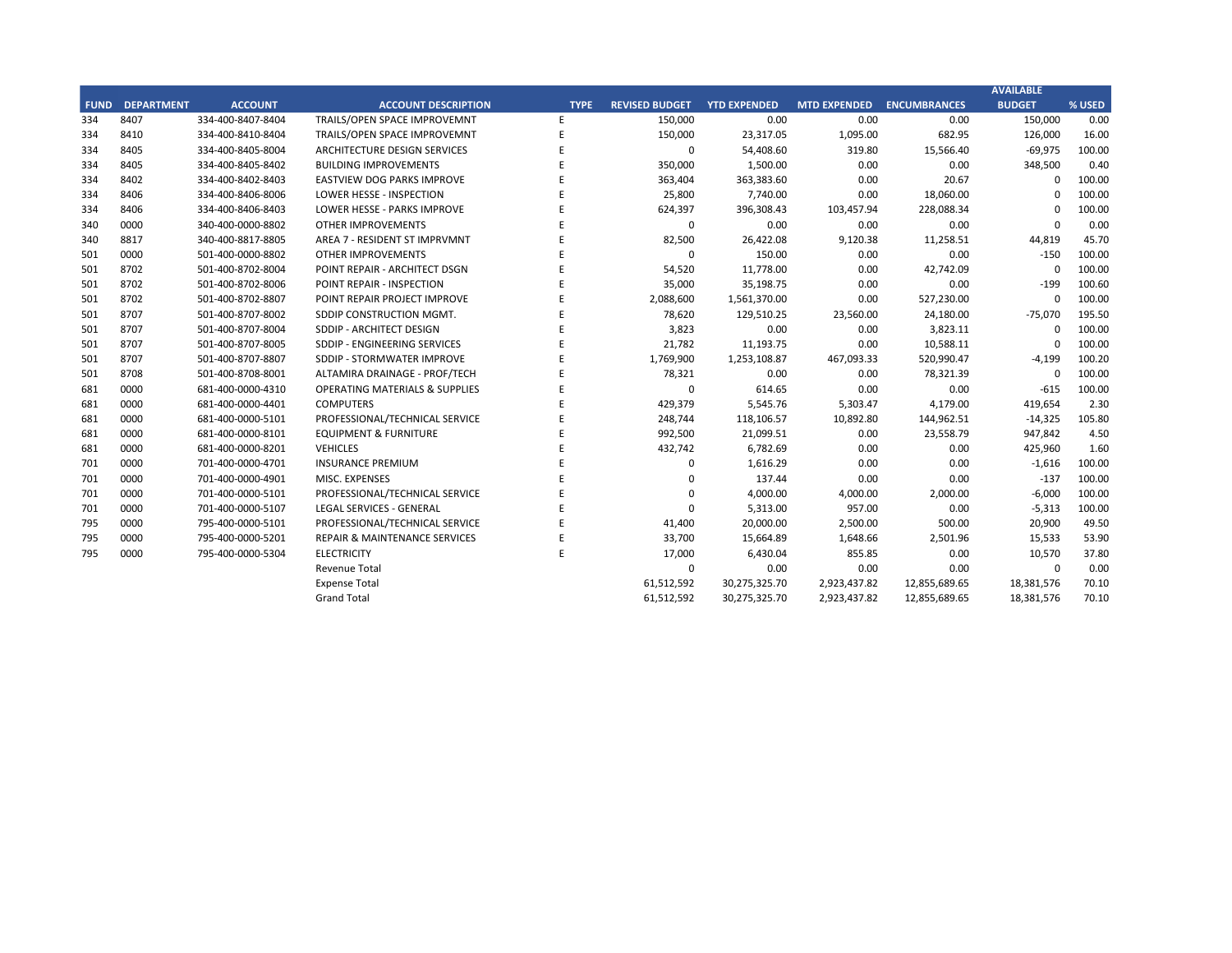| FUND | DEPARTMENT | ACCOUNT | ACCOUNT DESCRIPTION | TYPE | REVISED BUDGET | YTD EXPENDED | MTD EXPENDED | ENCUMBRANCES | AVAILABLE BUDGET | % USED |
|---|---|---|---|---|---|---|---|---|---|---|
| 334 | 8407 | 334-400-8407-8404 | TRAILS/OPEN SPACE IMPROVEMNT | E | 150,000 | 0.00 | 0.00 | 0.00 | 150,000 | 0.00 |
| 334 | 8410 | 334-400-8410-8404 | TRAILS/OPEN SPACE IMPROVEMNT | E | 150,000 | 23,317.05 | 1,095.00 | 682.95 | 126,000 | 16.00 |
| 334 | 8405 | 334-400-8405-8004 | ARCHITECTURE DESIGN SERVICES | E | 0 | 54,408.60 | 319.80 | 15,566.40 | -69,975 | 100.00 |
| 334 | 8405 | 334-400-8405-8402 | BUILDING IMPROVEMENTS | E | 350,000 | 1,500.00 | 0.00 | 0.00 | 348,500 | 0.40 |
| 334 | 8402 | 334-400-8402-8403 | EASTVIEW DOG PARKS IMPROVE | E | 363,404 | 363,383.60 | 0.00 | 20.67 | 0 | 100.00 |
| 334 | 8406 | 334-400-8406-8006 | LOWER HESSE - INSPECTION | E | 25,800 | 7,740.00 | 0.00 | 18,060.00 | 0 | 100.00 |
| 334 | 8406 | 334-400-8406-8403 | LOWER HESSE - PARKS IMPROVE | E | 624,397 | 396,308.43 | 103,457.94 | 228,088.34 | 0 | 100.00 |
| 340 | 0000 | 340-400-0000-8802 | OTHER IMPROVEMENTS | E | 0 | 0.00 | 0.00 | 0.00 | 0 | 0.00 |
| 340 | 8817 | 340-400-8817-8805 | AREA 7 - RESIDENT ST IMPRVMNT | E | 82,500 | 26,422.08 | 9,120.38 | 11,258.51 | 44,819 | 45.70 |
| 501 | 0000 | 501-400-0000-8802 | OTHER IMPROVEMENTS | E | 0 | 150.00 | 0.00 | 0.00 | -150 | 100.00 |
| 501 | 8702 | 501-400-8702-8004 | POINT REPAIR - ARCHITECT DSGN | E | 54,520 | 11,778.00 | 0.00 | 42,742.09 | 0 | 100.00 |
| 501 | 8702 | 501-400-8702-8006 | POINT REPAIR - INSPECTION | E | 35,000 | 35,198.75 | 0.00 | 0.00 | -199 | 100.60 |
| 501 | 8702 | 501-400-8702-8807 | POINT REPAIR PROJECT IMPROVE | E | 2,088,600 | 1,561,370.00 | 0.00 | 527,230.00 | 0 | 100.00 |
| 501 | 8707 | 501-400-8707-8002 | SDDIP CONSTRUCTION MGMT. | E | 78,620 | 129,510.25 | 23,560.00 | 24,180.00 | -75,070 | 195.50 |
| 501 | 8707 | 501-400-8707-8004 | SDDIP - ARCHITECT DESIGN | E | 3,823 | 0.00 | 0.00 | 3,823.11 | 0 | 100.00 |
| 501 | 8707 | 501-400-8707-8005 | SDDIP - ENGINEERING SERVICES | E | 21,782 | 11,193.75 | 0.00 | 10,588.11 | 0 | 100.00 |
| 501 | 8707 | 501-400-8707-8807 | SDDIP - STORMWATER IMPROVE | E | 1,769,900 | 1,253,108.87 | 467,093.33 | 520,990.47 | -4,199 | 100.20 |
| 501 | 8708 | 501-400-8708-8001 | ALTAMIRA DRAINAGE - PROF/TECH | E | 78,321 | 0.00 | 0.00 | 78,321.39 | 0 | 100.00 |
| 681 | 0000 | 681-400-0000-4310 | OPERATING MATERIALS & SUPPLIES | E | 0 | 614.65 | 0.00 | 0.00 | -615 | 100.00 |
| 681 | 0000 | 681-400-0000-4401 | COMPUTERS | E | 429,379 | 5,545.76 | 5,303.47 | 4,179.00 | 419,654 | 2.30 |
| 681 | 0000 | 681-400-0000-5101 | PROFESSIONAL/TECHNICAL SERVICE | E | 248,744 | 118,106.57 | 10,892.80 | 144,962.51 | -14,325 | 105.80 |
| 681 | 0000 | 681-400-0000-8101 | EQUIPMENT & FURNITURE | E | 992,500 | 21,099.51 | 0.00 | 23,558.79 | 947,842 | 4.50 |
| 681 | 0000 | 681-400-0000-8201 | VEHICLES | E | 432,742 | 6,782.69 | 0.00 | 0.00 | 425,960 | 1.60 |
| 701 | 0000 | 701-400-0000-4701 | INSURANCE PREMIUM | E | 0 | 1,616.29 | 0.00 | 0.00 | -1,616 | 100.00 |
| 701 | 0000 | 701-400-0000-4901 | MISC. EXPENSES | E | 0 | 137.44 | 0.00 | 0.00 | -137 | 100.00 |
| 701 | 0000 | 701-400-0000-5101 | PROFESSIONAL/TECHNICAL SERVICE | E | 0 | 4,000.00 | 4,000.00 | 2,000.00 | -6,000 | 100.00 |
| 701 | 0000 | 701-400-0000-5107 | LEGAL SERVICES - GENERAL | E | 0 | 5,313.00 | 957.00 | 0.00 | -5,313 | 100.00 |
| 795 | 0000 | 795-400-0000-5101 | PROFESSIONAL/TECHNICAL SERVICE | E | 41,400 | 20,000.00 | 2,500.00 | 500.00 | 20,900 | 49.50 |
| 795 | 0000 | 795-400-0000-5201 | REPAIR & MAINTENANCE SERVICES | E | 33,700 | 15,664.89 | 1,648.66 | 2,501.96 | 15,533 | 53.90 |
| 795 | 0000 | 795-400-0000-5304 | ELECTRICITY | E | 17,000 | 6,430.04 | 855.85 | 0.00 | 10,570 | 37.80 |
| | | | Revenue Total | | 0 | 0.00 | 0.00 | 0.00 | 0 | 0.00 |
| | | | Expense Total | | 61,512,592 | 30,275,325.70 | 2,923,437.82 | 12,855,689.65 | 18,381,576 | 70.10 |
| | | | Grand Total | | 61,512,592 | 30,275,325.70 | 2,923,437.82 | 12,855,689.65 | 18,381,576 | 70.10 |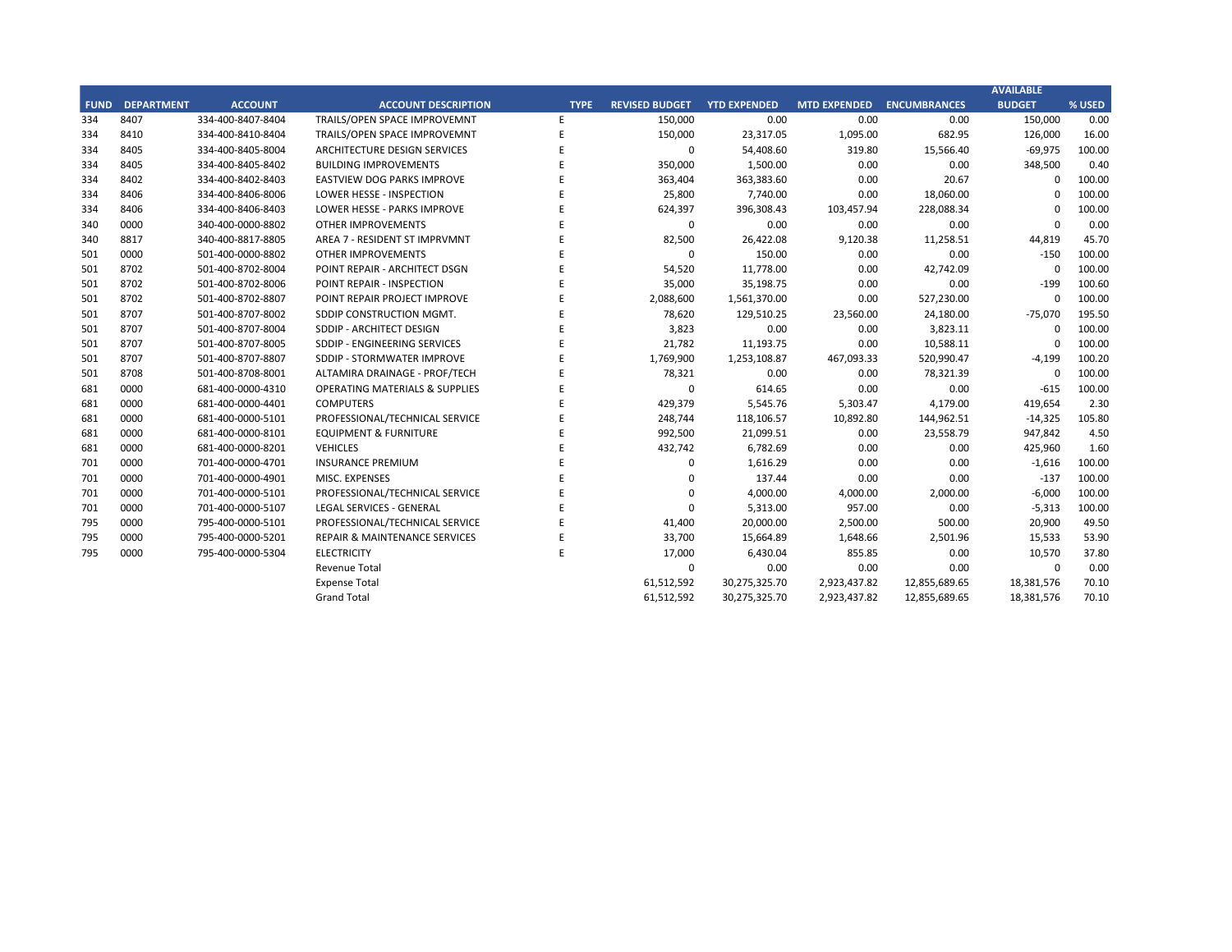| FUND | DEPARTMENT | ACCOUNT | ACCOUNT DESCRIPTION | TYPE | REVISED BUDGET | YTD EXPENDED | MTD EXPENDED | ENCUMBRANCES | AVAILABLE BUDGET | % USED |
|---|---|---|---|---|---|---|---|---|---|---|
| 334 | 8407 | 334-400-8407-8404 | TRAILS/OPEN SPACE IMPROVEMNT | E | 150,000 | 0.00 | 0.00 | 0.00 | 150,000 | 0.00 |
| 334 | 8410 | 334-400-8410-8404 | TRAILS/OPEN SPACE IMPROVEMNT | E | 150,000 | 23,317.05 | 1,095.00 | 682.95 | 126,000 | 16.00 |
| 334 | 8405 | 334-400-8405-8004 | ARCHITECTURE DESIGN SERVICES | E | 0 | 54,408.60 | 319.80 | 15,566.40 | -69,975 | 100.00 |
| 334 | 8405 | 334-400-8405-8402 | BUILDING IMPROVEMENTS | E | 350,000 | 1,500.00 | 0.00 | 0.00 | 348,500 | 0.40 |
| 334 | 8402 | 334-400-8402-8403 | EASTVIEW DOG PARKS IMPROVE | E | 363,404 | 363,383.60 | 0.00 | 20.67 | 0 | 100.00 |
| 334 | 8406 | 334-400-8406-8006 | LOWER HESSE - INSPECTION | E | 25,800 | 7,740.00 | 0.00 | 18,060.00 | 0 | 100.00 |
| 334 | 8406 | 334-400-8406-8403 | LOWER HESSE - PARKS IMPROVE | E | 624,397 | 396,308.43 | 103,457.94 | 228,088.34 | 0 | 100.00 |
| 340 | 0000 | 340-400-0000-8802 | OTHER IMPROVEMENTS | E | 0 | 0.00 | 0.00 | 0.00 | 0 | 0.00 |
| 340 | 8817 | 340-400-8817-8805 | AREA 7 - RESIDENT ST IMPRVMNT | E | 82,500 | 26,422.08 | 9,120.38 | 11,258.51 | 44,819 | 45.70 |
| 501 | 0000 | 501-400-0000-8802 | OTHER IMPROVEMENTS | E | 0 | 150.00 | 0.00 | 0.00 | -150 | 100.00 |
| 501 | 8702 | 501-400-8702-8004 | POINT REPAIR - ARCHITECT DSGN | E | 54,520 | 11,778.00 | 0.00 | 42,742.09 | 0 | 100.00 |
| 501 | 8702 | 501-400-8702-8006 | POINT REPAIR - INSPECTION | E | 35,000 | 35,198.75 | 0.00 | 0.00 | -199 | 100.60 |
| 501 | 8702 | 501-400-8702-8807 | POINT REPAIR PROJECT IMPROVE | E | 2,088,600 | 1,561,370.00 | 0.00 | 527,230.00 | 0 | 100.00 |
| 501 | 8707 | 501-400-8707-8002 | SDDIP CONSTRUCTION MGMT. | E | 78,620 | 129,510.25 | 23,560.00 | 24,180.00 | -75,070 | 195.50 |
| 501 | 8707 | 501-400-8707-8004 | SDDIP - ARCHITECT DESIGN | E | 3,823 | 0.00 | 0.00 | 3,823.11 | 0 | 100.00 |
| 501 | 8707 | 501-400-8707-8005 | SDDIP - ENGINEERING SERVICES | E | 21,782 | 11,193.75 | 0.00 | 10,588.11 | 0 | 100.00 |
| 501 | 8707 | 501-400-8707-8807 | SDDIP - STORMWATER IMPROVE | E | 1,769,900 | 1,253,108.87 | 467,093.33 | 520,990.47 | -4,199 | 100.20 |
| 501 | 8708 | 501-400-8708-8001 | ALTAMIRA DRAINAGE - PROF/TECH | E | 78,321 | 0.00 | 0.00 | 78,321.39 | 0 | 100.00 |
| 681 | 0000 | 681-400-0000-4310 | OPERATING MATERIALS & SUPPLIES | E | 0 | 614.65 | 0.00 | 0.00 | -615 | 100.00 |
| 681 | 0000 | 681-400-0000-4401 | COMPUTERS | E | 429,379 | 5,545.76 | 5,303.47 | 4,179.00 | 419,654 | 2.30 |
| 681 | 0000 | 681-400-0000-5101 | PROFESSIONAL/TECHNICAL SERVICE | E | 248,744 | 118,106.57 | 10,892.80 | 144,962.51 | -14,325 | 105.80 |
| 681 | 0000 | 681-400-0000-8101 | EQUIPMENT & FURNITURE | E | 992,500 | 21,099.51 | 0.00 | 23,558.79 | 947,842 | 4.50 |
| 681 | 0000 | 681-400-0000-8201 | VEHICLES | E | 432,742 | 6,782.69 | 0.00 | 0.00 | 425,960 | 1.60 |
| 701 | 0000 | 701-400-0000-4701 | INSURANCE PREMIUM | E | 0 | 1,616.29 | 0.00 | 0.00 | -1,616 | 100.00 |
| 701 | 0000 | 701-400-0000-4901 | MISC. EXPENSES | E | 0 | 137.44 | 0.00 | 0.00 | -137 | 100.00 |
| 701 | 0000 | 701-400-0000-5101 | PROFESSIONAL/TECHNICAL SERVICE | E | 0 | 4,000.00 | 4,000.00 | 2,000.00 | -6,000 | 100.00 |
| 701 | 0000 | 701-400-0000-5107 | LEGAL SERVICES - GENERAL | E | 0 | 5,313.00 | 957.00 | 0.00 | -5,313 | 100.00 |
| 795 | 0000 | 795-400-0000-5101 | PROFESSIONAL/TECHNICAL SERVICE | E | 41,400 | 20,000.00 | 2,500.00 | 500.00 | 20,900 | 49.50 |
| 795 | 0000 | 795-400-0000-5201 | REPAIR & MAINTENANCE SERVICES | E | 33,700 | 15,664.89 | 1,648.66 | 2,501.96 | 15,533 | 53.90 |
| 795 | 0000 | 795-400-0000-5304 | ELECTRICITY | E | 17,000 | 6,430.04 | 855.85 | 0.00 | 10,570 | 37.80 |
| | | | Revenue Total | | 0 | 0.00 | 0.00 | 0.00 | 0 | 0.00 |
| | | | Expense Total | | 61,512,592 | 30,275,325.70 | 2,923,437.82 | 12,855,689.65 | 18,381,576 | 70.10 |
| | | | Grand Total | | 61,512,592 | 30,275,325.70 | 2,923,437.82 | 12,855,689.65 | 18,381,576 | 70.10 |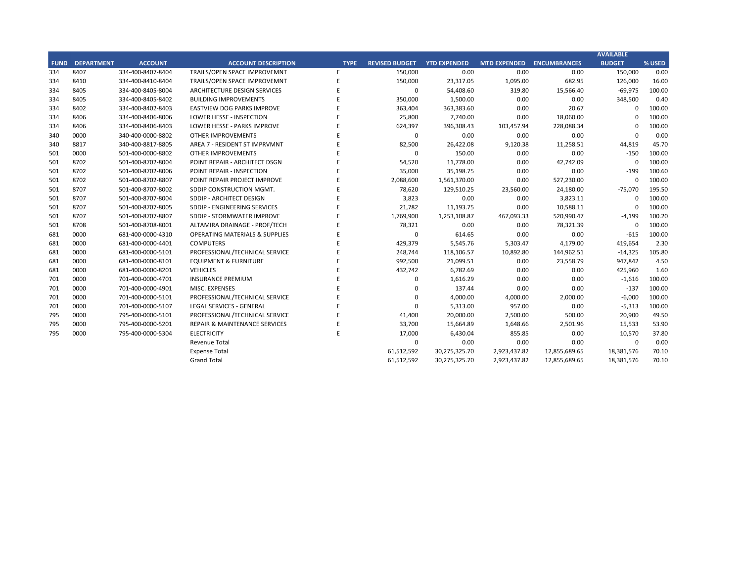| FUND | DEPARTMENT | ACCOUNT | ACCOUNT DESCRIPTION | TYPE | REVISED BUDGET | YTD EXPENDED | MTD EXPENDED | ENCUMBRANCES | AVAILABLE BUDGET | % USED |
|---|---|---|---|---|---|---|---|---|---|---|
| 334 | 8407 | 334-400-8407-8404 | TRAILS/OPEN SPACE IMPROVEMNT | E | 150,000 | 0.00 | 0.00 | 0.00 | 150,000 | 0.00 |
| 334 | 8410 | 334-400-8410-8404 | TRAILS/OPEN SPACE IMPROVEMNT | E | 150,000 | 23,317.05 | 1,095.00 | 682.95 | 126,000 | 16.00 |
| 334 | 8405 | 334-400-8405-8004 | ARCHITECTURE DESIGN SERVICES | E | 0 | 54,408.60 | 319.80 | 15,566.40 | -69,975 | 100.00 |
| 334 | 8405 | 334-400-8405-8402 | BUILDING IMPROVEMENTS | E | 350,000 | 1,500.00 | 0.00 | 0.00 | 348,500 | 0.40 |
| 334 | 8402 | 334-400-8402-8403 | EASTVIEW DOG PARKS IMPROVE | E | 363,404 | 363,383.60 | 0.00 | 20.67 | 0 | 100.00 |
| 334 | 8406 | 334-400-8406-8006 | LOWER HESSE - INSPECTION | E | 25,800 | 7,740.00 | 0.00 | 18,060.00 | 0 | 100.00 |
| 334 | 8406 | 334-400-8406-8403 | LOWER HESSE - PARKS IMPROVE | E | 624,397 | 396,308.43 | 103,457.94 | 228,088.34 | 0 | 100.00 |
| 340 | 0000 | 340-400-0000-8802 | OTHER IMPROVEMENTS | E | 0 | 0.00 | 0.00 | 0.00 | 0 | 0.00 |
| 340 | 8817 | 340-400-8817-8805 | AREA 7 - RESIDENT ST IMPRVMNT | E | 82,500 | 26,422.08 | 9,120.38 | 11,258.51 | 44,819 | 45.70 |
| 501 | 0000 | 501-400-0000-8802 | OTHER IMPROVEMENTS | E | 0 | 150.00 | 0.00 | 0.00 | -150 | 100.00 |
| 501 | 8702 | 501-400-8702-8004 | POINT REPAIR - ARCHITECT DSGN | E | 54,520 | 11,778.00 | 0.00 | 42,742.09 | 0 | 100.00 |
| 501 | 8702 | 501-400-8702-8006 | POINT REPAIR - INSPECTION | E | 35,000 | 35,198.75 | 0.00 | 0.00 | -199 | 100.60 |
| 501 | 8702 | 501-400-8702-8807 | POINT REPAIR PROJECT IMPROVE | E | 2,088,600 | 1,561,370.00 | 0.00 | 527,230.00 | 0 | 100.00 |
| 501 | 8707 | 501-400-8707-8002 | SDDIP CONSTRUCTION MGMT. | E | 78,620 | 129,510.25 | 23,560.00 | 24,180.00 | -75,070 | 195.50 |
| 501 | 8707 | 501-400-8707-8004 | SDDIP - ARCHITECT DESIGN | E | 3,823 | 0.00 | 0.00 | 3,823.11 | 0 | 100.00 |
| 501 | 8707 | 501-400-8707-8005 | SDDIP - ENGINEERING SERVICES | E | 21,782 | 11,193.75 | 0.00 | 10,588.11 | 0 | 100.00 |
| 501 | 8707 | 501-400-8707-8807 | SDDIP - STORMWATER IMPROVE | E | 1,769,900 | 1,253,108.87 | 467,093.33 | 520,990.47 | -4,199 | 100.20 |
| 501 | 8708 | 501-400-8708-8001 | ALTAMIRA DRAINAGE - PROF/TECH | E | 78,321 | 0.00 | 0.00 | 78,321.39 | 0 | 100.00 |
| 681 | 0000 | 681-400-0000-4310 | OPERATING MATERIALS & SUPPLIES | E | 0 | 614.65 | 0.00 | 0.00 | -615 | 100.00 |
| 681 | 0000 | 681-400-0000-4401 | COMPUTERS | E | 429,379 | 5,545.76 | 5,303.47 | 4,179.00 | 419,654 | 2.30 |
| 681 | 0000 | 681-400-0000-5101 | PROFESSIONAL/TECHNICAL SERVICE | E | 248,744 | 118,106.57 | 10,892.80 | 144,962.51 | -14,325 | 105.80 |
| 681 | 0000 | 681-400-0000-8101 | EQUIPMENT & FURNITURE | E | 992,500 | 21,099.51 | 0.00 | 23,558.79 | 947,842 | 4.50 |
| 681 | 0000 | 681-400-0000-8201 | VEHICLES | E | 432,742 | 6,782.69 | 0.00 | 0.00 | 425,960 | 1.60 |
| 701 | 0000 | 701-400-0000-4701 | INSURANCE PREMIUM | E | 0 | 1,616.29 | 0.00 | 0.00 | -1,616 | 100.00 |
| 701 | 0000 | 701-400-0000-4901 | MISC. EXPENSES | E | 0 | 137.44 | 0.00 | 0.00 | -137 | 100.00 |
| 701 | 0000 | 701-400-0000-5101 | PROFESSIONAL/TECHNICAL SERVICE | E | 0 | 4,000.00 | 4,000.00 | 2,000.00 | -6,000 | 100.00 |
| 701 | 0000 | 701-400-0000-5107 | LEGAL SERVICES - GENERAL | E | 0 | 5,313.00 | 957.00 | 0.00 | -5,313 | 100.00 |
| 795 | 0000 | 795-400-0000-5101 | PROFESSIONAL/TECHNICAL SERVICE | E | 41,400 | 20,000.00 | 2,500.00 | 500.00 | 20,900 | 49.50 |
| 795 | 0000 | 795-400-0000-5201 | REPAIR & MAINTENANCE SERVICES | E | 33,700 | 15,664.89 | 1,648.66 | 2,501.96 | 15,533 | 53.90 |
| 795 | 0000 | 795-400-0000-5304 | ELECTRICITY | E | 17,000 | 6,430.04 | 855.85 | 0.00 | 10,570 | 37.80 |
| | | | Revenue Total | | 0 | 0.00 | 0.00 | 0.00 | 0 | 0.00 |
| | | | Expense Total | | 61,512,592 | 30,275,325.70 | 2,923,437.82 | 12,855,689.65 | 18,381,576 | 70.10 |
| | | | Grand Total | | 61,512,592 | 30,275,325.70 | 2,923,437.82 | 12,855,689.65 | 18,381,576 | 70.10 |